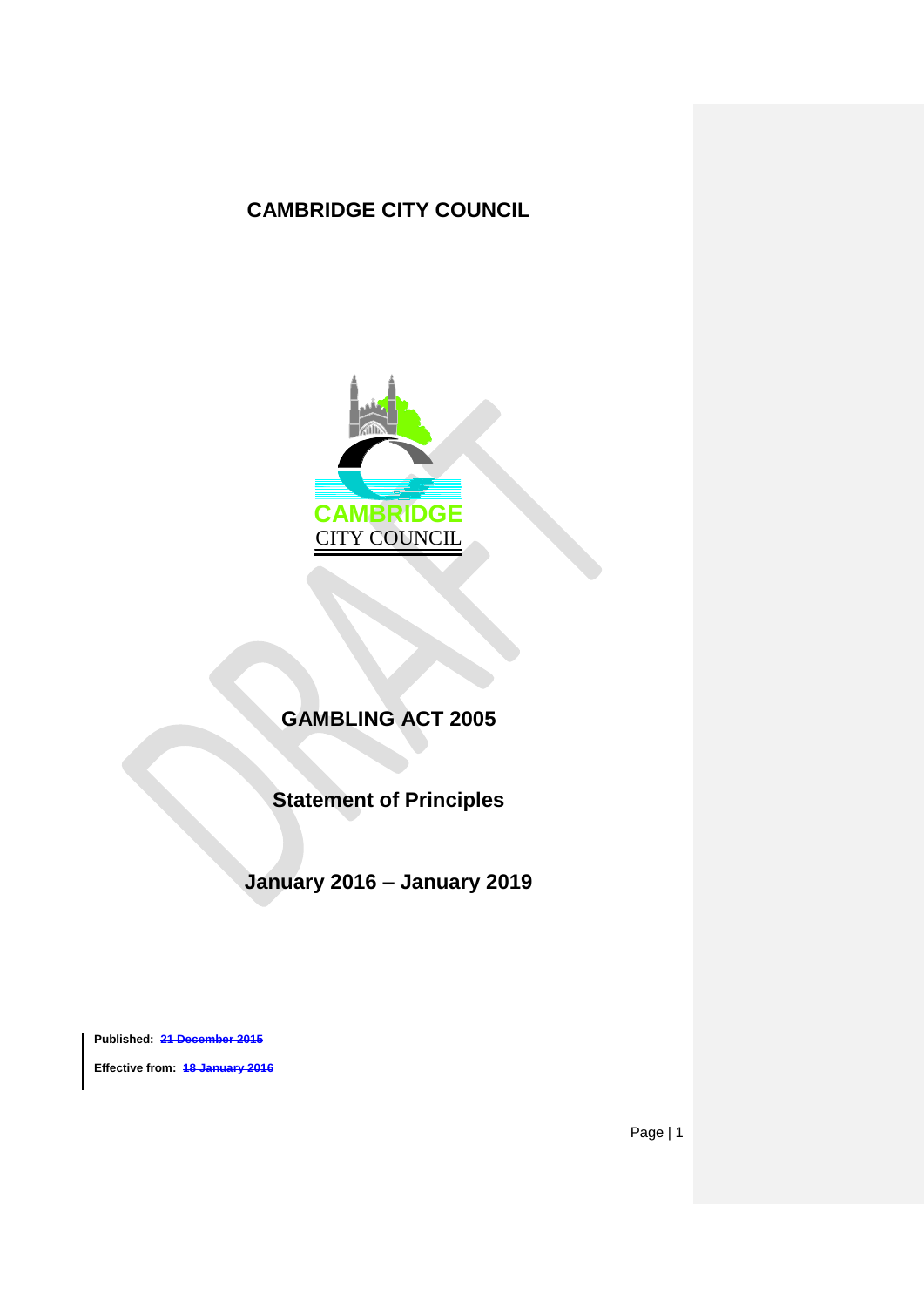# CAMBRIDGE CITY COUNCIL

## GAMBLING ACT 2005

## Statement of Principles

## January 2016 – January 2019

**Published:** ~~21 December 2015~~

**Effective from:** ~~18 January 2016~~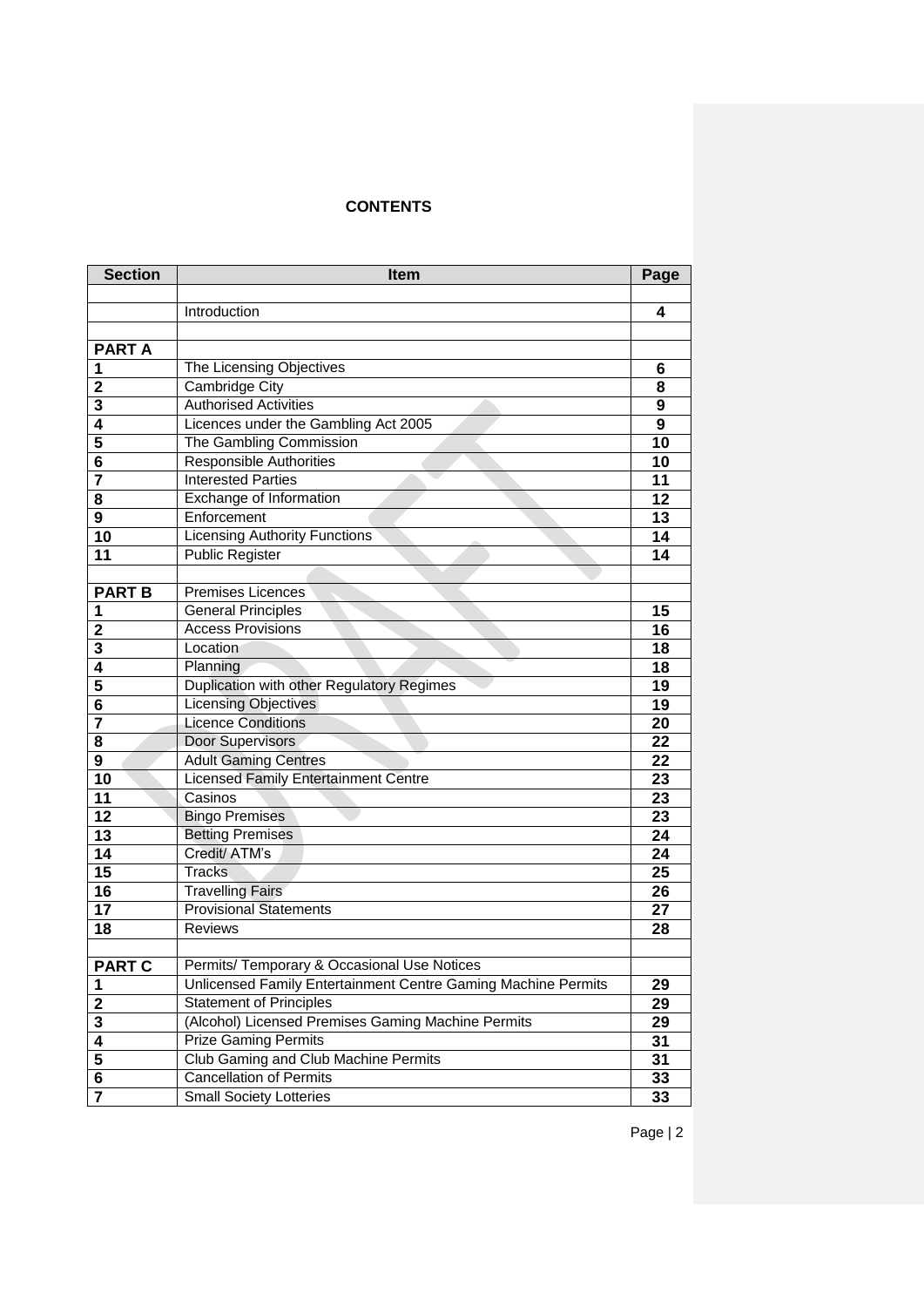**CONTENTS**

| Section | Item | Page |
|---|---|---|
| | | |
| | Introduction | **4** |
| | | |
| **PART A** | | |
| **1** | The Licensing Objectives | **6** |
| **2** | Cambridge City | **8** |
| **3** | Authorised Activities | **9** |
| **4** | Licences under the Gambling Act 2005 | **9** |
| **5** | The Gambling Commission | **10** |
| **6** | Responsible Authorities | **10** |
| **7** | Interested Parties | **11** |
| **8** | Exchange of Information | **12** |
| **9** | Enforcement | **13** |
| **10** | Licensing Authority Functions | **14** |
| **11** | Public Register | **14** |
| | | |
| **PART B** | Premises Licences | |
| **1** | General Principles | **15** |
| **2** | Access Provisions | **16** |
| **3** | Location | **18** |
| **4** | Planning | **18** |
| **5** | Duplication with other Regulatory Regimes | **19** |
| **6** | Licensing Objectives | **19** |
| **7** | Licence Conditions | **20** |
| **8** | Door Supervisors | **22** |
| **9** | Adult Gaming Centres | **22** |
| **10** | Licensed Family Entertainment Centre | **23** |
| **11** | Casinos | **23** |
| **12** | Bingo Premises | **23** |
| **13** | Betting Premises | **24** |
| **14** | Credit/ ATM's | **24** |
| **15** | Tracks | **25** |
| **16** | Travelling Fairs | **26** |
| **17** | Provisional Statements | **27** |
| **18** | Reviews | **28** |
| | | |
| **PART C** | Permits/ Temporary & Occasional Use Notices | |
| **1** | Unlicensed Family Entertainment Centre Gaming Machine Permits | **29** |
| **2** | Statement of Principles | **29** |
| **3** | (Alcohol) Licensed Premises Gaming Machine Permits | **29** |
| **4** | Prize Gaming Permits | **31** |
| **5** | Club Gaming and Club Machine Permits | **31** |
| **6** | Cancellation of Permits | **33** |
| **7** | Small Society Lotteries | **33** |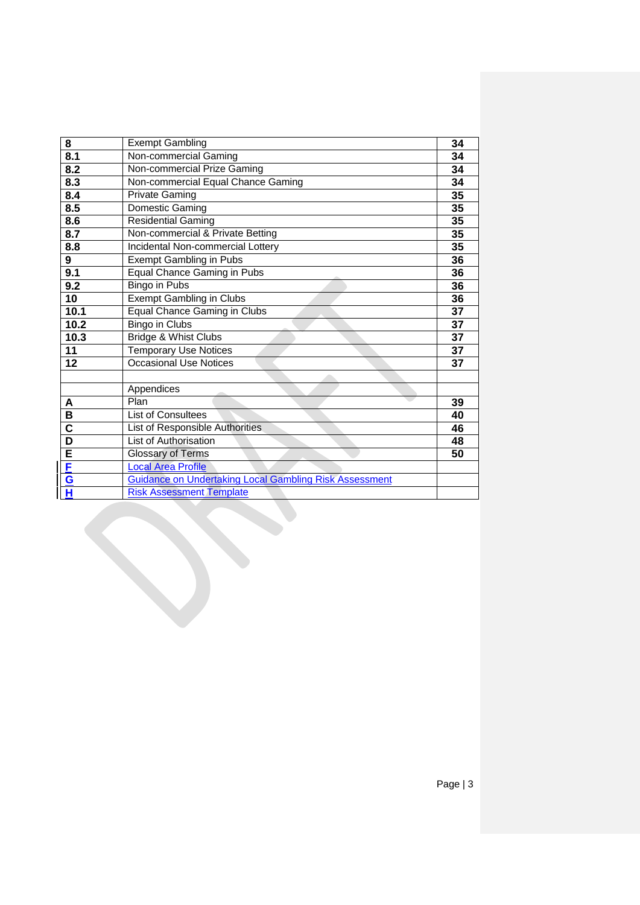| | | |
|---|---|---|
| **8** | Exempt Gambling | **34** |
| **8.1** | Non-commercial Gaming | **34** |
| **8.2** | Non-commercial Prize Gaming | **34** |
| **8.3** | Non-commercial Equal Chance Gaming | **34** |
| **8.4** | Private Gaming | **35** |
| **8.5** | Domestic Gaming | **35** |
| **8.6** | Residential Gaming | **35** |
| **8.7** | Non-commercial & Private Betting | **35** |
| **8.8** | Incidental Non-commercial Lottery | **35** |
| **9** | Exempt Gambling in Pubs | **36** |
| **9.1** | Equal Chance Gaming in Pubs | **36** |
| **9.2** | Bingo in Pubs | **36** |
| **10** | Exempt Gambling in Clubs | **36** |
| **10.1** | Equal Chance Gaming in Clubs | **37** |
| **10.2** | Bingo in Clubs | **37** |
| **10.3** | Bridge & Whist Clubs | **37** |
| **11** | Temporary Use Notices | **37** |
| **12** | Occasional Use Notices | **37** |
| | | |
| | Appendices | |
| **A** | Plan | **39** |
| **B** | List of Consultees | **40** |
| **C** | List of Responsible Authorities | **46** |
| **D** | List of Authorisation | **48** |
| **E** | Glossary of Terms | **50** |
| **F** | Local Area Profile | |
| **G** | Guidance on Undertaking Local Gambling Risk Assessment | |
| **H** | Risk Assessment Template | |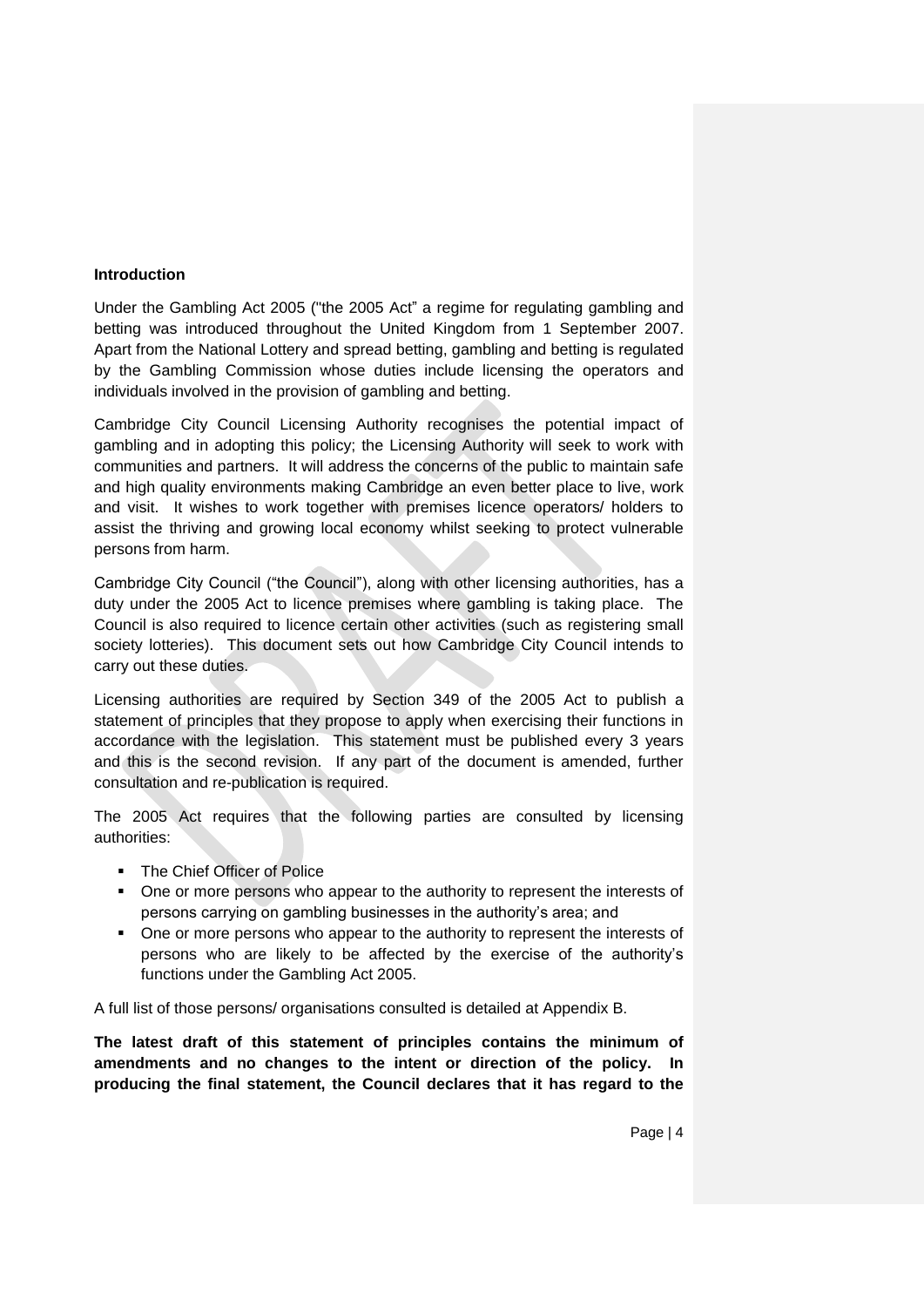## Introduction

Under the Gambling Act 2005 ("the 2005 Act" a regime for regulating gambling and betting was introduced throughout the United Kingdom from 1 September 2007. Apart from the National Lottery and spread betting, gambling and betting is regulated by the Gambling Commission whose duties include licensing the operators and individuals involved in the provision of gambling and betting.

Cambridge City Council Licensing Authority recognises the potential impact of gambling and in adopting this policy; the Licensing Authority will seek to work with communities and partners. It will address the concerns of the public to maintain safe and high quality environments making Cambridge an even better place to live, work and visit. It wishes to work together with premises licence operators/ holders to assist the thriving and growing local economy whilst seeking to protect vulnerable persons from harm.

Cambridge City Council ("the Council"), along with other licensing authorities, has a duty under the 2005 Act to licence premises where gambling is taking place. The Council is also required to licence certain other activities (such as registering small society lotteries). This document sets out how Cambridge City Council intends to carry out these duties.

Licensing authorities are required by Section 349 of the 2005 Act to publish a statement of principles that they propose to apply when exercising their functions in accordance with the legislation. This statement must be published every 3 years and this is the second revision. If any part of the document is amended, further consultation and re-publication is required.

The 2005 Act requires that the following parties are consulted by licensing authorities:

- The Chief Officer of Police
- One or more persons who appear to the authority to represent the interests of persons carrying on gambling businesses in the authority's area; and
- One or more persons who appear to the authority to represent the interests of persons who are likely to be affected by the exercise of the authority's functions under the Gambling Act 2005.

A full list of those persons/ organisations consulted is detailed at Appendix B.

**The latest draft of this statement of principles contains the minimum of amendments and no changes to the intent or direction of the policy. In producing the final statement, the Council declares that it has regard to the**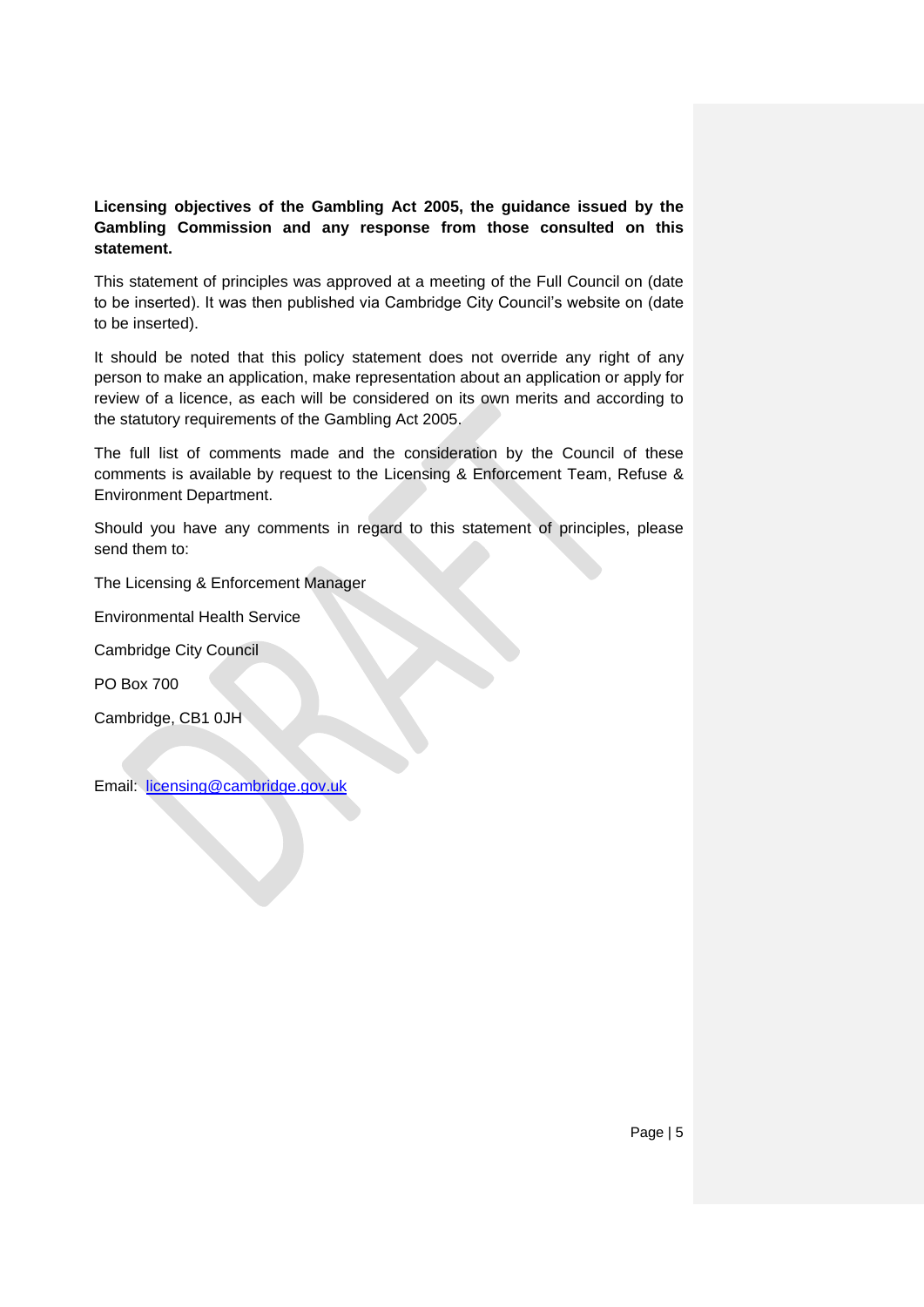**Licensing objectives of the Gambling Act 2005, the guidance issued by the Gambling Commission and any response from those consulted on this statement.**

This statement of principles was approved at a meeting of the Full Council on (date to be inserted). It was then published via Cambridge City Council's website on (date to be inserted).

It should be noted that this policy statement does not override any right of any person to make an application, make representation about an application or apply for review of a licence, as each will be considered on its own merits and according to the statutory requirements of the Gambling Act 2005.

The full list of comments made and the consideration by the Council of these comments is available by request to the Licensing & Enforcement Team, Refuse & Environment Department.

Should you have any comments in regard to this statement of principles, please send them to:

The Licensing & Enforcement Manager

Environmental Health Service

Cambridge City Council

PO Box 700

Cambridge, CB1 0JH

Email: [licensing@cambridge.gov.uk](mailto:licensing@cambridge.gov.uk)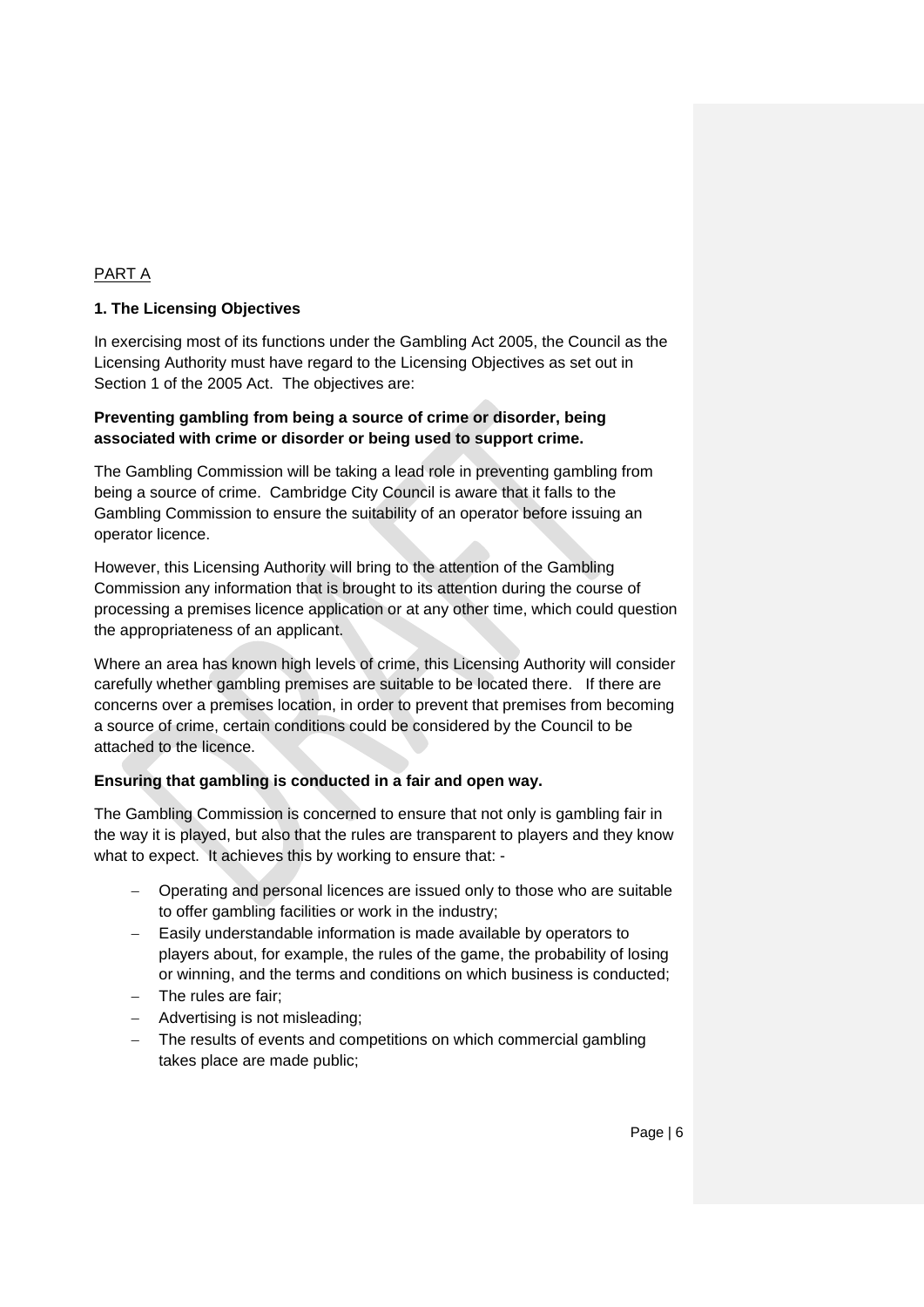PART A

## 1. The Licensing Objectives

In exercising most of its functions under the Gambling Act 2005, the Council as the Licensing Authority must have regard to the Licensing Objectives as set out in Section 1 of the 2005 Act. The objectives are:

**Preventing gambling from being a source of crime or disorder, being associated with crime or disorder or being used to support crime.**

The Gambling Commission will be taking a lead role in preventing gambling from being a source of crime. Cambridge City Council is aware that it falls to the Gambling Commission to ensure the suitability of an operator before issuing an operator licence.

However, this Licensing Authority will bring to the attention of the Gambling Commission any information that is brought to its attention during the course of processing a premises licence application or at any other time, which could question the appropriateness of an applicant.

Where an area has known high levels of crime, this Licensing Authority will consider carefully whether gambling premises are suitable to be located there. If there are concerns over a premises location, in order to prevent that premises from becoming a source of crime, certain conditions could be considered by the Council to be attached to the licence.

**Ensuring that gambling is conducted in a fair and open way.**

The Gambling Commission is concerned to ensure that not only is gambling fair in the way it is played, but also that the rules are transparent to players and they know what to expect. It achieves this by working to ensure that: -

- Operating and personal licences are issued only to those who are suitable to offer gambling facilities or work in the industry;
- Easily understandable information is made available by operators to players about, for example, the rules of the game, the probability of losing or winning, and the terms and conditions on which business is conducted;
- The rules are fair;
- Advertising is not misleading;
- The results of events and competitions on which commercial gambling takes place are made public;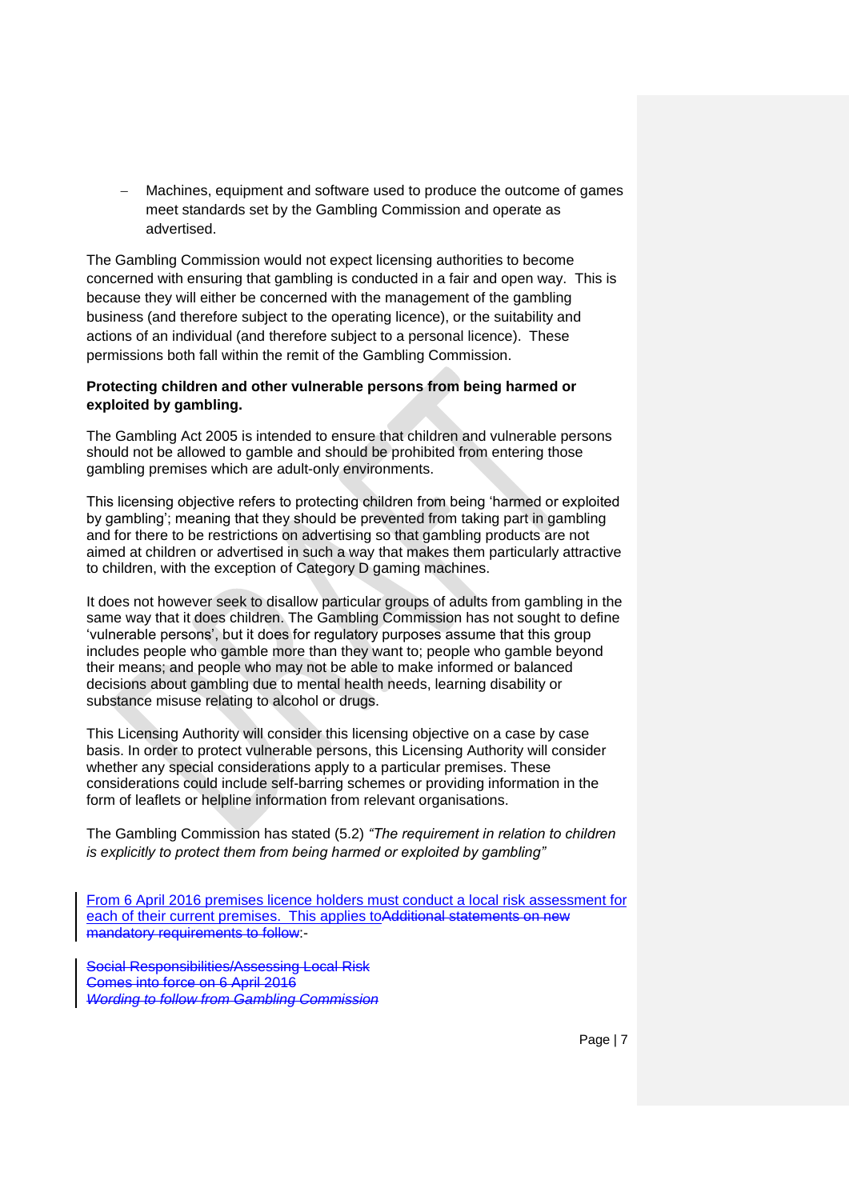- Machines, equipment and software used to produce the outcome of games meet standards set by the Gambling Commission and operate as advertised.

The Gambling Commission would not expect licensing authorities to become concerned with ensuring that gambling is conducted in a fair and open way. This is because they will either be concerned with the management of the gambling business (and therefore subject to the operating licence), or the suitability and actions of an individual (and therefore subject to a personal licence). These permissions both fall within the remit of the Gambling Commission.

**Protecting children and other vulnerable persons from being harmed or exploited by gambling.**

The Gambling Act 2005 is intended to ensure that children and vulnerable persons should not be allowed to gamble and should be prohibited from entering those gambling premises which are adult-only environments.

This licensing objective refers to protecting children from being 'harmed or exploited by gambling'; meaning that they should be prevented from taking part in gambling and for there to be restrictions on advertising so that gambling products are not aimed at children or advertised in such a way that makes them particularly attractive to children, with the exception of Category D gaming machines.

It does not however seek to disallow particular groups of adults from gambling in the same way that it does children. The Gambling Commission has not sought to define 'vulnerable persons', but it does for regulatory purposes assume that this group includes people who gamble more than they want to; people who gamble beyond their means; and people who may not be able to make informed or balanced decisions about gambling due to mental health needs, learning disability or substance misuse relating to alcohol or drugs.

This Licensing Authority will consider this licensing objective on a case by case basis. In order to protect vulnerable persons, this Licensing Authority will consider whether any special considerations apply to a particular premises. These considerations could include self-barring schemes or providing information in the form of leaflets or helpline information from relevant organisations.

The Gambling Commission has stated (5.2) *"The requirement in relation to children is explicitly to protect them from being harmed or exploited by gambling"*

From 6 April 2016 premises licence holders must conduct a local risk assessment for each of their current premises. This applies to~~Additional statements on new mandatory requirements to follow~~:-

~~Social Responsibilities/Assessing Local Risk~~
~~Comes into force on 6 April 2016~~
~~*Wording to follow from Gambling Commission*~~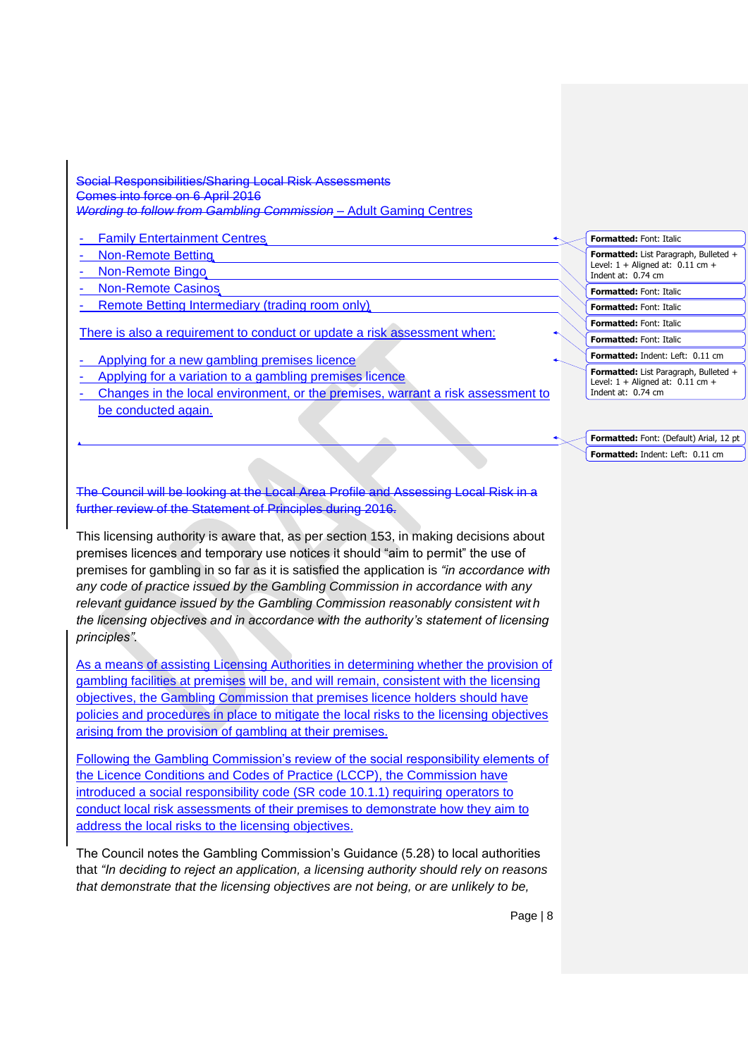Social Responsibilities/Sharing Local Risk Assessments
Comes into force on 6 April 2016
*Wording to follow from Gambling Commission* – Adult Gaming Centres

- Family Entertainment Centres
- Non-Remote Betting
- Non-Remote Bingo
- Non-Remote Casinos
- Remote Betting Intermediary (trading room only)

There is also a requirement to conduct or update a risk assessment when:

- Applying for a new gambling premises licence
- Applying for a variation to a gambling premises licence
- Changes in the local environment, or the premises, warrant a risk assessment to be conducted again.

The Council will be looking at the Local Area Profile and Assessing Local Risk in a further review of the Statement of Principles during 2016.

This licensing authority is aware that, as per section 153, in making decisions about premises licences and temporary use notices it should "aim to permit" the use of premises for gambling in so far as it is satisfied the application is *"in accordance with any code of practice issued by the Gambling Commission in accordance with any relevant guidance issued by the Gambling Commission reasonably consistent with the licensing objectives and in accordance with the authority's statement of licensing principles"*.

As a means of assisting Licensing Authorities in determining whether the provision of gambling facilities at premises will be, and will remain, consistent with the licensing objectives, the Gambling Commission that premises licence holders should have policies and procedures in place to mitigate the local risks to the licensing objectives arising from the provision of gambling at their premises.

Following the Gambling Commission's review of the social responsibility elements of the Licence Conditions and Codes of Practice (LCCP), the Commission have introduced a social responsibility code (SR code 10.1.1) requiring operators to conduct local risk assessments of their premises to demonstrate how they aim to address the local risks to the licensing objectives.

The Council notes the Gambling Commission's Guidance (5.28) to local authorities that *"In deciding to reject an application, a licensing authority should rely on reasons that demonstrate that the licensing objectives are not being, or are unlikely to be,*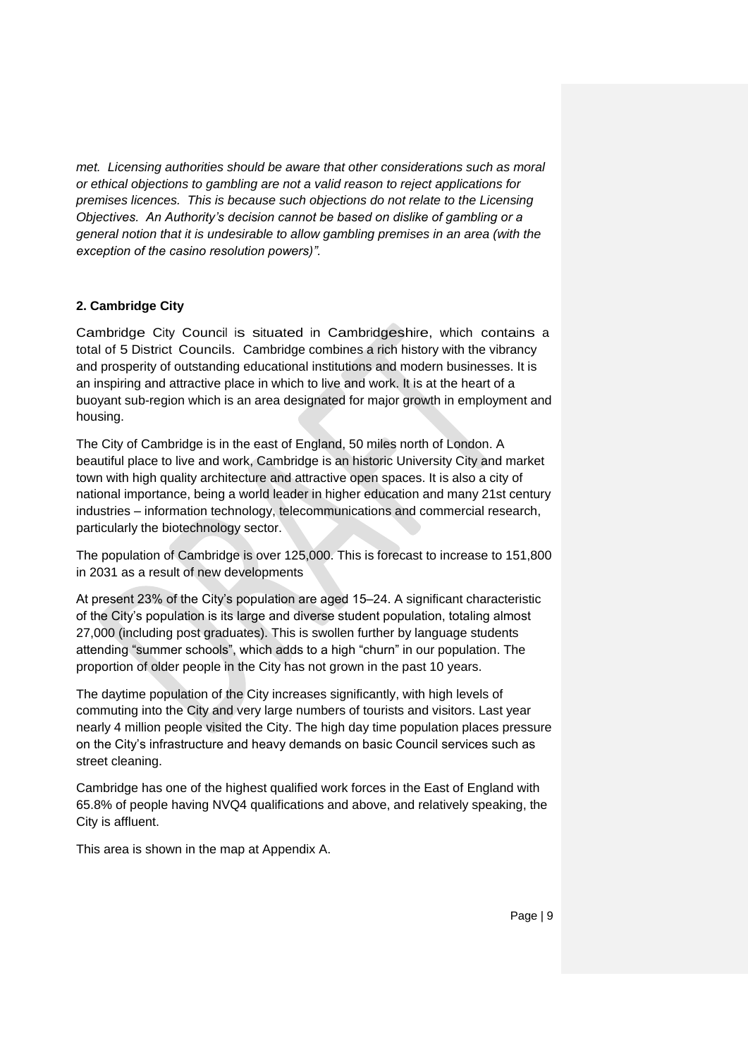*met. Licensing authorities should be aware that other considerations such as moral or ethical objections to gambling are not a valid reason to reject applications for premises licences. This is because such objections do not relate to the Licensing Objectives. An Authority's decision cannot be based on dislike of gambling or a general notion that it is undesirable to allow gambling premises in an area (with the exception of the casino resolution powers)".*

## 2. Cambridge City

Cambridge City Council is situated in Cambridgeshire, which contains a total of 5 District Councils. Cambridge combines a rich history with the vibrancy and prosperity of outstanding educational institutions and modern businesses. It is an inspiring and attractive place in which to live and work. It is at the heart of a buoyant sub-region which is an area designated for major growth in employment and housing.

The City of Cambridge is in the east of England, 50 miles north of London. A beautiful place to live and work, Cambridge is an historic University City and market town with high quality architecture and attractive open spaces. It is also a city of national importance, being a world leader in higher education and many 21st century industries – information technology, telecommunications and commercial research, particularly the biotechnology sector.

The population of Cambridge is over 125,000. This is forecast to increase to 151,800 in 2031 as a result of new developments

At present 23% of the City's population are aged 15–24. A significant characteristic of the City's population is its large and diverse student population, totaling almost 27,000 (including post graduates). This is swollen further by language students attending "summer schools", which adds to a high "churn" in our population. The proportion of older people in the City has not grown in the past 10 years.

The daytime population of the City increases significantly, with high levels of commuting into the City and very large numbers of tourists and visitors. Last year nearly 4 million people visited the City. The high day time population places pressure on the City's infrastructure and heavy demands on basic Council services such as street cleaning.

Cambridge has one of the highest qualified work forces in the East of England with 65.8% of people having NVQ4 qualifications and above, and relatively speaking, the City is affluent.

This area is shown in the map at Appendix A.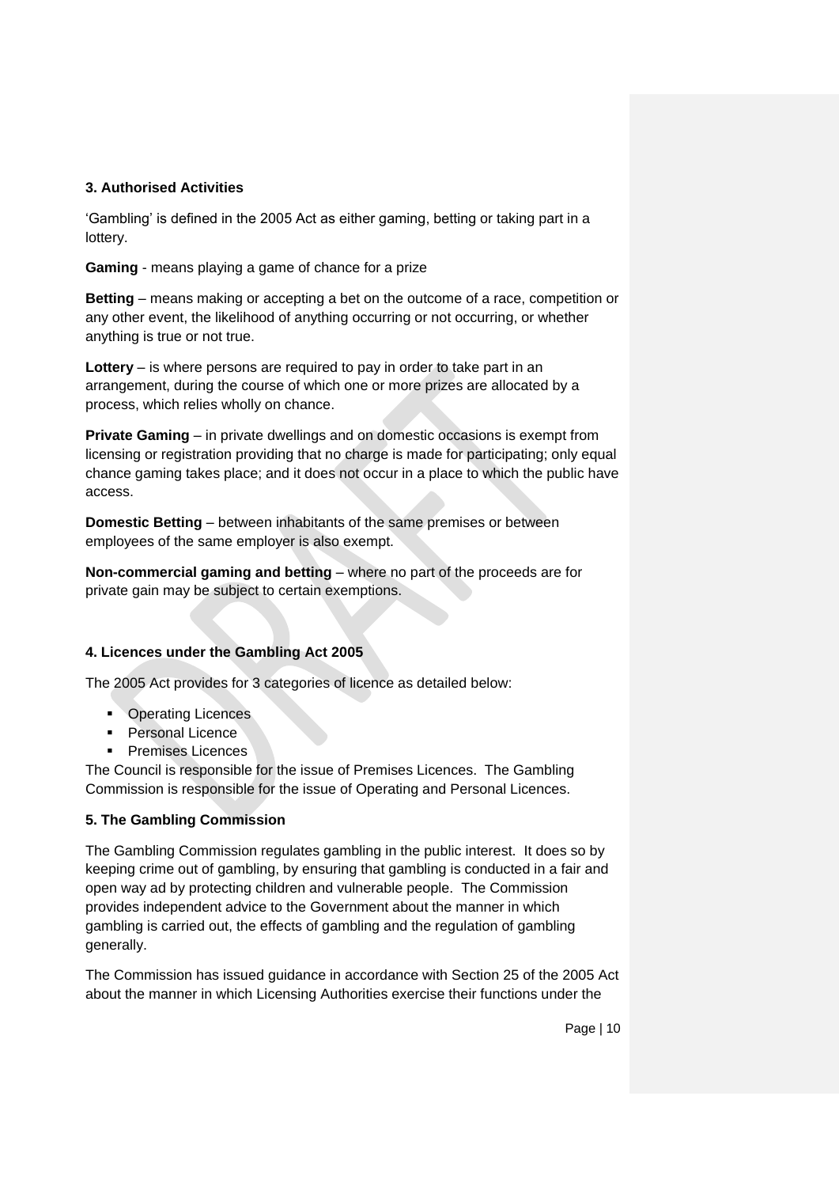### 3. Authorised Activities

'Gambling' is defined in the 2005 Act as either gaming, betting or taking part in a lottery.

**Gaming** - means playing a game of chance for a prize

**Betting** – means making or accepting a bet on the outcome of a race, competition or any other event, the likelihood of anything occurring or not occurring, or whether anything is true or not true.

**Lottery** – is where persons are required to pay in order to take part in an arrangement, during the course of which one or more prizes are allocated by a process, which relies wholly on chance.

**Private Gaming** – in private dwellings and on domestic occasions is exempt from licensing or registration providing that no charge is made for participating; only equal chance gaming takes place; and it does not occur in a place to which the public have access.

**Domestic Betting** – between inhabitants of the same premises or between employees of the same employer is also exempt.

**Non-commercial gaming and betting** – where no part of the proceeds are for private gain may be subject to certain exemptions.

### 4. Licences under the Gambling Act 2005

The 2005 Act provides for 3 categories of licence as detailed below:

- Operating Licences
- Personal Licence
- Premises Licences

The Council is responsible for the issue of Premises Licences. The Gambling Commission is responsible for the issue of Operating and Personal Licences.

### 5. The Gambling Commission

The Gambling Commission regulates gambling in the public interest. It does so by keeping crime out of gambling, by ensuring that gambling is conducted in a fair and open way ad by protecting children and vulnerable people. The Commission provides independent advice to the Government about the manner in which gambling is carried out, the effects of gambling and the regulation of gambling generally.

The Commission has issued guidance in accordance with Section 25 of the 2005 Act about the manner in which Licensing Authorities exercise their functions under the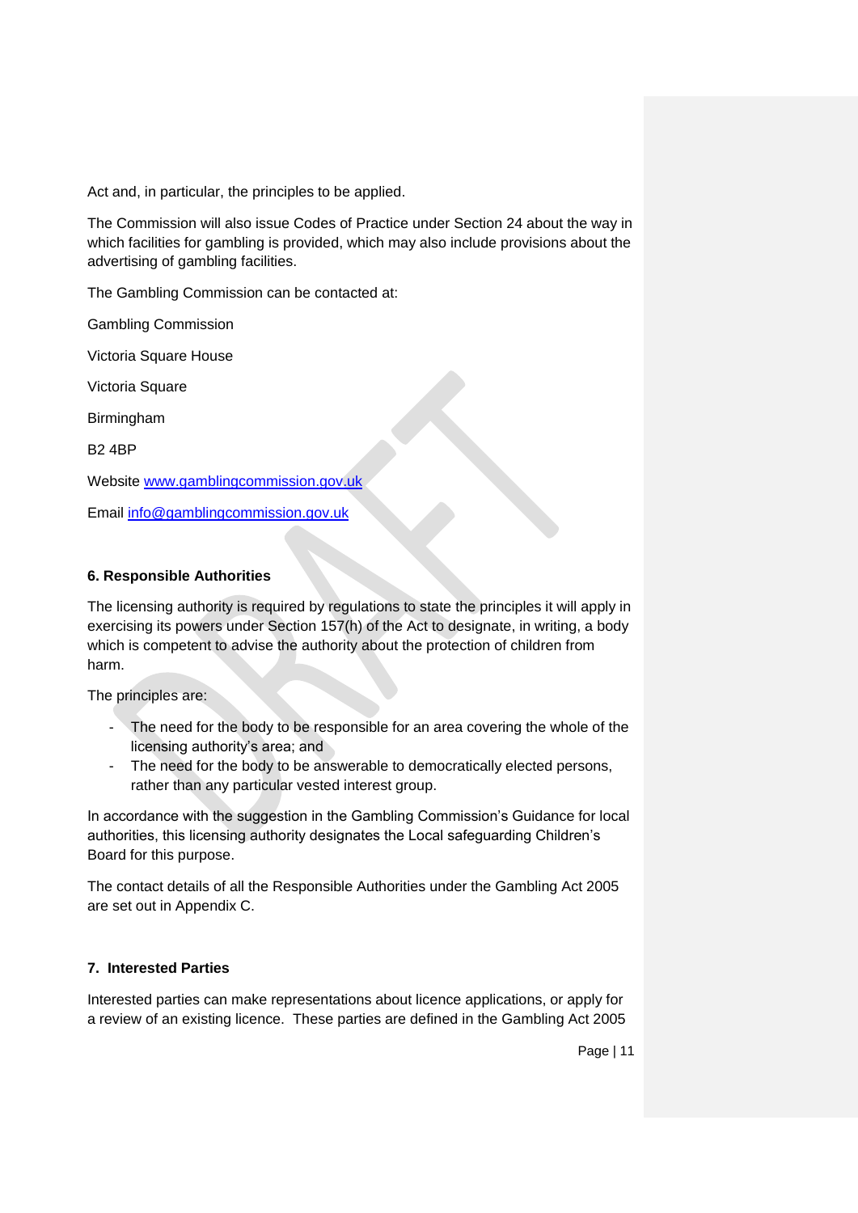Act and, in particular, the principles to be applied.

The Commission will also issue Codes of Practice under Section 24 about the way in which facilities for gambling is provided, which may also include provisions about the advertising of gambling facilities.

The Gambling Commission can be contacted at:

Gambling Commission

Victoria Square House

Victoria Square

Birmingham

B2 4BP

Website [www.gamblingcommission.gov.uk](http://www.gamblingcommission.gov.uk)

Email [info@gamblingcommission.gov.uk](mailto:info@gamblingcommission.gov.uk)

**6. Responsible Authorities**

The licensing authority is required by regulations to state the principles it will apply in exercising its powers under Section 157(h) of the Act to designate, in writing, a body which is competent to advise the authority about the protection of children from harm.

The principles are:

- The need for the body to be responsible for an area covering the whole of the licensing authority's area; and
- The need for the body to be answerable to democratically elected persons, rather than any particular vested interest group.

In accordance with the suggestion in the Gambling Commission's Guidance for local authorities, this licensing authority designates the Local safeguarding Children's Board for this purpose.

The contact details of all the Responsible Authorities under the Gambling Act 2005 are set out in Appendix C.

**7. Interested Parties**

Interested parties can make representations about licence applications, or apply for a review of an existing licence. These parties are defined in the Gambling Act 2005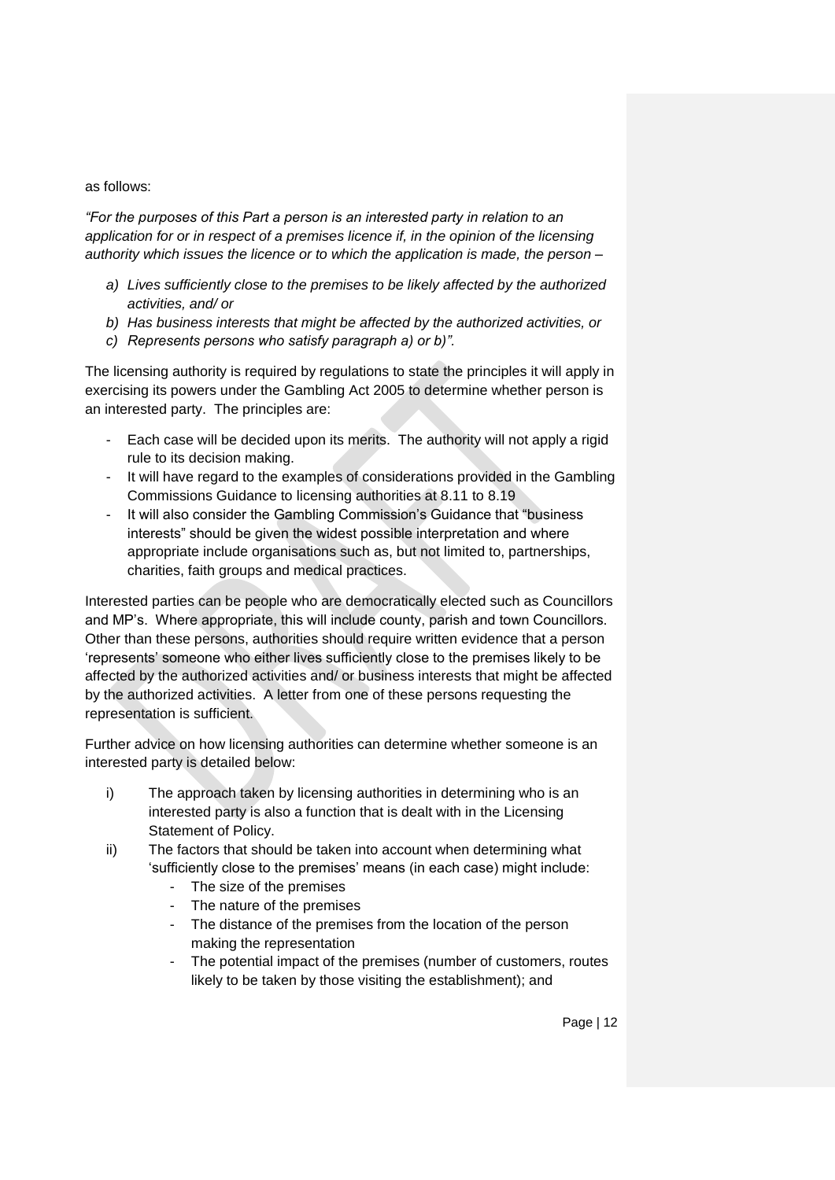as follows:

*"For the purposes of this Part a person is an interested party in relation to an application for or in respect of a premises licence if, in the opinion of the licensing authority which issues the licence or to which the application is made, the person –*

*a) Lives sufficiently close to the premises to be likely affected by the authorized activities, and/ or*
*b) Has business interests that might be affected by the authorized activities, or*
*c) Represents persons who satisfy paragraph a) or b)".*

The licensing authority is required by regulations to state the principles it will apply in exercising its powers under the Gambling Act 2005 to determine whether person is an interested party. The principles are:

- Each case will be decided upon its merits. The authority will not apply a rigid rule to its decision making.
- It will have regard to the examples of considerations provided in the Gambling Commissions Guidance to licensing authorities at 8.11 to 8.19
- It will also consider the Gambling Commission's Guidance that "business interests" should be given the widest possible interpretation and where appropriate include organisations such as, but not limited to, partnerships, charities, faith groups and medical practices.

Interested parties can be people who are democratically elected such as Councillors and MP's. Where appropriate, this will include county, parish and town Councillors. Other than these persons, authorities should require written evidence that a person 'represents' someone who either lives sufficiently close to the premises likely to be affected by the authorized activities and/ or business interests that might be affected by the authorized activities. A letter from one of these persons requesting the representation is sufficient.

Further advice on how licensing authorities can determine whether someone is an interested party is detailed below:

i) The approach taken by licensing authorities in determining who is an interested party is also a function that is dealt with in the Licensing Statement of Policy.
ii) The factors that should be taken into account when determining what 'sufficiently close to the premises' means (in each case) might include:
    - The size of the premises
    - The nature of the premises
    - The distance of the premises from the location of the person making the representation
    - The potential impact of the premises (number of customers, routes likely to be taken by those visiting the establishment); and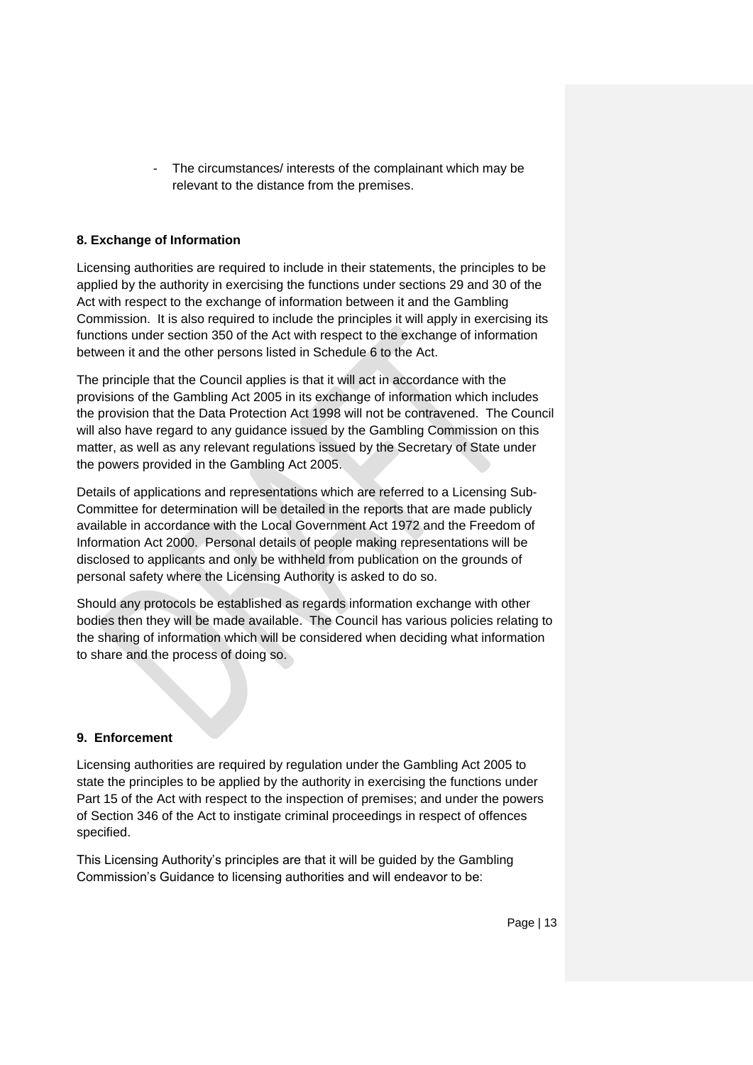- The circumstances/ interests of the complainant which may be relevant to the distance from the premises.

**8. Exchange of Information**

Licensing authorities are required to include in their statements, the principles to be applied by the authority in exercising the functions under sections 29 and 30 of the Act with respect to the exchange of information between it and the Gambling Commission. It is also required to include the principles it will apply in exercising its functions under section 350 of the Act with respect to the exchange of information between it and the other persons listed in Schedule 6 to the Act.

The principle that the Council applies is that it will act in accordance with the provisions of the Gambling Act 2005 in its exchange of information which includes the provision that the Data Protection Act 1998 will not be contravened. The Council will also have regard to any guidance issued by the Gambling Commission on this matter, as well as any relevant regulations issued by the Secretary of State under the powers provided in the Gambling Act 2005.

Details of applications and representations which are referred to a Licensing Sub-Committee for determination will be detailed in the reports that are made publicly available in accordance with the Local Government Act 1972 and the Freedom of Information Act 2000. Personal details of people making representations will be disclosed to applicants and only be withheld from publication on the grounds of personal safety where the Licensing Authority is asked to do so.

Should any protocols be established as regards information exchange with other bodies then they will be made available. The Council has various policies relating to the sharing of information which will be considered when deciding what information to share and the process of doing so.

**9. Enforcement**

Licensing authorities are required by regulation under the Gambling Act 2005 to state the principles to be applied by the authority in exercising the functions under Part 15 of the Act with respect to the inspection of premises; and under the powers of Section 346 of the Act to instigate criminal proceedings in respect of offences specified.

This Licensing Authority's principles are that it will be guided by the Gambling Commission's Guidance to licensing authorities and will endeavor to be: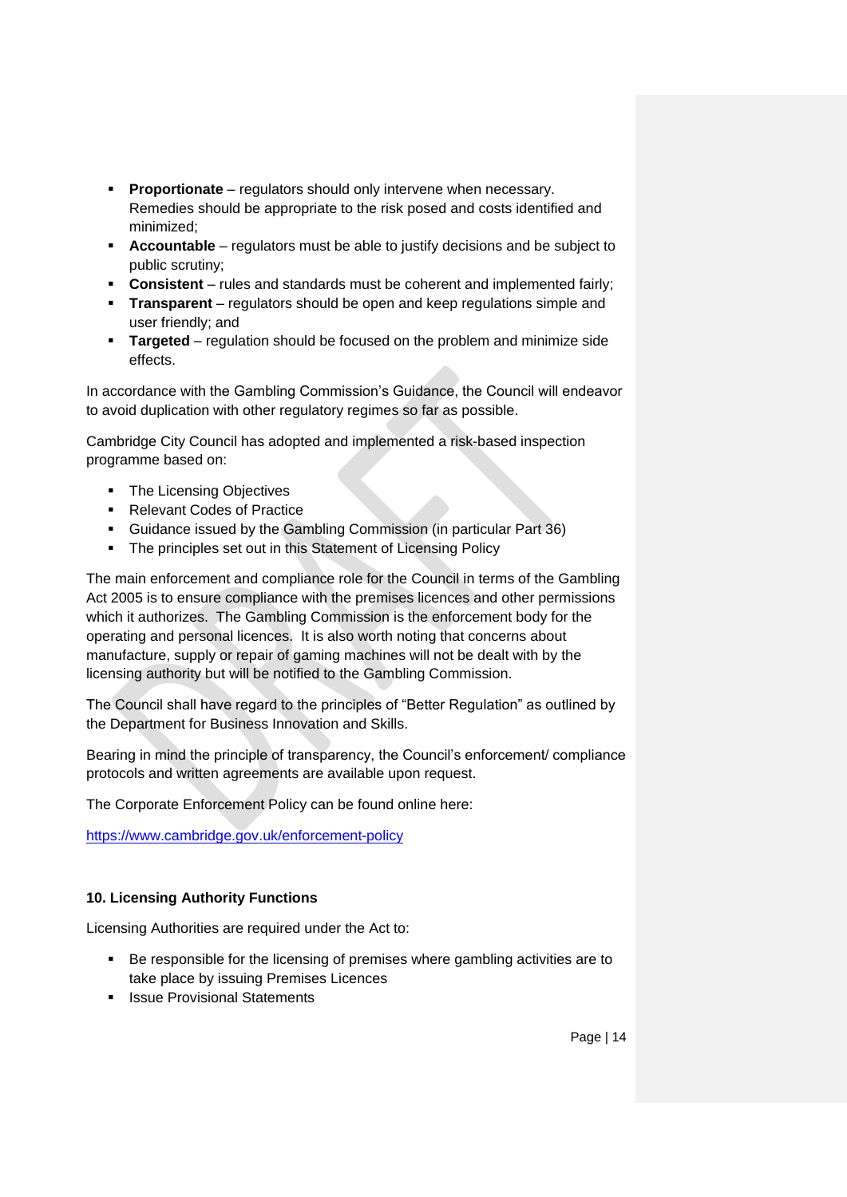- **Proportionate** – regulators should only intervene when necessary. Remedies should be appropriate to the risk posed and costs identified and minimized;
- **Accountable** – regulators must be able to justify decisions and be subject to public scrutiny;
- **Consistent** – rules and standards must be coherent and implemented fairly;
- **Transparent** – regulators should be open and keep regulations simple and user friendly; and
- **Targeted** – regulation should be focused on the problem and minimize side effects.

In accordance with the Gambling Commission's Guidance, the Council will endeavor to avoid duplication with other regulatory regimes so far as possible.

Cambridge City Council has adopted and implemented a risk-based inspection programme based on:

- The Licensing Objectives
- Relevant Codes of Practice
- Guidance issued by the Gambling Commission (in particular Part 36)
- The principles set out in this Statement of Licensing Policy

The main enforcement and compliance role for the Council in terms of the Gambling Act 2005 is to ensure compliance with the premises licences and other permissions which it authorizes. The Gambling Commission is the enforcement body for the operating and personal licences. It is also worth noting that concerns about manufacture, supply or repair of gaming machines will not be dealt with by the licensing authority but will be notified to the Gambling Commission.

The Council shall have regard to the principles of "Better Regulation" as outlined by the Department for Business Innovation and Skills.

Bearing in mind the principle of transparency, the Council's enforcement/ compliance protocols and written agreements are available upon request.

The Corporate Enforcement Policy can be found online here:

https://www.cambridge.gov.uk/enforcement-policy

### 10. Licensing Authority Functions

Licensing Authorities are required under the Act to:

- Be responsible for the licensing of premises where gambling activities are to take place by issuing Premises Licences
- Issue Provisional Statements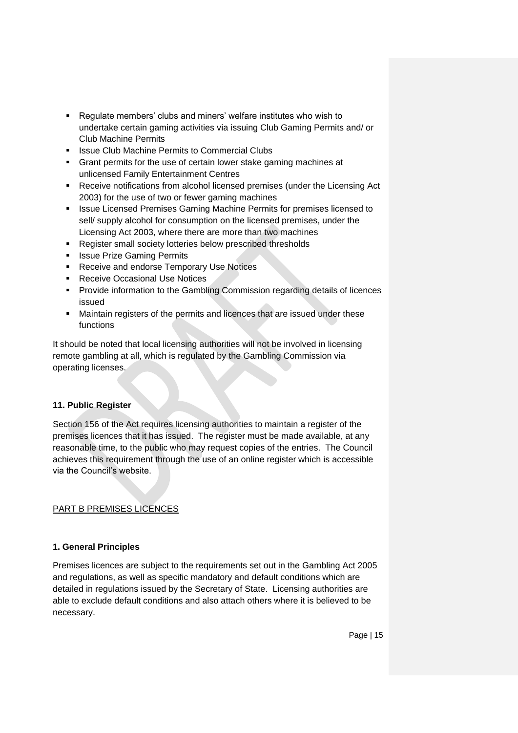- Regulate members' clubs and miners' welfare institutes who wish to undertake certain gaming activities via issuing Club Gaming Permits and/ or Club Machine Permits
- Issue Club Machine Permits to Commercial Clubs
- Grant permits for the use of certain lower stake gaming machines at unlicensed Family Entertainment Centres
- Receive notifications from alcohol licensed premises (under the Licensing Act 2003) for the use of two or fewer gaming machines
- Issue Licensed Premises Gaming Machine Permits for premises licensed to sell/ supply alcohol for consumption on the licensed premises, under the Licensing Act 2003, where there are more than two machines
- Register small society lotteries below prescribed thresholds
- Issue Prize Gaming Permits
- Receive and endorse Temporary Use Notices
- Receive Occasional Use Notices
- Provide information to the Gambling Commission regarding details of licences issued
- Maintain registers of the permits and licences that are issued under these functions

It should be noted that local licensing authorities will not be involved in licensing remote gambling at all, which is regulated by the Gambling Commission via operating licenses.

**11. Public Register**

Section 156 of the Act requires licensing authorities to maintain a register of the premises licences that it has issued. The register must be made available, at any reasonable time, to the public who may request copies of the entries. The Council achieves this requirement through the use of an online register which is accessible via the Council's website.

## PART B PREMISES LICENCES

**1. General Principles**

Premises licences are subject to the requirements set out in the Gambling Act 2005 and regulations, as well as specific mandatory and default conditions which are detailed in regulations issued by the Secretary of State. Licensing authorities are able to exclude default conditions and also attach others where it is believed to be necessary.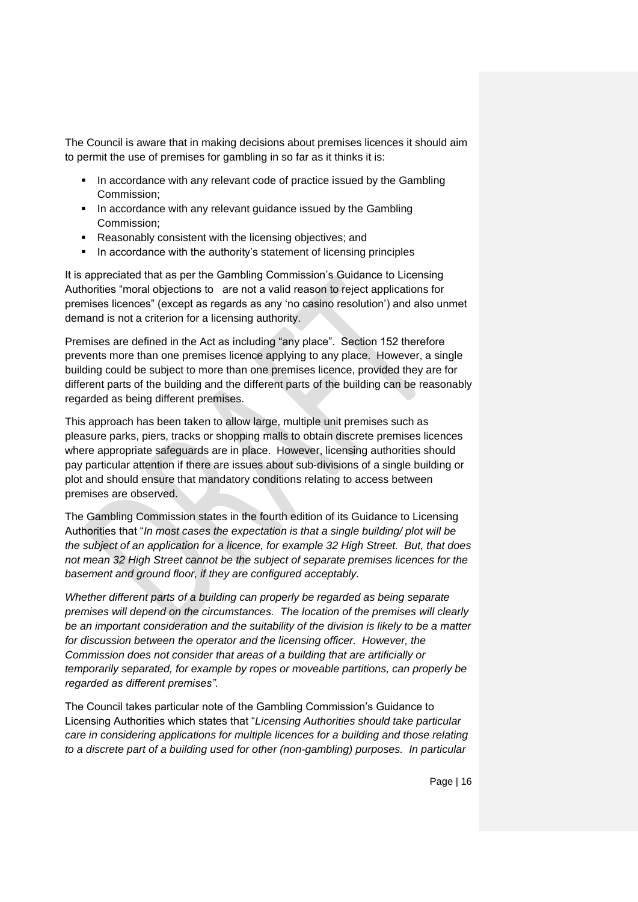The Council is aware that in making decisions about premises licences it should aim to permit the use of premises for gambling in so far as it thinks it is:

- In accordance with any relevant code of practice issued by the Gambling Commission;
- In accordance with any relevant guidance issued by the Gambling Commission;
- Reasonably consistent with the licensing objectives; and
- In accordance with the authority's statement of licensing principles

It is appreciated that as per the Gambling Commission's Guidance to Licensing Authorities "moral objections to are not a valid reason to reject applications for premises licences" (except as regards as any 'no casino resolution') and also unmet demand is not a criterion for a licensing authority.

Premises are defined in the Act as including "any place". Section 152 therefore prevents more than one premises licence applying to any place. However, a single building could be subject to more than one premises licence, provided they are for different parts of the building and the different parts of the building can be reasonably regarded as being different premises.

This approach has been taken to allow large, multiple unit premises such as pleasure parks, piers, tracks or shopping malls to obtain discrete premises licences where appropriate safeguards are in place. However, licensing authorities should pay particular attention if there are issues about sub-divisions of a single building or plot and should ensure that mandatory conditions relating to access between premises are observed.

The Gambling Commission states in the fourth edition of its Guidance to Licensing Authorities that "*In most cases the expectation is that a single building/ plot will be the subject of an application for a licence, for example 32 High Street. But, that does not mean 32 High Street cannot be the subject of separate premises licences for the basement and ground floor, if they are configured acceptably.*

*Whether different parts of a building can properly be regarded as being separate premises will depend on the circumstances. The location of the premises will clearly be an important consideration and the suitability of the division is likely to be a matter for discussion between the operator and the licensing officer. However, the Commission does not consider that areas of a building that are artificially or temporarily separated, for example by ropes or moveable partitions, can properly be regarded as different premises".*

The Council takes particular note of the Gambling Commission's Guidance to Licensing Authorities which states that "*Licensing Authorities should take particular care in considering applications for multiple licences for a building and those relating to a discrete part of a building used for other (non-gambling) purposes. In particular*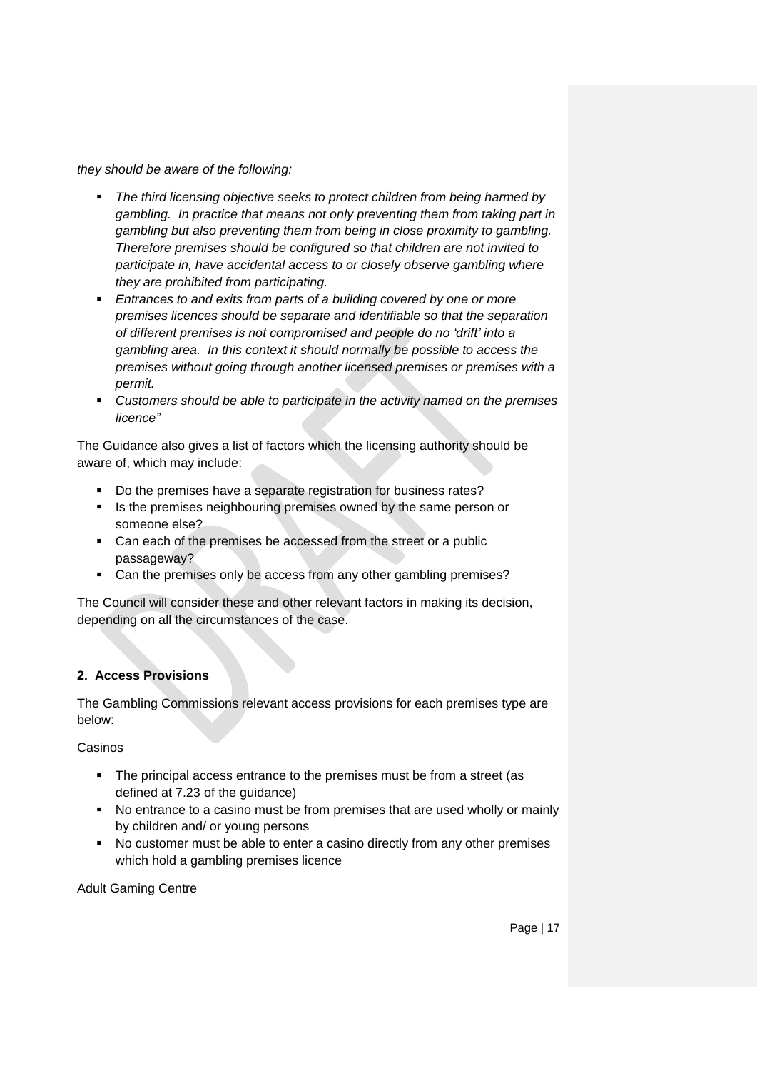*they should be aware of the following:*

- *The third licensing objective seeks to protect children from being harmed by gambling. In practice that means not only preventing them from taking part in gambling but also preventing them from being in close proximity to gambling. Therefore premises should be configured so that children are not invited to participate in, have accidental access to or closely observe gambling where they are prohibited from participating.*
- *Entrances to and exits from parts of a building covered by one or more premises licences should be separate and identifiable so that the separation of different premises is not compromised and people do no 'drift' into a gambling area. In this context it should normally be possible to access the premises without going through another licensed premises or premises with a permit.*
- *Customers should be able to participate in the activity named on the premises licence"*

The Guidance also gives a list of factors which the licensing authority should be aware of, which may include:

- Do the premises have a separate registration for business rates?
- Is the premises neighbouring premises owned by the same person or someone else?
- Can each of the premises be accessed from the street or a public passageway?
- Can the premises only be access from any other gambling premises?

The Council will consider these and other relevant factors in making its decision, depending on all the circumstances of the case.

**2. Access Provisions**

The Gambling Commissions relevant access provisions for each premises type are below:

Casinos

- The principal access entrance to the premises must be from a street (as defined at 7.23 of the guidance)
- No entrance to a casino must be from premises that are used wholly or mainly by children and/ or young persons
- No customer must be able to enter a casino directly from any other premises which hold a gambling premises licence

Adult Gaming Centre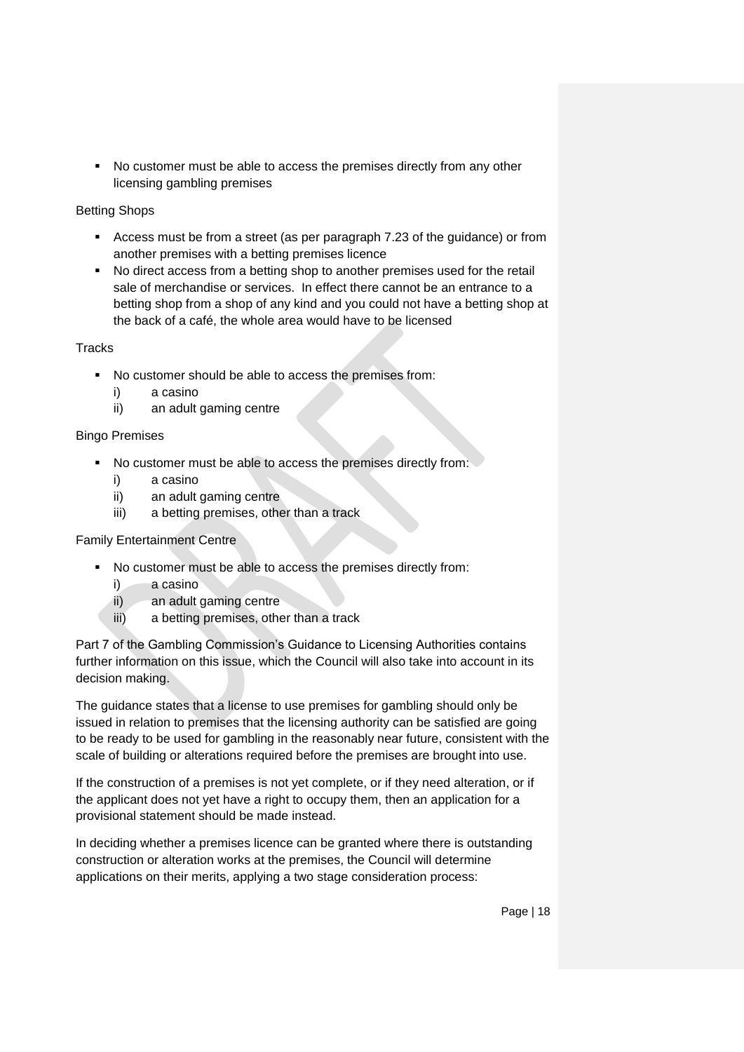- No customer must be able to access the premises directly from any other licensing gambling premises

Betting Shops

- Access must be from a street (as per paragraph 7.23 of the guidance) or from another premises with a betting premises licence
- No direct access from a betting shop to another premises used for the retail sale of merchandise or services. In effect there cannot be an entrance to a betting shop from a shop of any kind and you could not have a betting shop at the back of a café, the whole area would have to be licensed

Tracks

- No customer should be able to access the premises from:
  - i) a casino
  - ii) an adult gaming centre

Bingo Premises

- No customer must be able to access the premises directly from:
  - i) a casino
  - ii) an adult gaming centre
  - iii) a betting premises, other than a track

Family Entertainment Centre

- No customer must be able to access the premises directly from:
  - i) a casino
  - ii) an adult gaming centre
  - iii) a betting premises, other than a track

Part 7 of the Gambling Commission's Guidance to Licensing Authorities contains further information on this issue, which the Council will also take into account in its decision making.

The guidance states that a license to use premises for gambling should only be issued in relation to premises that the licensing authority can be satisfied are going to be ready to be used for gambling in the reasonably near future, consistent with the scale of building or alterations required before the premises are brought into use.

If the construction of a premises is not yet complete, or if they need alteration, or if the applicant does not yet have a right to occupy them, then an application for a provisional statement should be made instead.

In deciding whether a premises licence can be granted where there is outstanding construction or alteration works at the premises, the Council will determine applications on their merits, applying a two stage consideration process: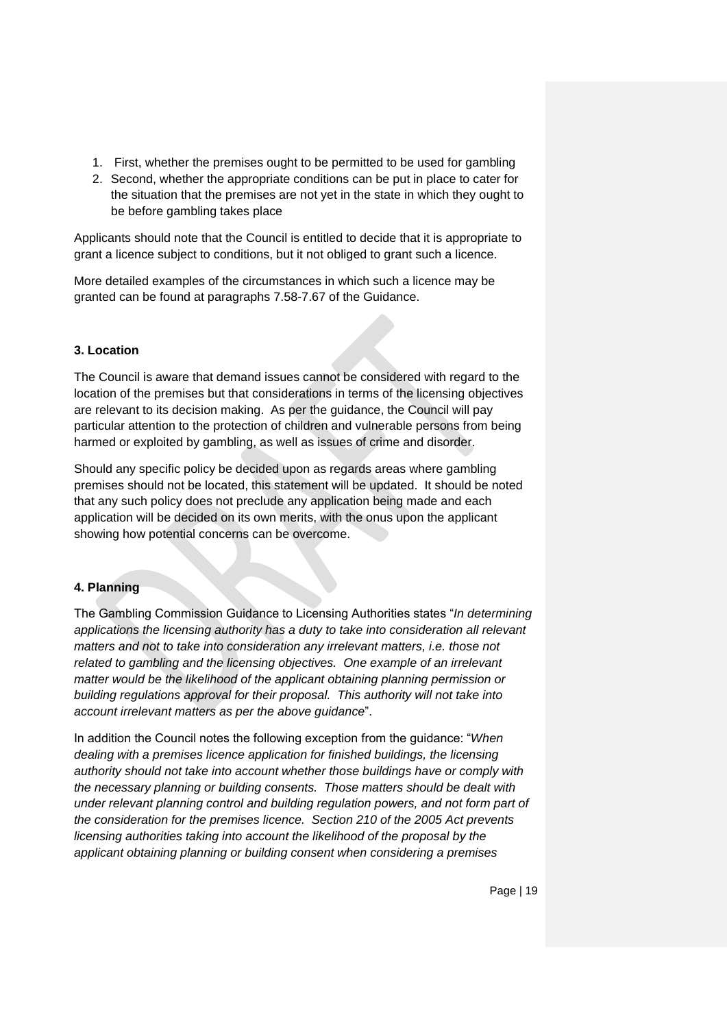1. First, whether the premises ought to be permitted to be used for gambling
2. Second, whether the appropriate conditions can be put in place to cater for the situation that the premises are not yet in the state in which they ought to be before gambling takes place

Applicants should note that the Council is entitled to decide that it is appropriate to grant a licence subject to conditions, but it not obliged to grant such a licence.

More detailed examples of the circumstances in which such a licence may be granted can be found at paragraphs 7.58-7.67 of the Guidance.

**3. Location**

The Council is aware that demand issues cannot be considered with regard to the location of the premises but that considerations in terms of the licensing objectives are relevant to its decision making. As per the guidance, the Council will pay particular attention to the protection of children and vulnerable persons from being harmed or exploited by gambling, as well as issues of crime and disorder.

Should any specific policy be decided upon as regards areas where gambling premises should not be located, this statement will be updated. It should be noted that any such policy does not preclude any application being made and each application will be decided on its own merits, with the onus upon the applicant showing how potential concerns can be overcome.

**4. Planning**

The Gambling Commission Guidance to Licensing Authorities states "*In determining applications the licensing authority has a duty to take into consideration all relevant matters and not to take into consideration any irrelevant matters, i.e. those not related to gambling and the licensing objectives. One example of an irrelevant matter would be the likelihood of the applicant obtaining planning permission or building regulations approval for their proposal. This authority will not take into account irrelevant matters as per the above guidance*".

In addition the Council notes the following exception from the guidance: "*When dealing with a premises licence application for finished buildings, the licensing authority should not take into account whether those buildings have or comply with the necessary planning or building consents. Those matters should be dealt with under relevant planning control and building regulation powers, and not form part of the consideration for the premises licence. Section 210 of the 2005 Act prevents licensing authorities taking into account the likelihood of the proposal by the applicant obtaining planning or building consent when considering a premises*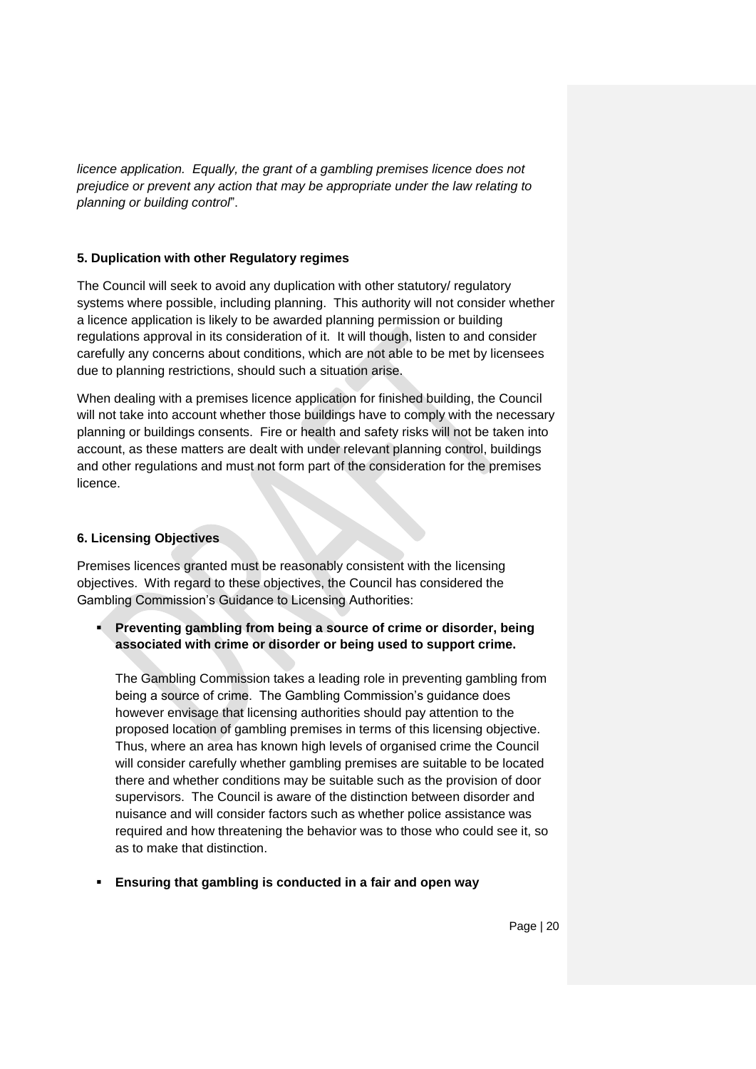*licence application. Equally, the grant of a gambling premises licence does not prejudice or prevent any action that may be appropriate under the law relating to planning or building control*".

## 5. Duplication with other Regulatory regimes

The Council will seek to avoid any duplication with other statutory/ regulatory systems where possible, including planning. This authority will not consider whether a licence application is likely to be awarded planning permission or building regulations approval in its consideration of it. It will though, listen to and consider carefully any concerns about conditions, which are not able to be met by licensees due to planning restrictions, should such a situation arise.

When dealing with a premises licence application for finished building, the Council will not take into account whether those buildings have to comply with the necessary planning or buildings consents. Fire or health and safety risks will not be taken into account, as these matters are dealt with under relevant planning control, buildings and other regulations and must not form part of the consideration for the premises licence.

## 6. Licensing Objectives

Premises licences granted must be reasonably consistent with the licensing objectives. With regard to these objectives, the Council has considered the Gambling Commission's Guidance to Licensing Authorities:

- **Preventing gambling from being a source of crime or disorder, being associated with crime or disorder or being used to support crime.**

  The Gambling Commission takes a leading role in preventing gambling from being a source of crime. The Gambling Commission's guidance does however envisage that licensing authorities should pay attention to the proposed location of gambling premises in terms of this licensing objective. Thus, where an area has known high levels of organised crime the Council will consider carefully whether gambling premises are suitable to be located there and whether conditions may be suitable such as the provision of door supervisors. The Council is aware of the distinction between disorder and nuisance and will consider factors such as whether police assistance was required and how threatening the behavior was to those who could see it, so as to make that distinction.

- **Ensuring that gambling is conducted in a fair and open way**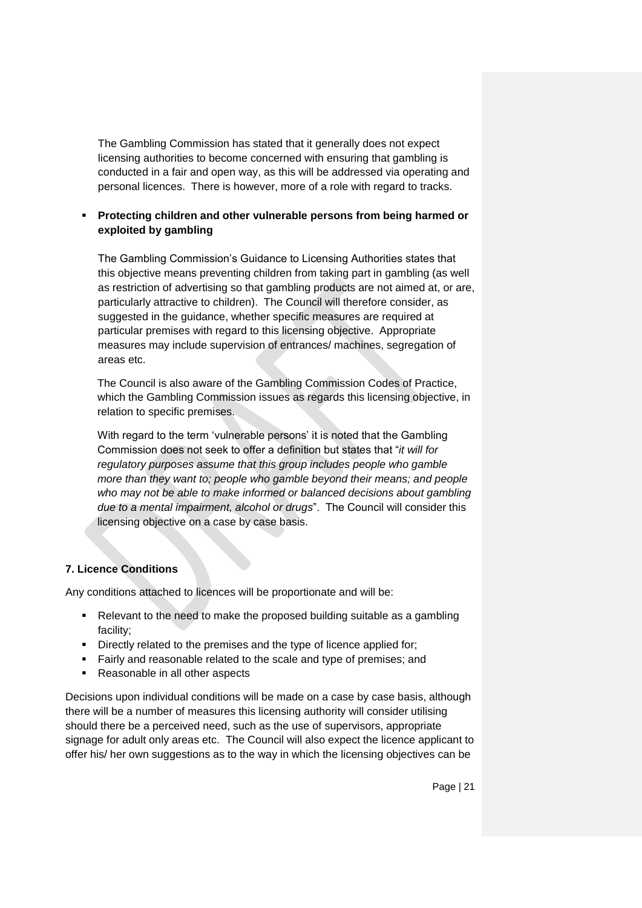The Gambling Commission has stated that it generally does not expect licensing authorities to become concerned with ensuring that gambling is conducted in a fair and open way, as this will be addressed via operating and personal licences. There is however, more of a role with regard to tracks.

- **Protecting children and other vulnerable persons from being harmed or exploited by gambling**

  The Gambling Commission's Guidance to Licensing Authorities states that this objective means preventing children from taking part in gambling (as well as restriction of advertising so that gambling products are not aimed at, or are, particularly attractive to children). The Council will therefore consider, as suggested in the guidance, whether specific measures are required at particular premises with regard to this licensing objective. Appropriate measures may include supervision of entrances/ machines, segregation of areas etc.

  The Council is also aware of the Gambling Commission Codes of Practice, which the Gambling Commission issues as regards this licensing objective, in relation to specific premises.

  With regard to the term 'vulnerable persons' it is noted that the Gambling Commission does not seek to offer a definition but states that "*it will for regulatory purposes assume that this group includes people who gamble more than they want to; people who gamble beyond their means; and people who may not be able to make informed or balanced decisions about gambling due to a mental impairment, alcohol or drugs*". The Council will consider this licensing objective on a case by case basis.

### 7. Licence Conditions

Any conditions attached to licences will be proportionate and will be:

- Relevant to the need to make the proposed building suitable as a gambling facility;
- Directly related to the premises and the type of licence applied for;
- Fairly and reasonable related to the scale and type of premises; and
- Reasonable in all other aspects

Decisions upon individual conditions will be made on a case by case basis, although there will be a number of measures this licensing authority will consider utilising should there be a perceived need, such as the use of supervisors, appropriate signage for adult only areas etc. The Council will also expect the licence applicant to offer his/ her own suggestions as to the way in which the licensing objectives can be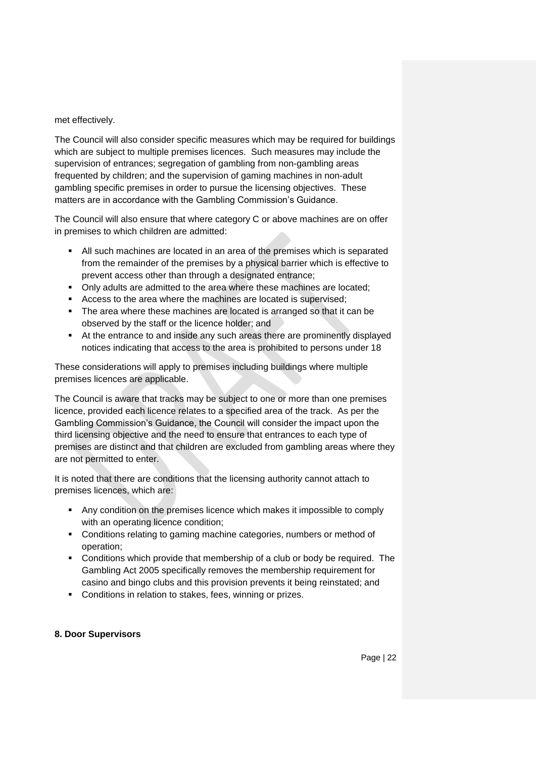met effectively.

The Council will also consider specific measures which may be required for buildings which are subject to multiple premises licences. Such measures may include the supervision of entrances; segregation of gambling from non-gambling areas frequented by children; and the supervision of gaming machines in non-adult gambling specific premises in order to pursue the licensing objectives. These matters are in accordance with the Gambling Commission's Guidance.

The Council will also ensure that where category C or above machines are on offer in premises to which children are admitted:

- All such machines are located in an area of the premises which is separated from the remainder of the premises by a physical barrier which is effective to prevent access other than through a designated entrance;
- Only adults are admitted to the area where these machines are located;
- Access to the area where the machines are located is supervised;
- The area where these machines are located is arranged so that it can be observed by the staff or the licence holder; and
- At the entrance to and inside any such areas there are prominently displayed notices indicating that access to the area is prohibited to persons under 18

These considerations will apply to premises including buildings where multiple premises licences are applicable.

The Council is aware that tracks may be subject to one or more than one premises licence, provided each licence relates to a specified area of the track. As per the Gambling Commission's Guidance, the Council will consider the impact upon the third licensing objective and the need to ensure that entrances to each type of premises are distinct and that children are excluded from gambling areas where they are not permitted to enter.

It is noted that there are conditions that the licensing authority cannot attach to premises licences, which are:

- Any condition on the premises licence which makes it impossible to comply with an operating licence condition;
- Conditions relating to gaming machine categories, numbers or method of operation;
- Conditions which provide that membership of a club or body be required. The Gambling Act 2005 specifically removes the membership requirement for casino and bingo clubs and this provision prevents it being reinstated; and
- Conditions in relation to stakes, fees, winning or prizes.

**8. Door Supervisors**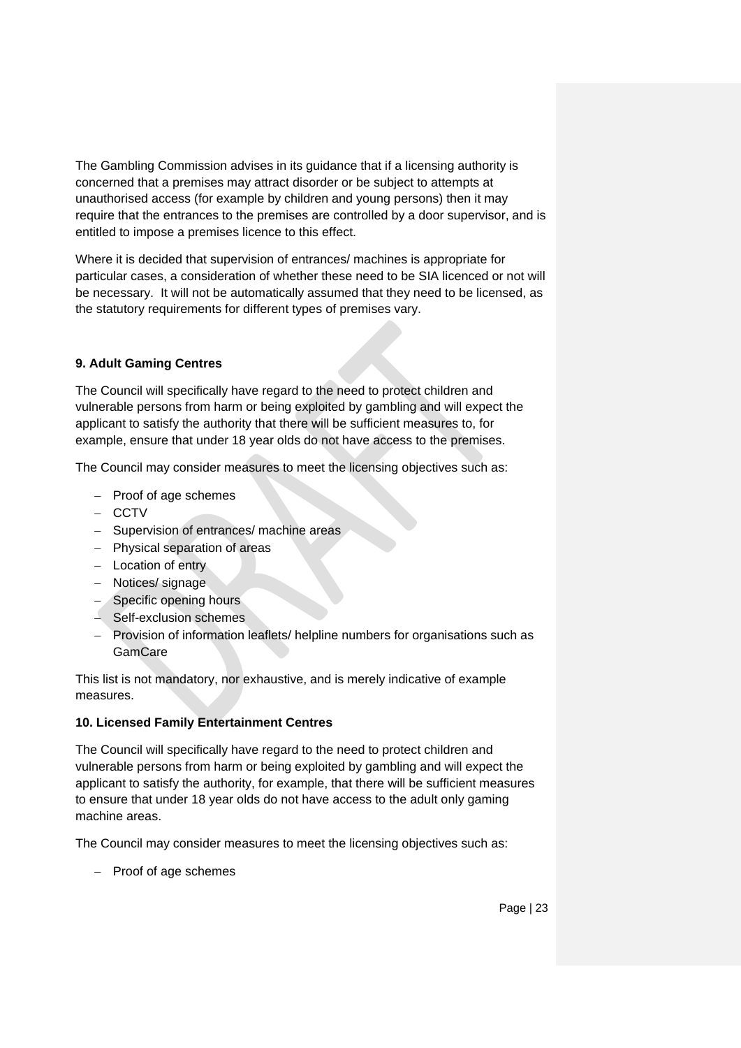The Gambling Commission advises in its guidance that if a licensing authority is concerned that a premises may attract disorder or be subject to attempts at unauthorised access (for example by children and young persons) then it may require that the entrances to the premises are controlled by a door supervisor, and is entitled to impose a premises licence to this effect.

Where it is decided that supervision of entrances/ machines is appropriate for particular cases, a consideration of whether these need to be SIA licenced or not will be necessary. It will not be automatically assumed that they need to be licensed, as the statutory requirements for different types of premises vary.

**9. Adult Gaming Centres**

The Council will specifically have regard to the need to protect children and vulnerable persons from harm or being exploited by gambling and will expect the applicant to satisfy the authority that there will be sufficient measures to, for example, ensure that under 18 year olds do not have access to the premises.

The Council may consider measures to meet the licensing objectives such as:

- Proof of age schemes
- CCTV
- Supervision of entrances/ machine areas
- Physical separation of areas
- Location of entry
- Notices/ signage
- Specific opening hours
- Self-exclusion schemes
- Provision of information leaflets/ helpline numbers for organisations such as GamCare

This list is not mandatory, nor exhaustive, and is merely indicative of example measures.

**10. Licensed Family Entertainment Centres**

The Council will specifically have regard to the need to protect children and vulnerable persons from harm or being exploited by gambling and will expect the applicant to satisfy the authority, for example, that there will be sufficient measures to ensure that under 18 year olds do not have access to the adult only gaming machine areas.

The Council may consider measures to meet the licensing objectives such as:

- Proof of age schemes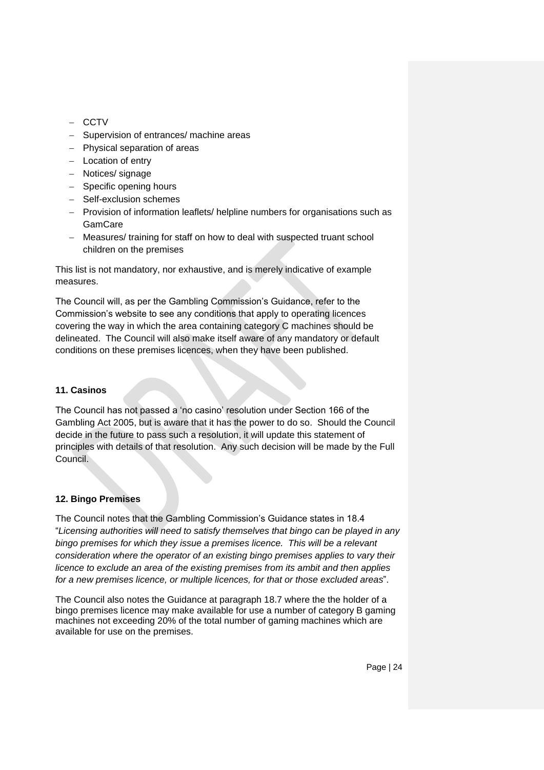- CCTV
- Supervision of entrances/ machine areas
- Physical separation of areas
- Location of entry
- Notices/ signage
- Specific opening hours
- Self-exclusion schemes
- Provision of information leaflets/ helpline numbers for organisations such as GamCare
- Measures/ training for staff on how to deal with suspected truant school children on the premises

This list is not mandatory, nor exhaustive, and is merely indicative of example measures.

The Council will, as per the Gambling Commission's Guidance, refer to the Commission's website to see any conditions that apply to operating licences covering the way in which the area containing category C machines should be delineated. The Council will also make itself aware of any mandatory or default conditions on these premises licences, when they have been published.

**11. Casinos**

The Council has not passed a 'no casino' resolution under Section 166 of the Gambling Act 2005, but is aware that it has the power to do so. Should the Council decide in the future to pass such a resolution, it will update this statement of principles with details of that resolution. Any such decision will be made by the Full Council.

**12. Bingo Premises**

The Council notes that the Gambling Commission's Guidance states in 18.4 "*Licensing authorities will need to satisfy themselves that bingo can be played in any bingo premises for which they issue a premises licence. This will be a relevant consideration where the operator of an existing bingo premises applies to vary their licence to exclude an area of the existing premises from its ambit and then applies for a new premises licence, or multiple licences, for that or those excluded areas*".

The Council also notes the Guidance at paragraph 18.7 where the the holder of a bingo premises licence may make available for use a number of category B gaming machines not exceeding 20% of the total number of gaming machines which are available for use on the premises.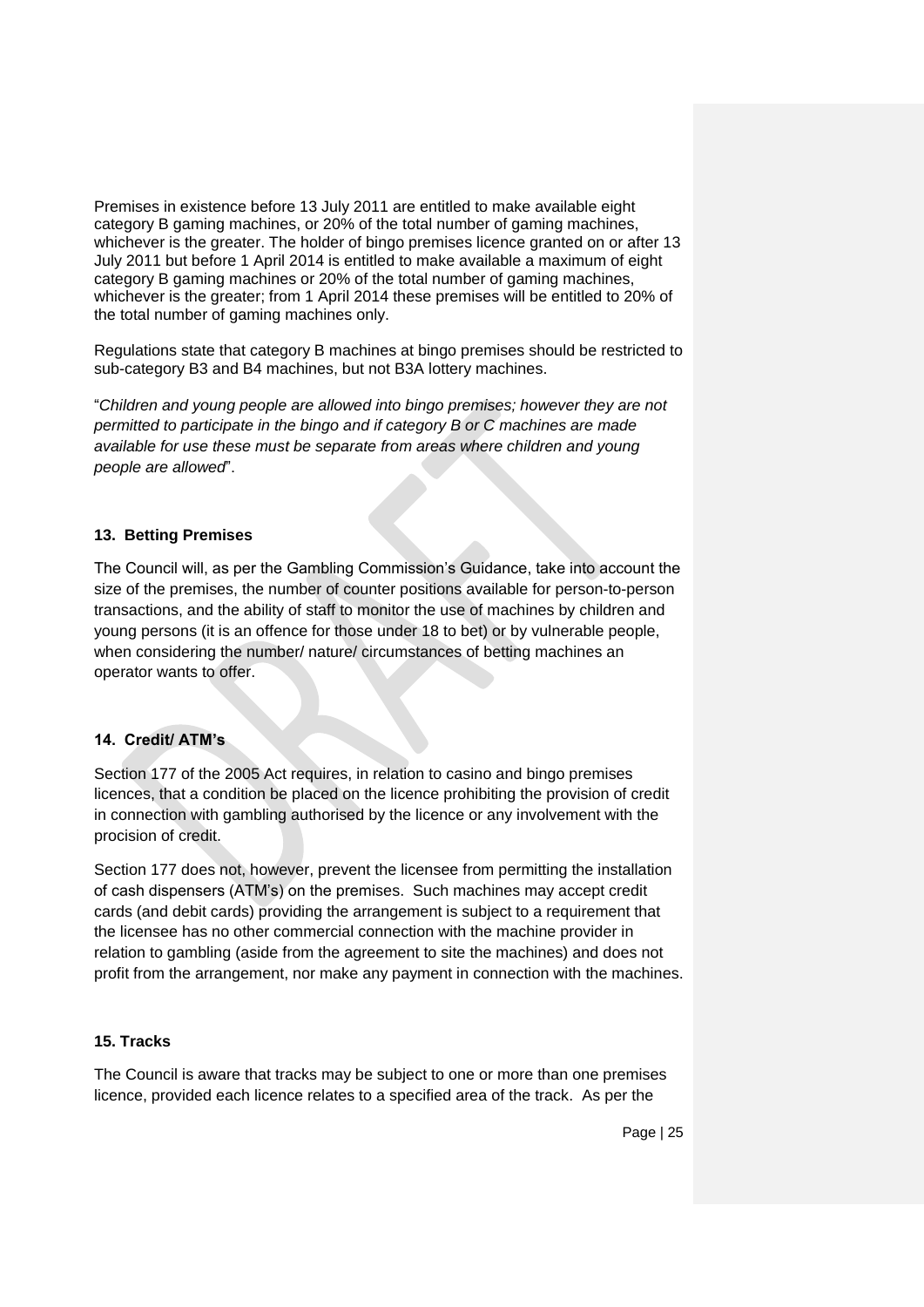Premises in existence before 13 July 2011 are entitled to make available eight category B gaming machines, or 20% of the total number of gaming machines, whichever is the greater. The holder of bingo premises licence granted on or after 13 July 2011 but before 1 April 2014 is entitled to make available a maximum of eight category B gaming machines or 20% of the total number of gaming machines, whichever is the greater; from 1 April 2014 these premises will be entitled to 20% of the total number of gaming machines only.

Regulations state that category B machines at bingo premises should be restricted to sub-category B3 and B4 machines, but not B3A lottery machines.

"*Children and young people are allowed into bingo premises; however they are not permitted to participate in the bingo and if category B or C machines are made available for use these must be separate from areas where children and young people are allowed*".

### 13. Betting Premises

The Council will, as per the Gambling Commission's Guidance, take into account the size of the premises, the number of counter positions available for person-to-person transactions, and the ability of staff to monitor the use of machines by children and young persons (it is an offence for those under 18 to bet) or by vulnerable people, when considering the number/ nature/ circumstances of betting machines an operator wants to offer.

### 14. Credit/ ATM's

Section 177 of the 2005 Act requires, in relation to casino and bingo premises licences, that a condition be placed on the licence prohibiting the provision of credit in connection with gambling authorised by the licence or any involvement with the procision of credit.

Section 177 does not, however, prevent the licensee from permitting the installation of cash dispensers (ATM's) on the premises. Such machines may accept credit cards (and debit cards) providing the arrangement is subject to a requirement that the licensee has no other commercial connection with the machine provider in relation to gambling (aside from the agreement to site the machines) and does not profit from the arrangement, nor make any payment in connection with the machines.

### 15. Tracks

The Council is aware that tracks may be subject to one or more than one premises licence, provided each licence relates to a specified area of the track. As per the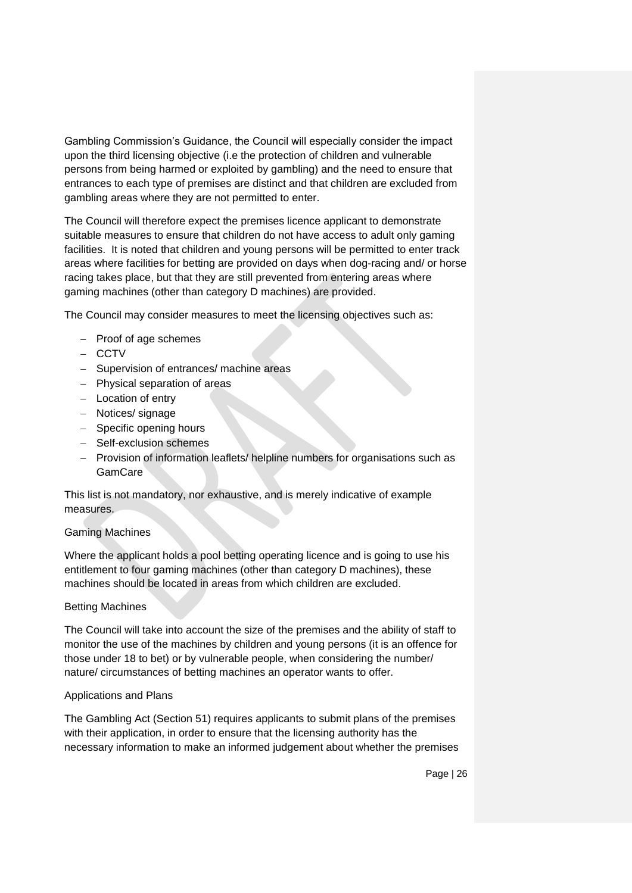Gambling Commission's Guidance, the Council will especially consider the impact upon the third licensing objective (i.e the protection of children and vulnerable persons from being harmed or exploited by gambling) and the need to ensure that entrances to each type of premises are distinct and that children are excluded from gambling areas where they are not permitted to enter.

The Council will therefore expect the premises licence applicant to demonstrate suitable measures to ensure that children do not have access to adult only gaming facilities. It is noted that children and young persons will be permitted to enter track areas where facilities for betting are provided on days when dog-racing and/ or horse racing takes place, but that they are still prevented from entering areas where gaming machines (other than category D machines) are provided.

The Council may consider measures to meet the licensing objectives such as:

- Proof of age schemes
- CCTV
- Supervision of entrances/ machine areas
- Physical separation of areas
- Location of entry
- Notices/ signage
- Specific opening hours
- Self-exclusion schemes
- Provision of information leaflets/ helpline numbers for organisations such as GamCare

This list is not mandatory, nor exhaustive, and is merely indicative of example measures.

Gaming Machines

Where the applicant holds a pool betting operating licence and is going to use his entitlement to four gaming machines (other than category D machines), these machines should be located in areas from which children are excluded.

Betting Machines

The Council will take into account the size of the premises and the ability of staff to monitor the use of the machines by children and young persons (it is an offence for those under 18 to bet) or by vulnerable people, when considering the number/ nature/ circumstances of betting machines an operator wants to offer.

Applications and Plans

The Gambling Act (Section 51) requires applicants to submit plans of the premises with their application, in order to ensure that the licensing authority has the necessary information to make an informed judgement about whether the premises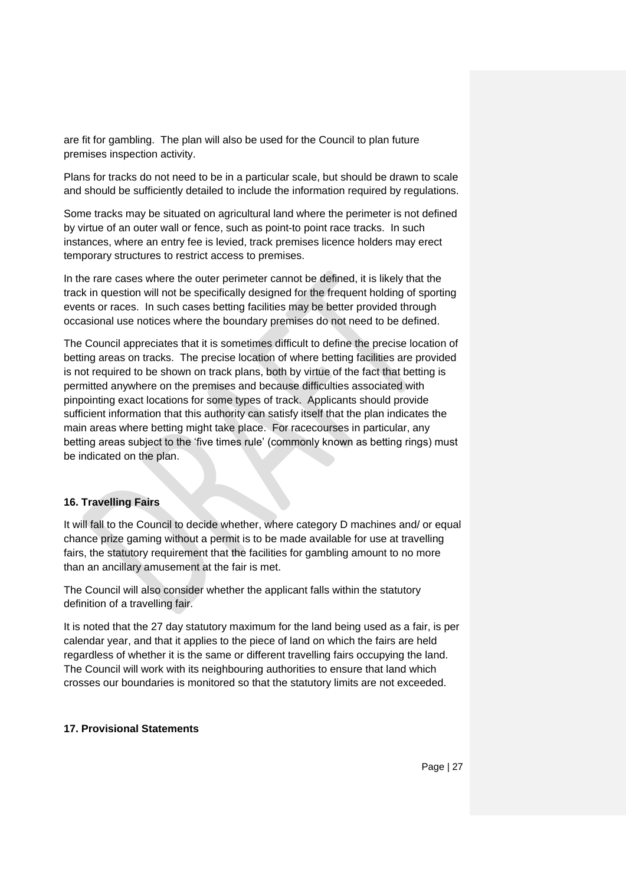are fit for gambling. The plan will also be used for the Council to plan future premises inspection activity.

Plans for tracks do not need to be in a particular scale, but should be drawn to scale and should be sufficiently detailed to include the information required by regulations.

Some tracks may be situated on agricultural land where the perimeter is not defined by virtue of an outer wall or fence, such as point-to point race tracks. In such instances, where an entry fee is levied, track premises licence holders may erect temporary structures to restrict access to premises.

In the rare cases where the outer perimeter cannot be defined, it is likely that the track in question will not be specifically designed for the frequent holding of sporting events or races. In such cases betting facilities may be better provided through occasional use notices where the boundary premises do not need to be defined.

The Council appreciates that it is sometimes difficult to define the precise location of betting areas on tracks. The precise location of where betting facilities are provided is not required to be shown on track plans, both by virtue of the fact that betting is permitted anywhere on the premises and because difficulties associated with pinpointing exact locations for some types of track. Applicants should provide sufficient information that this authority can satisfy itself that the plan indicates the main areas where betting might take place. For racecourses in particular, any betting areas subject to the 'five times rule' (commonly known as betting rings) must be indicated on the plan.

**16. Travelling Fairs**

It will fall to the Council to decide whether, where category D machines and/ or equal chance prize gaming without a permit is to be made available for use at travelling fairs, the statutory requirement that the facilities for gambling amount to no more than an ancillary amusement at the fair is met.

The Council will also consider whether the applicant falls within the statutory definition of a travelling fair.

It is noted that the 27 day statutory maximum for the land being used as a fair, is per calendar year, and that it applies to the piece of land on which the fairs are held regardless of whether it is the same or different travelling fairs occupying the land. The Council will work with its neighbouring authorities to ensure that land which crosses our boundaries is monitored so that the statutory limits are not exceeded.

**17. Provisional Statements**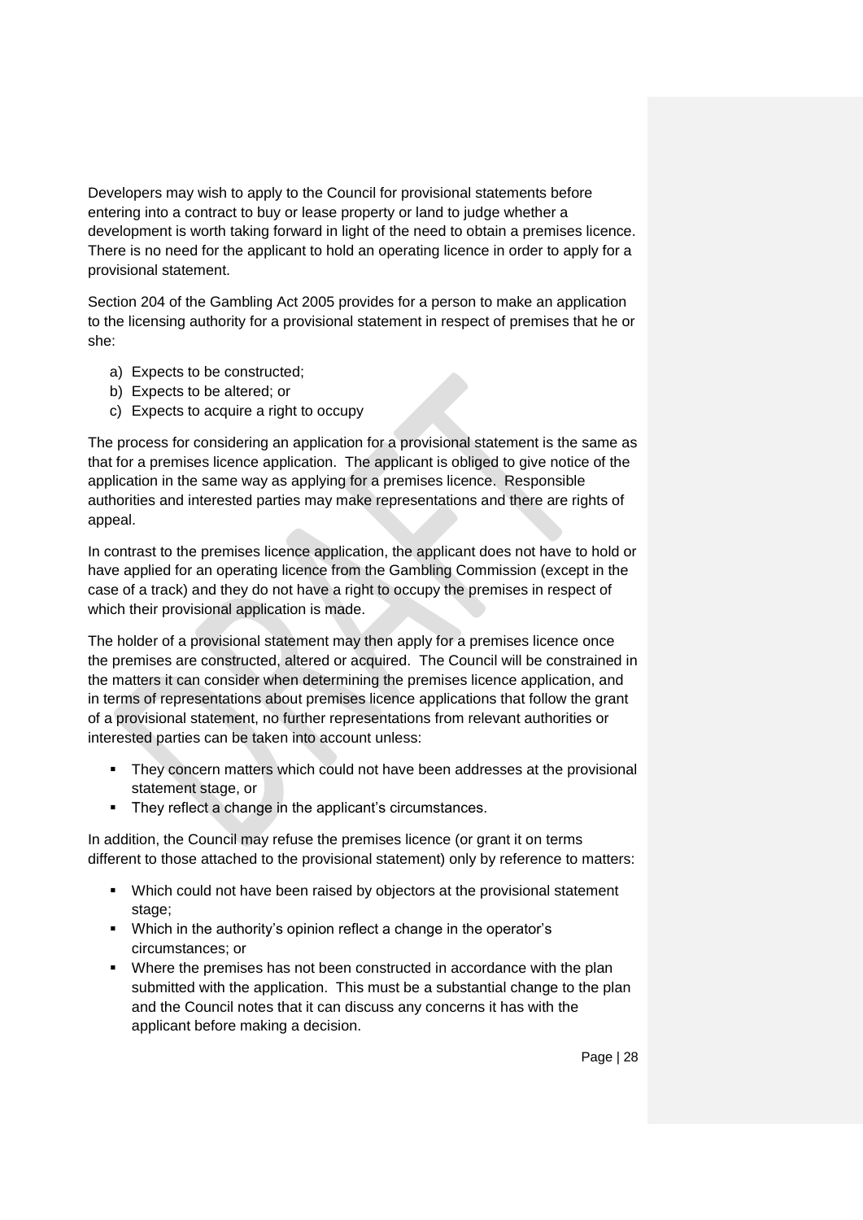Developers may wish to apply to the Council for provisional statements before entering into a contract to buy or lease property or land to judge whether a development is worth taking forward in light of the need to obtain a premises licence. There is no need for the applicant to hold an operating licence in order to apply for a provisional statement.

Section 204 of the Gambling Act 2005 provides for a person to make an application to the licensing authority for a provisional statement in respect of premises that he or she:

a) Expects to be constructed;
b) Expects to be altered; or
c) Expects to acquire a right to occupy

The process for considering an application for a provisional statement is the same as that for a premises licence application. The applicant is obliged to give notice of the application in the same way as applying for a premises licence. Responsible authorities and interested parties may make representations and there are rights of appeal.

In contrast to the premises licence application, the applicant does not have to hold or have applied for an operating licence from the Gambling Commission (except in the case of a track) and they do not have a right to occupy the premises in respect of which their provisional application is made.

The holder of a provisional statement may then apply for a premises licence once the premises are constructed, altered or acquired. The Council will be constrained in the matters it can consider when determining the premises licence application, and in terms of representations about premises licence applications that follow the grant of a provisional statement, no further representations from relevant authorities or interested parties can be taken into account unless:

- They concern matters which could not have been addresses at the provisional statement stage, or
- They reflect a change in the applicant's circumstances.

In addition, the Council may refuse the premises licence (or grant it on terms different to those attached to the provisional statement) only by reference to matters:

- Which could not have been raised by objectors at the provisional statement stage;
- Which in the authority's opinion reflect a change in the operator's circumstances; or
- Where the premises has not been constructed in accordance with the plan submitted with the application. This must be a substantial change to the plan and the Council notes that it can discuss any concerns it has with the applicant before making a decision.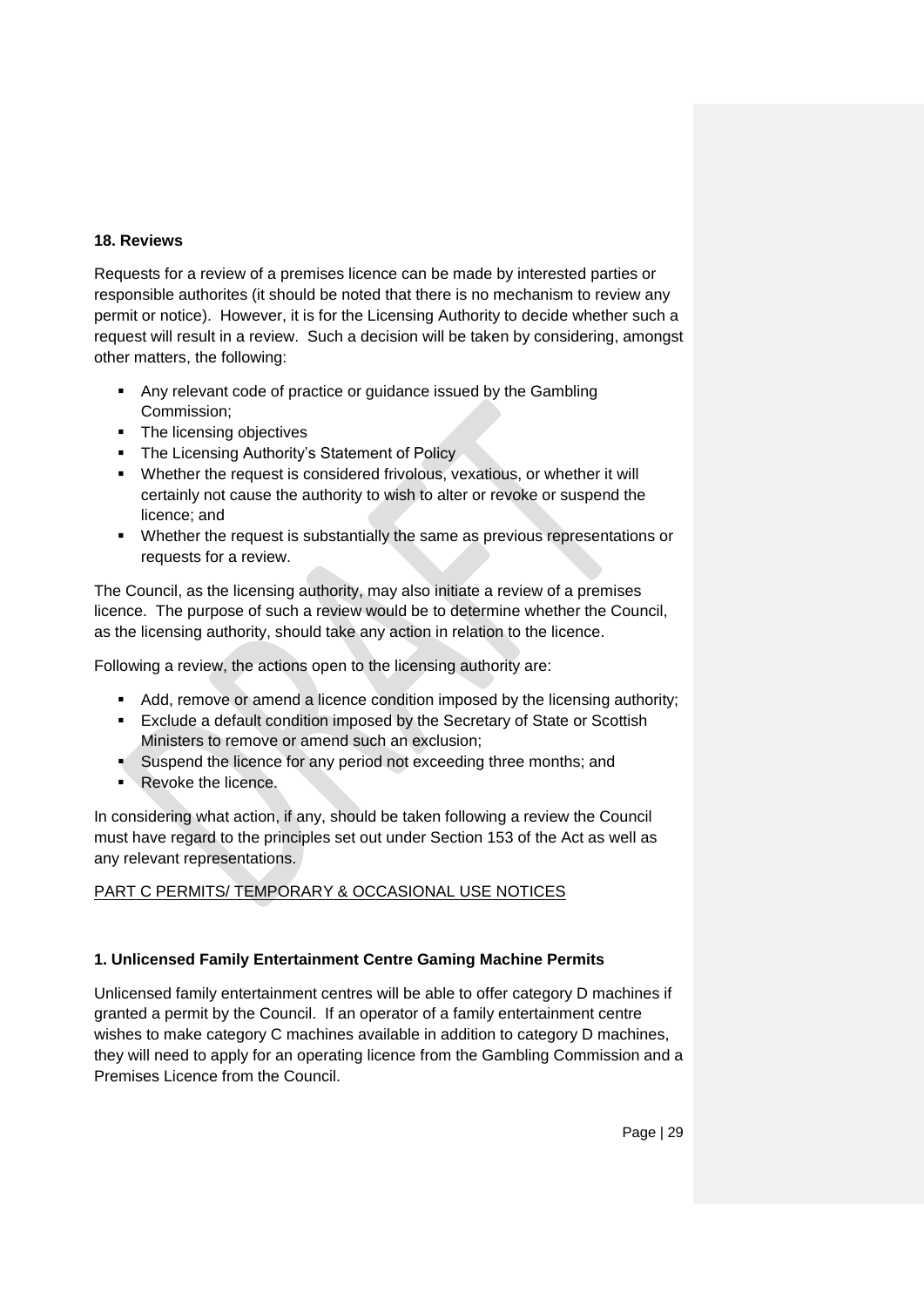**18. Reviews**

Requests for a review of a premises licence can be made by interested parties or responsible authorites (it should be noted that there is no mechanism to review any permit or notice). However, it is for the Licensing Authority to decide whether such a request will result in a review. Such a decision will be taken by considering, amongst other matters, the following:

- Any relevant code of practice or guidance issued by the Gambling Commission;
- The licensing objectives
- The Licensing Authority's Statement of Policy
- Whether the request is considered frivolous, vexatious, or whether it will certainly not cause the authority to wish to alter or revoke or suspend the licence; and
- Whether the request is substantially the same as previous representations or requests for a review.

The Council, as the licensing authority, may also initiate a review of a premises licence. The purpose of such a review would be to determine whether the Council, as the licensing authority, should take any action in relation to the licence.

Following a review, the actions open to the licensing authority are:

- Add, remove or amend a licence condition imposed by the licensing authority;
- Exclude a default condition imposed by the Secretary of State or Scottish Ministers to remove or amend such an exclusion;
- Suspend the licence for any period not exceeding three months; and
- Revoke the licence.

In considering what action, if any, should be taken following a review the Council must have regard to the principles set out under Section 153 of the Act as well as any relevant representations.

PART C PERMITS/ TEMPORARY & OCCASIONAL USE NOTICES

**1. Unlicensed Family Entertainment Centre Gaming Machine Permits**

Unlicensed family entertainment centres will be able to offer category D machines if granted a permit by the Council. If an operator of a family entertainment centre wishes to make category C machines available in addition to category D machines, they will need to apply for an operating licence from the Gambling Commission and a Premises Licence from the Council.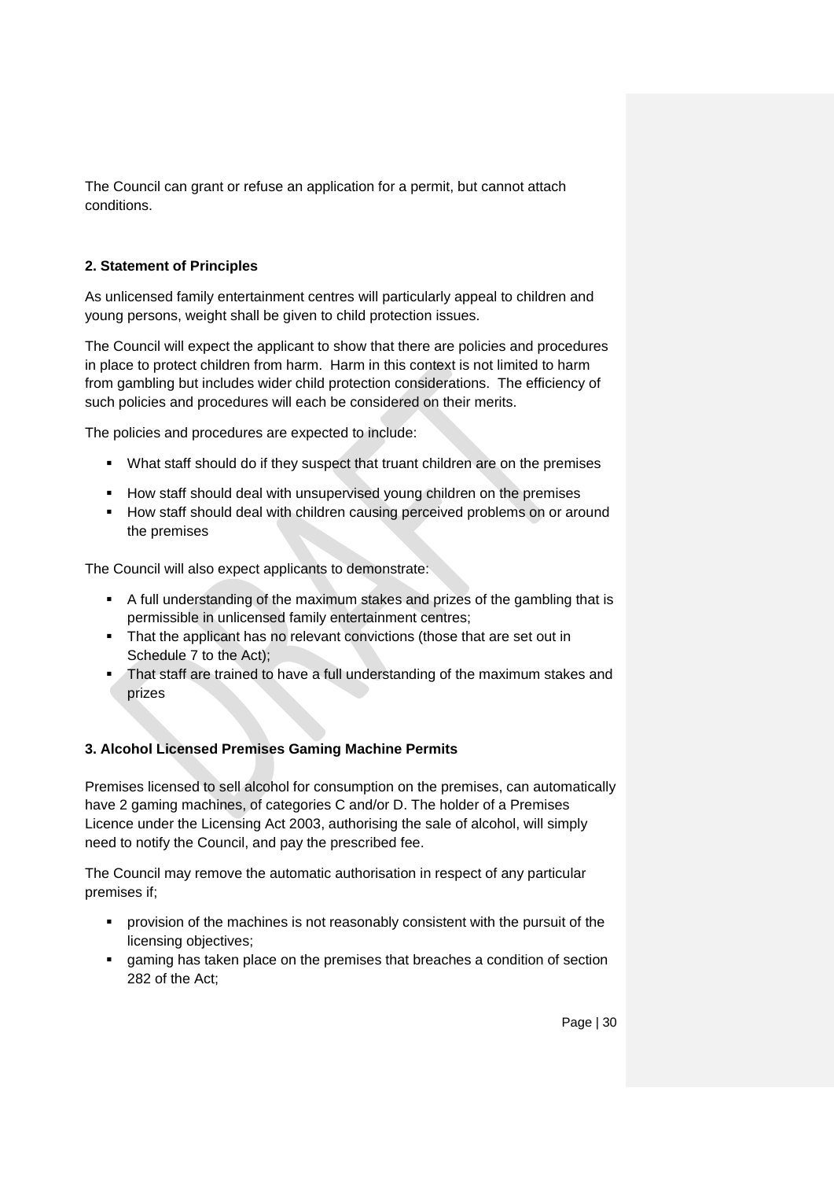The Council can grant or refuse an application for a permit, but cannot attach conditions.

**2. Statement of Principles**

As unlicensed family entertainment centres will particularly appeal to children and young persons, weight shall be given to child protection issues.

The Council will expect the applicant to show that there are policies and procedures in place to protect children from harm. Harm in this context is not limited to harm from gambling but includes wider child protection considerations. The efficiency of such policies and procedures will each be considered on their merits.

The policies and procedures are expected to include:

- What staff should do if they suspect that truant children are on the premises
- How staff should deal with unsupervised young children on the premises
- How staff should deal with children causing perceived problems on or around the premises

The Council will also expect applicants to demonstrate:

- A full understanding of the maximum stakes and prizes of the gambling that is permissible in unlicensed family entertainment centres;
- That the applicant has no relevant convictions (those that are set out in Schedule 7 to the Act);
- That staff are trained to have a full understanding of the maximum stakes and prizes

**3. Alcohol Licensed Premises Gaming Machine Permits**

Premises licensed to sell alcohol for consumption on the premises, can automatically have 2 gaming machines, of categories C and/or D. The holder of a Premises Licence under the Licensing Act 2003, authorising the sale of alcohol, will simply need to notify the Council, and pay the prescribed fee.

The Council may remove the automatic authorisation in respect of any particular premises if;

- provision of the machines is not reasonably consistent with the pursuit of the licensing objectives;
- gaming has taken place on the premises that breaches a condition of section 282 of the Act;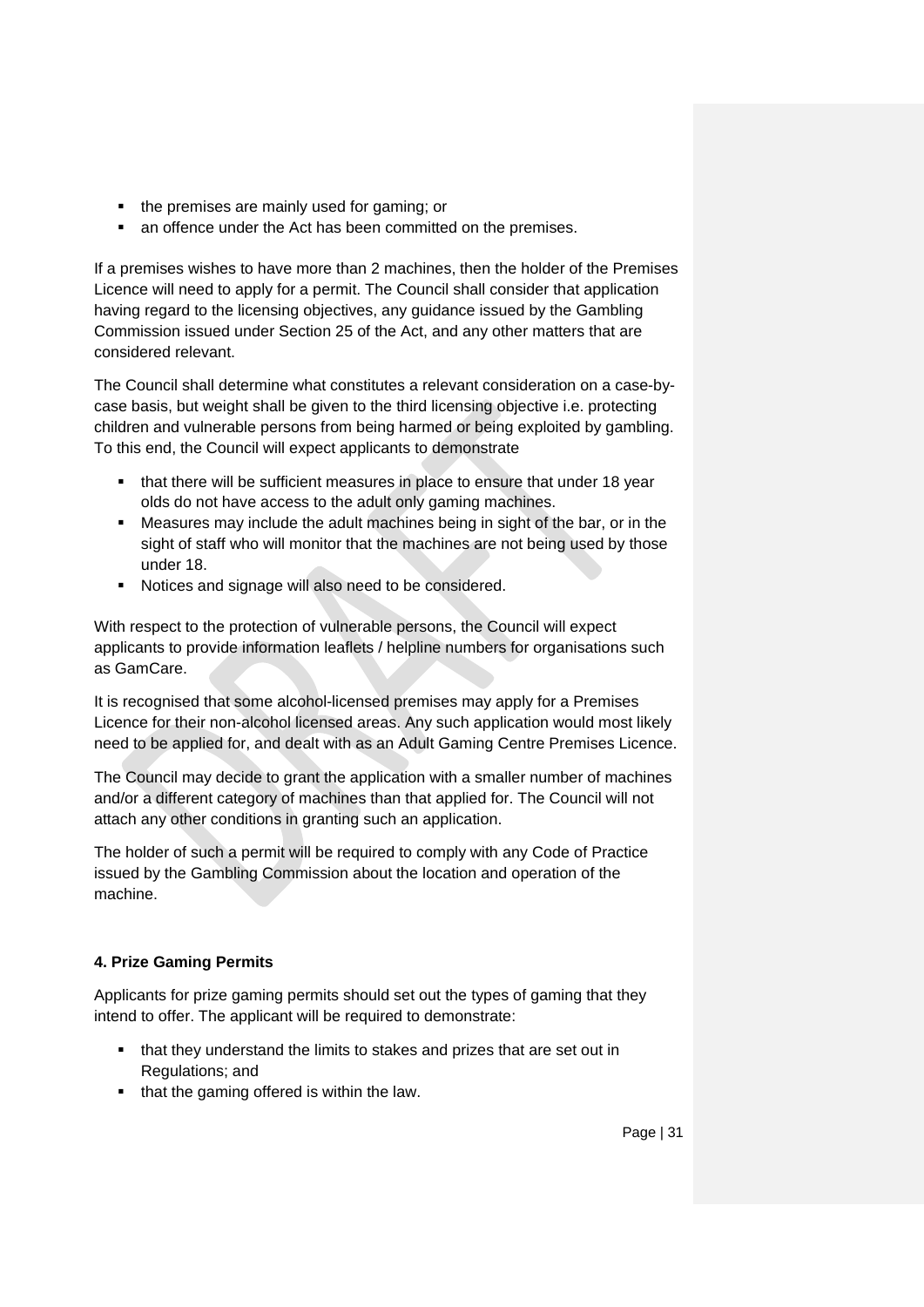- the premises are mainly used for gaming; or
- an offence under the Act has been committed on the premises.

If a premises wishes to have more than 2 machines, then the holder of the Premises Licence will need to apply for a permit. The Council shall consider that application having regard to the licensing objectives, any guidance issued by the Gambling Commission issued under Section 25 of the Act, and any other matters that are considered relevant.

The Council shall determine what constitutes a relevant consideration on a case-by-case basis, but weight shall be given to the third licensing objective i.e. protecting children and vulnerable persons from being harmed or being exploited by gambling. To this end, the Council will expect applicants to demonstrate

- that there will be sufficient measures in place to ensure that under 18 year olds do not have access to the adult only gaming machines.
- Measures may include the adult machines being in sight of the bar, or in the sight of staff who will monitor that the machines are not being used by those under 18.
- Notices and signage will also need to be considered.

With respect to the protection of vulnerable persons, the Council will expect applicants to provide information leaflets / helpline numbers for organisations such as GamCare.

It is recognised that some alcohol-licensed premises may apply for a Premises Licence for their non-alcohol licensed areas. Any such application would most likely need to be applied for, and dealt with as an Adult Gaming Centre Premises Licence.

The Council may decide to grant the application with a smaller number of machines and/or a different category of machines than that applied for. The Council will not attach any other conditions in granting such an application.

The holder of such a permit will be required to comply with any Code of Practice issued by the Gambling Commission about the location and operation of the machine.

**4. Prize Gaming Permits**

Applicants for prize gaming permits should set out the types of gaming that they intend to offer. The applicant will be required to demonstrate:

- that they understand the limits to stakes and prizes that are set out in Regulations; and
- that the gaming offered is within the law.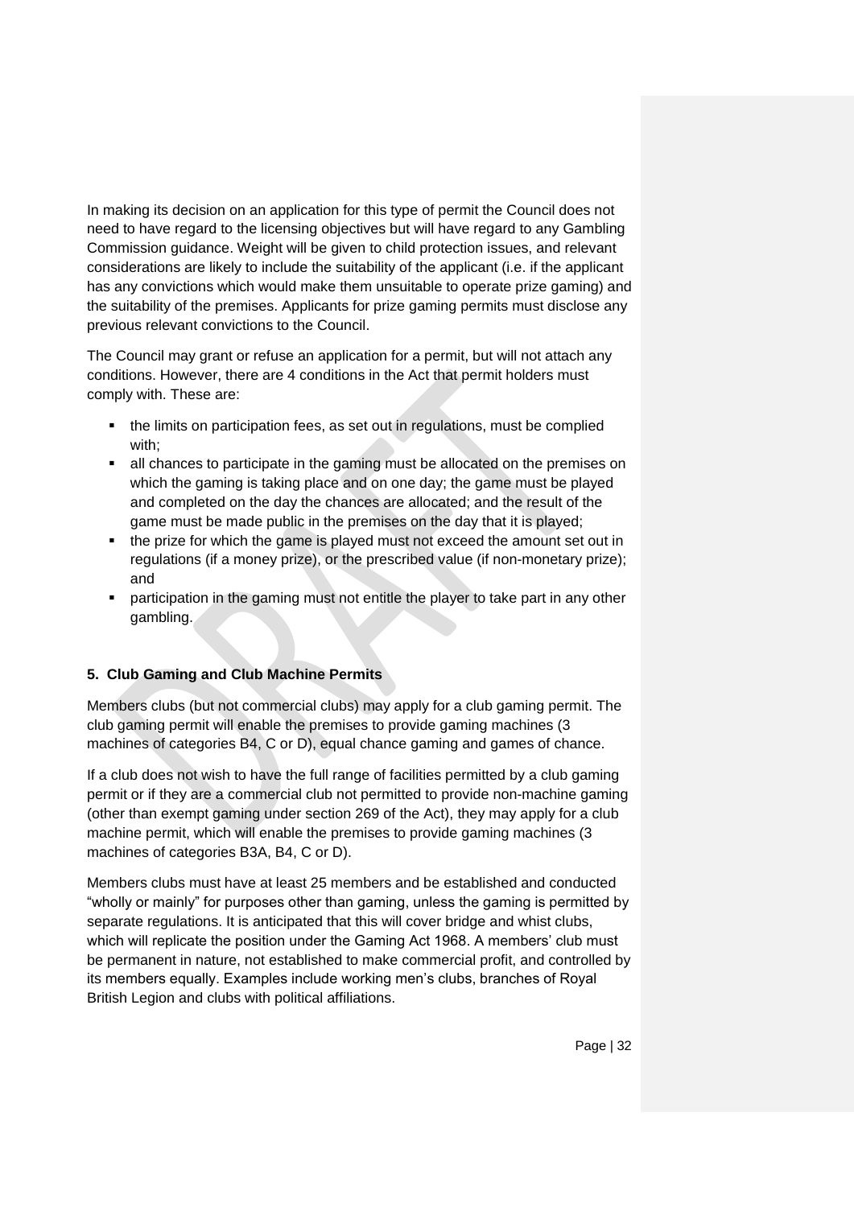In making its decision on an application for this type of permit the Council does not need to have regard to the licensing objectives but will have regard to any Gambling Commission guidance. Weight will be given to child protection issues, and relevant considerations are likely to include the suitability of the applicant (i.e. if the applicant has any convictions which would make them unsuitable to operate prize gaming) and the suitability of the premises. Applicants for prize gaming permits must disclose any previous relevant convictions to the Council.

The Council may grant or refuse an application for a permit, but will not attach any conditions. However, there are 4 conditions in the Act that permit holders must comply with. These are:

- the limits on participation fees, as set out in regulations, must be complied with;
- all chances to participate in the gaming must be allocated on the premises on which the gaming is taking place and on one day; the game must be played and completed on the day the chances are allocated; and the result of the game must be made public in the premises on the day that it is played;
- the prize for which the game is played must not exceed the amount set out in regulations (if a money prize), or the prescribed value (if non-monetary prize); and
- participation in the gaming must not entitle the player to take part in any other gambling.

**5. Club Gaming and Club Machine Permits**

Members clubs (but not commercial clubs) may apply for a club gaming permit. The club gaming permit will enable the premises to provide gaming machines (3 machines of categories B4, C or D), equal chance gaming and games of chance.

If a club does not wish to have the full range of facilities permitted by a club gaming permit or if they are a commercial club not permitted to provide non-machine gaming (other than exempt gaming under section 269 of the Act), they may apply for a club machine permit, which will enable the premises to provide gaming machines (3 machines of categories B3A, B4, C or D).

Members clubs must have at least 25 members and be established and conducted "wholly or mainly" for purposes other than gaming, unless the gaming is permitted by separate regulations. It is anticipated that this will cover bridge and whist clubs, which will replicate the position under the Gaming Act 1968. A members' club must be permanent in nature, not established to make commercial profit, and controlled by its members equally. Examples include working men's clubs, branches of Royal British Legion and clubs with political affiliations.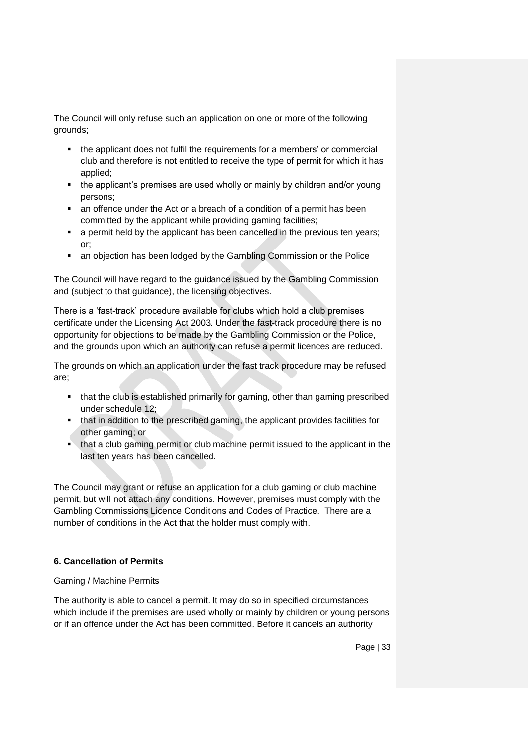The Council will only refuse such an application on one or more of the following grounds;

- the applicant does not fulfil the requirements for a members' or commercial club and therefore is not entitled to receive the type of permit for which it has applied;
- the applicant's premises are used wholly or mainly by children and/or young persons;
- an offence under the Act or a breach of a condition of a permit has been committed by the applicant while providing gaming facilities;
- a permit held by the applicant has been cancelled in the previous ten years; or;
- an objection has been lodged by the Gambling Commission or the Police

The Council will have regard to the guidance issued by the Gambling Commission and (subject to that guidance), the licensing objectives.

There is a 'fast-track' procedure available for clubs which hold a club premises certificate under the Licensing Act 2003. Under the fast-track procedure there is no opportunity for objections to be made by the Gambling Commission or the Police, and the grounds upon which an authority can refuse a permit licences are reduced.

The grounds on which an application under the fast track procedure may be refused are;

- that the club is established primarily for gaming, other than gaming prescribed under schedule 12;
- that in addition to the prescribed gaming, the applicant provides facilities for other gaming; or
- that a club gaming permit or club machine permit issued to the applicant in the last ten years has been cancelled.

The Council may grant or refuse an application for a club gaming or club machine permit, but will not attach any conditions. However, premises must comply with the Gambling Commissions Licence Conditions and Codes of Practice. There are a number of conditions in the Act that the holder must comply with.

**6. Cancellation of Permits**

Gaming / Machine Permits

The authority is able to cancel a permit. It may do so in specified circumstances which include if the premises are used wholly or mainly by children or young persons or if an offence under the Act has been committed. Before it cancels an authority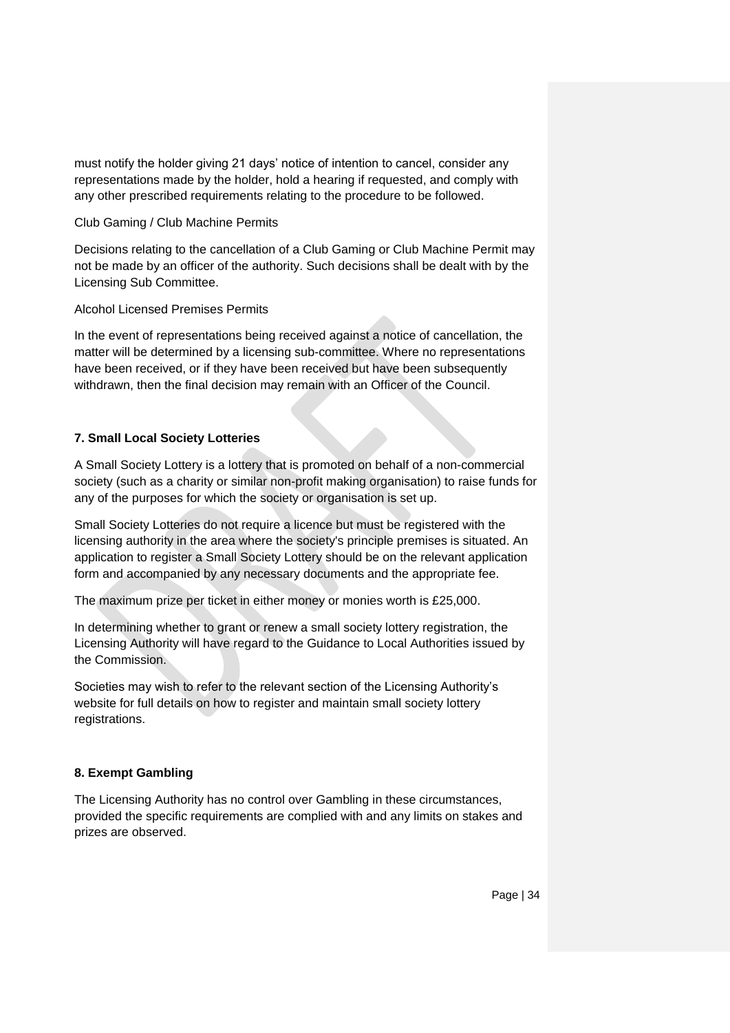must notify the holder giving 21 days' notice of intention to cancel, consider any representations made by the holder, hold a hearing if requested, and comply with any other prescribed requirements relating to the procedure to be followed.

Club Gaming / Club Machine Permits

Decisions relating to the cancellation of a Club Gaming or Club Machine Permit may not be made by an officer of the authority. Such decisions shall be dealt with by the Licensing Sub Committee.

Alcohol Licensed Premises Permits

In the event of representations being received against a notice of cancellation, the matter will be determined by a licensing sub-committee. Where no representations have been received, or if they have been received but have been subsequently withdrawn, then the final decision may remain with an Officer of the Council.

**7. Small Local Society Lotteries**

A Small Society Lottery is a lottery that is promoted on behalf of a non-commercial society (such as a charity or similar non-profit making organisation) to raise funds for any of the purposes for which the society or organisation is set up.

Small Society Lotteries do not require a licence but must be registered with the licensing authority in the area where the society's principle premises is situated. An application to register a Small Society Lottery should be on the relevant application form and accompanied by any necessary documents and the appropriate fee.

The maximum prize per ticket in either money or monies worth is £25,000.

In determining whether to grant or renew a small society lottery registration, the Licensing Authority will have regard to the Guidance to Local Authorities issued by the Commission.

Societies may wish to refer to the relevant section of the Licensing Authority's website for full details on how to register and maintain small society lottery registrations.

**8. Exempt Gambling**

The Licensing Authority has no control over Gambling in these circumstances, provided the specific requirements are complied with and any limits on stakes and prizes are observed.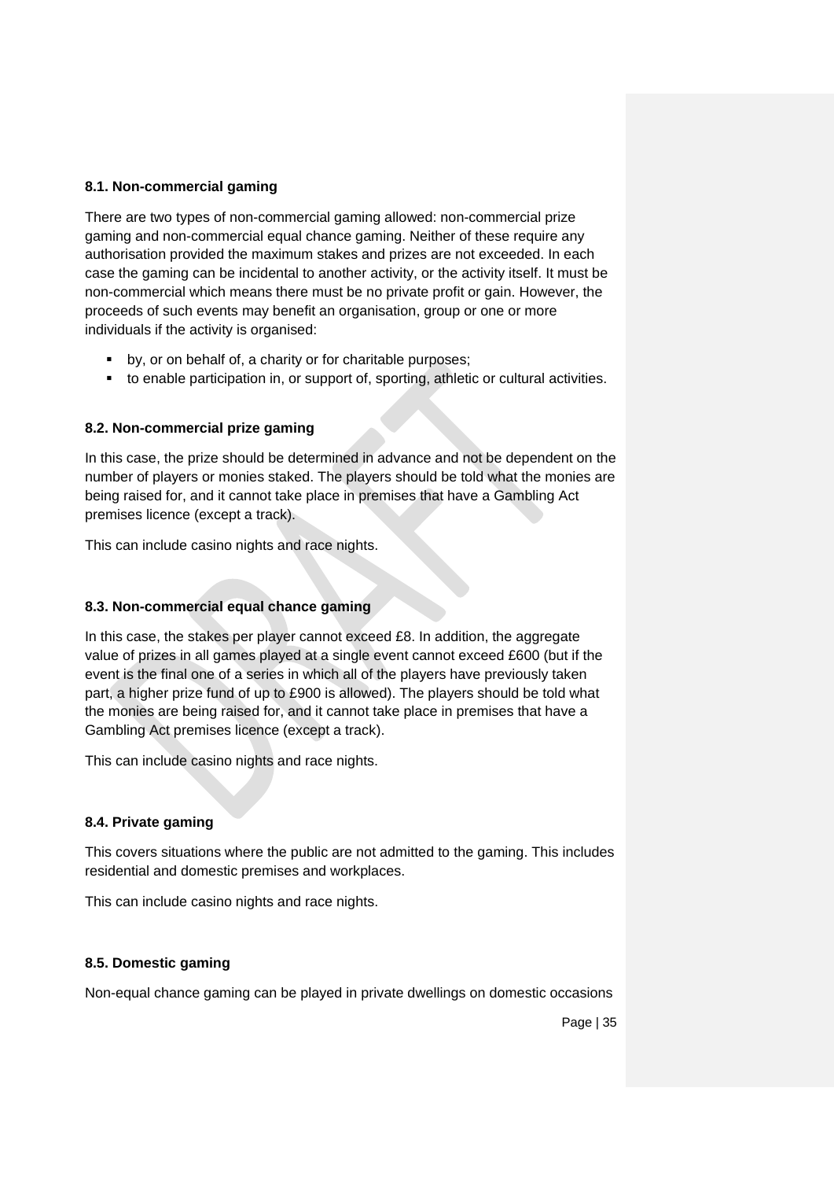### 8.1. Non-commercial gaming

There are two types of non-commercial gaming allowed: non-commercial prize gaming and non-commercial equal chance gaming. Neither of these require any authorisation provided the maximum stakes and prizes are not exceeded. In each case the gaming can be incidental to another activity, or the activity itself. It must be non-commercial which means there must be no private profit or gain. However, the proceeds of such events may benefit an organisation, group or one or more individuals if the activity is organised:

- by, or on behalf of, a charity or for charitable purposes;
- to enable participation in, or support of, sporting, athletic or cultural activities.

### 8.2. Non-commercial prize gaming

In this case, the prize should be determined in advance and not be dependent on the number of players or monies staked. The players should be told what the monies are being raised for, and it cannot take place in premises that have a Gambling Act premises licence (except a track).

This can include casino nights and race nights.

### 8.3. Non-commercial equal chance gaming

In this case, the stakes per player cannot exceed £8. In addition, the aggregate value of prizes in all games played at a single event cannot exceed £600 (but if the event is the final one of a series in which all of the players have previously taken part, a higher prize fund of up to £900 is allowed). The players should be told what the monies are being raised for, and it cannot take place in premises that have a Gambling Act premises licence (except a track).

This can include casino nights and race nights.

### 8.4. Private gaming

This covers situations where the public are not admitted to the gaming. This includes residential and domestic premises and workplaces.

This can include casino nights and race nights.

### 8.5. Domestic gaming

Non-equal chance gaming can be played in private dwellings on domestic occasions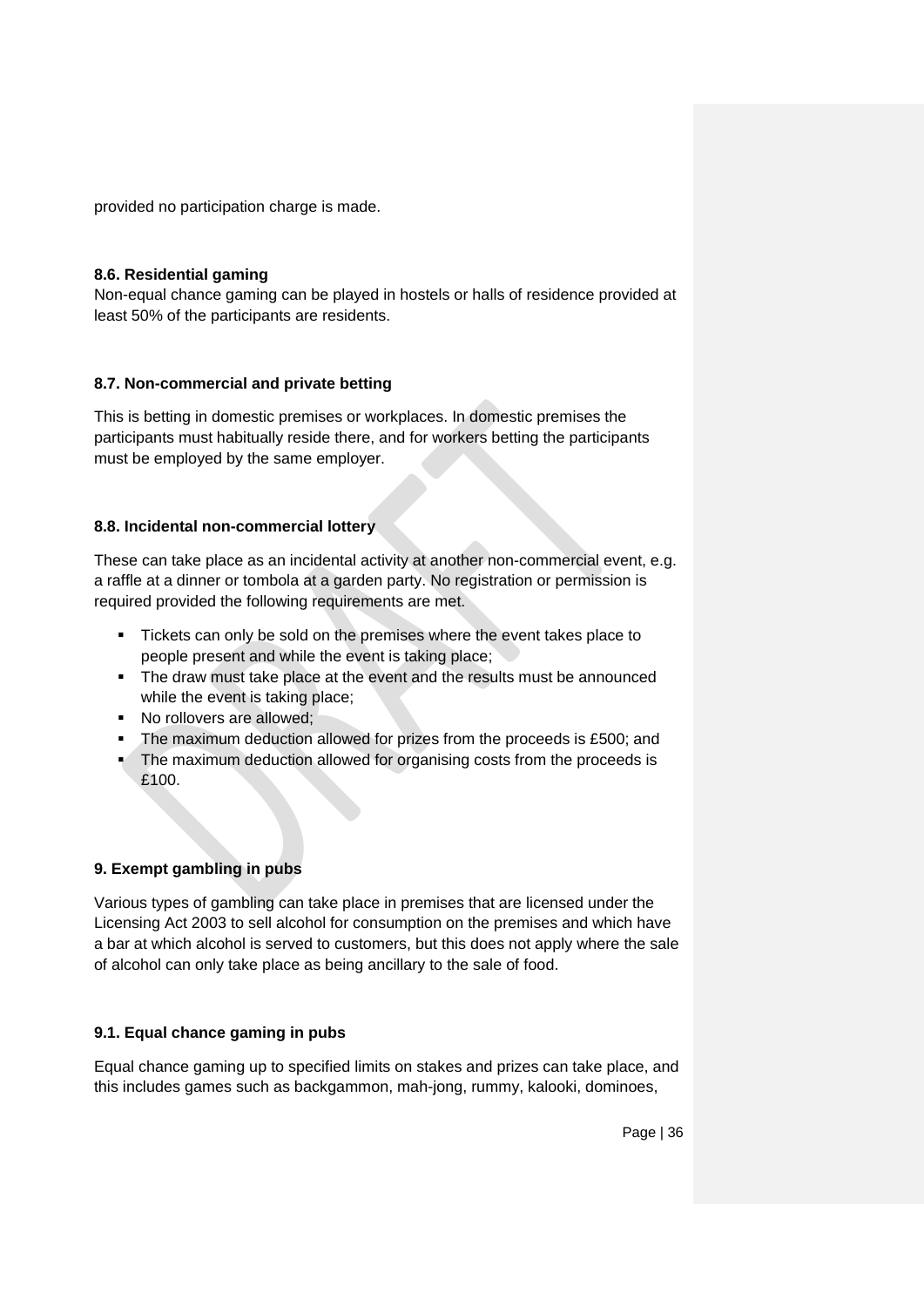provided no participation charge is made.

### 8.6. Residential gaming

Non-equal chance gaming can be played in hostels or halls of residence provided at least 50% of the participants are residents.

### 8.7. Non-commercial and private betting

This is betting in domestic premises or workplaces. In domestic premises the participants must habitually reside there, and for workers betting the participants must be employed by the same employer.

### 8.8. Incidental non-commercial lottery

These can take place as an incidental activity at another non-commercial event, e.g. a raffle at a dinner or tombola at a garden party. No registration or permission is required provided the following requirements are met.

- Tickets can only be sold on the premises where the event takes place to people present and while the event is taking place;
- The draw must take place at the event and the results must be announced while the event is taking place;
- No rollovers are allowed;
- The maximum deduction allowed for prizes from the proceeds is £500; and
- The maximum deduction allowed for organising costs from the proceeds is £100.

## 9. Exempt gambling in pubs

Various types of gambling can take place in premises that are licensed under the Licensing Act 2003 to sell alcohol for consumption on the premises and which have a bar at which alcohol is served to customers, but this does not apply where the sale of alcohol can only take place as being ancillary to the sale of food.

### 9.1. Equal chance gaming in pubs

Equal chance gaming up to specified limits on stakes and prizes can take place, and this includes games such as backgammon, mah-jong, rummy, kalooki, dominoes,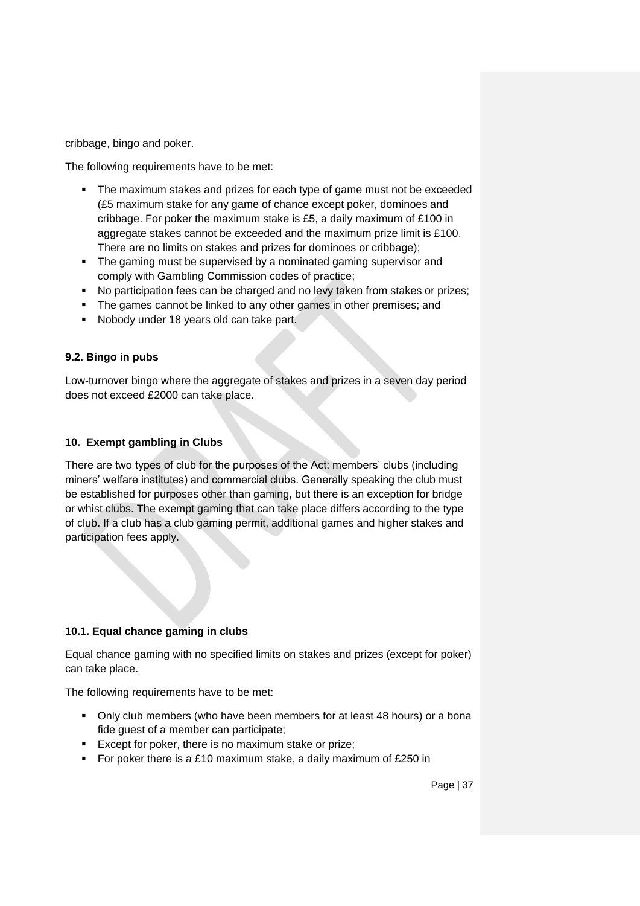cribbage, bingo and poker.

The following requirements have to be met:

- The maximum stakes and prizes for each type of game must not be exceeded (£5 maximum stake for any game of chance except poker, dominoes and cribbage. For poker the maximum stake is £5, a daily maximum of £100 in aggregate stakes cannot be exceeded and the maximum prize limit is £100. There are no limits on stakes and prizes for dominoes or cribbage);
- The gaming must be supervised by a nominated gaming supervisor and comply with Gambling Commission codes of practice;
- No participation fees can be charged and no levy taken from stakes or prizes;
- The games cannot be linked to any other games in other premises; and
- Nobody under 18 years old can take part.

### 9.2. Bingo in pubs

Low-turnover bingo where the aggregate of stakes and prizes in a seven day period does not exceed £2000 can take place.

## 10. Exempt gambling in Clubs

There are two types of club for the purposes of the Act: members' clubs (including miners' welfare institutes) and commercial clubs. Generally speaking the club must be established for purposes other than gaming, but there is an exception for bridge or whist clubs. The exempt gaming that can take place differs according to the type of club. If a club has a club gaming permit, additional games and higher stakes and participation fees apply.

### 10.1. Equal chance gaming in clubs

Equal chance gaming with no specified limits on stakes and prizes (except for poker) can take place.

The following requirements have to be met:

- Only club members (who have been members for at least 48 hours) or a bona fide guest of a member can participate;
- Except for poker, there is no maximum stake or prize;
- For poker there is a £10 maximum stake, a daily maximum of £250 in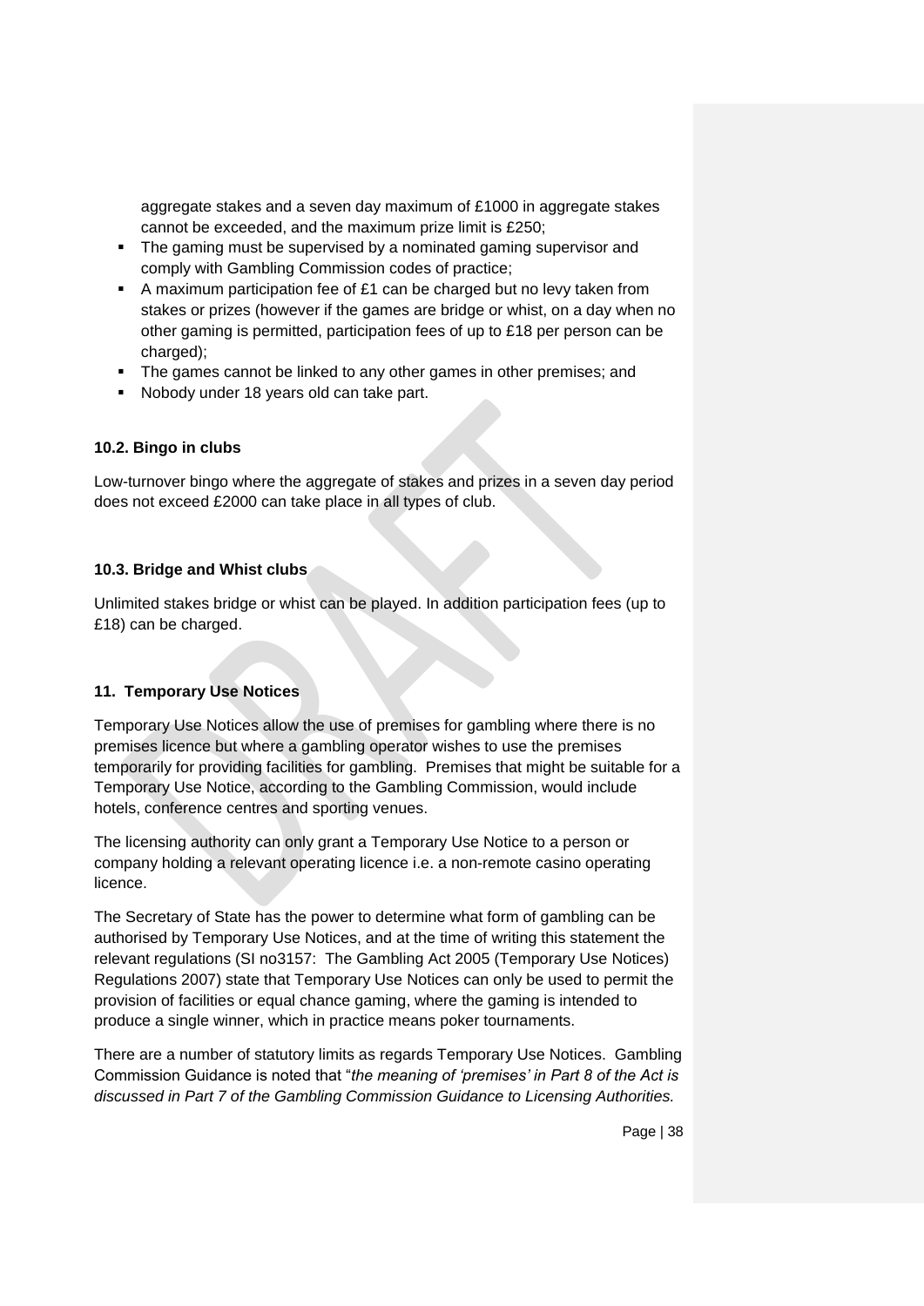aggregate stakes and a seven day maximum of £1000 in aggregate stakes cannot be exceeded, and the maximum prize limit is £250;

- The gaming must be supervised by a nominated gaming supervisor and comply with Gambling Commission codes of practice;
- A maximum participation fee of £1 can be charged but no levy taken from stakes or prizes (however if the games are bridge or whist, on a day when no other gaming is permitted, participation fees of up to £18 per person can be charged);
- The games cannot be linked to any other games in other premises; and
- Nobody under 18 years old can take part.

### 10.2. Bingo in clubs

Low-turnover bingo where the aggregate of stakes and prizes in a seven day period does not exceed £2000 can take place in all types of club.

### 10.3. Bridge and Whist clubs

Unlimited stakes bridge or whist can be played. In addition participation fees (up to £18) can be charged.

## 11. Temporary Use Notices

Temporary Use Notices allow the use of premises for gambling where there is no premises licence but where a gambling operator wishes to use the premises temporarily for providing facilities for gambling. Premises that might be suitable for a Temporary Use Notice, according to the Gambling Commission, would include hotels, conference centres and sporting venues.

The licensing authority can only grant a Temporary Use Notice to a person or company holding a relevant operating licence i.e. a non-remote casino operating licence.

The Secretary of State has the power to determine what form of gambling can be authorised by Temporary Use Notices, and at the time of writing this statement the relevant regulations (SI no3157: The Gambling Act 2005 (Temporary Use Notices) Regulations 2007) state that Temporary Use Notices can only be used to permit the provision of facilities or equal chance gaming, where the gaming is intended to produce a single winner, which in practice means poker tournaments.

There are a number of statutory limits as regards Temporary Use Notices. Gambling Commission Guidance is noted that "*the meaning of 'premises' in Part 8 of the Act is discussed in Part 7 of the Gambling Commission Guidance to Licensing Authorities.*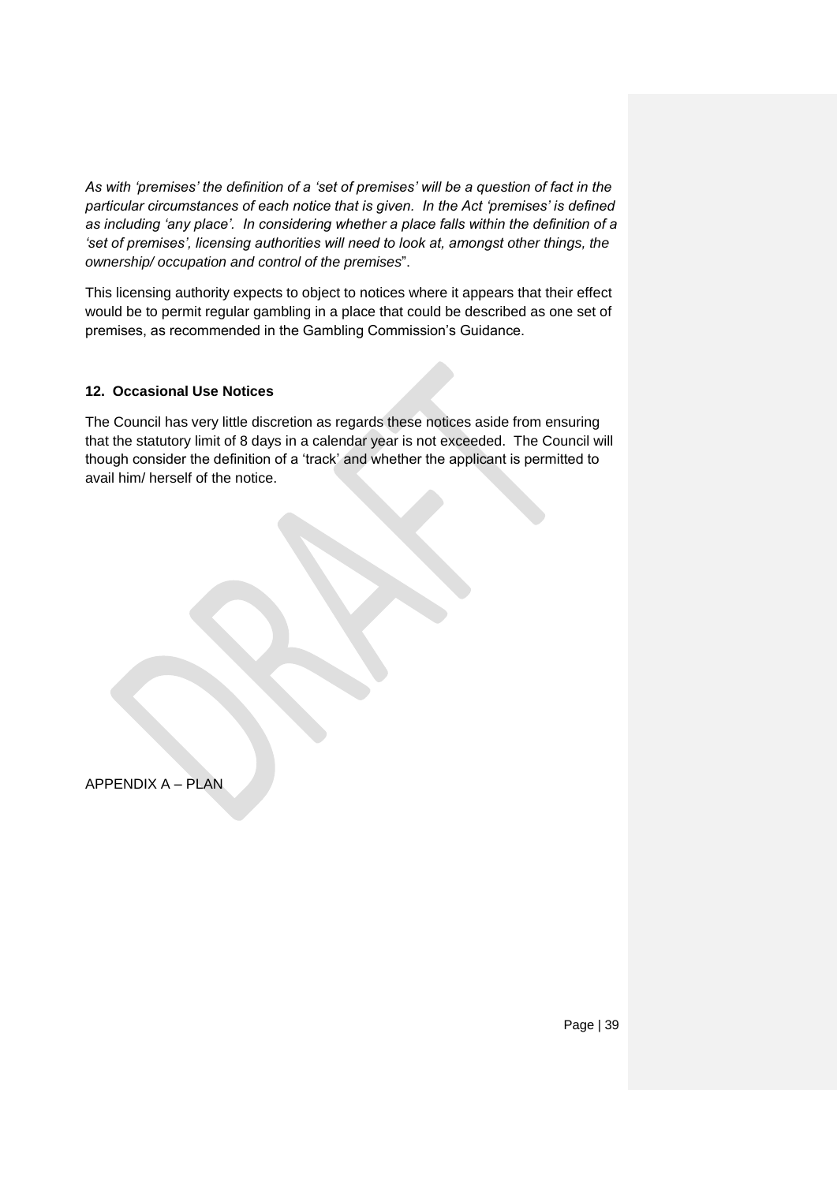*As with 'premises' the definition of a 'set of premises' will be a question of fact in the particular circumstances of each notice that is given. In the Act 'premises' is defined as including 'any place'. In considering whether a place falls within the definition of a 'set of premises', licensing authorities will need to look at, amongst other things, the ownership/ occupation and control of the premises*".

This licensing authority expects to object to notices where it appears that their effect would be to permit regular gambling in a place that could be described as one set of premises, as recommended in the Gambling Commission's Guidance.

### 12. Occasional Use Notices

The Council has very little discretion as regards these notices aside from ensuring that the statutory limit of 8 days in a calendar year is not exceeded. The Council will though consider the definition of a 'track' and whether the applicant is permitted to avail him/ herself of the notice.

APPENDIX A – PLAN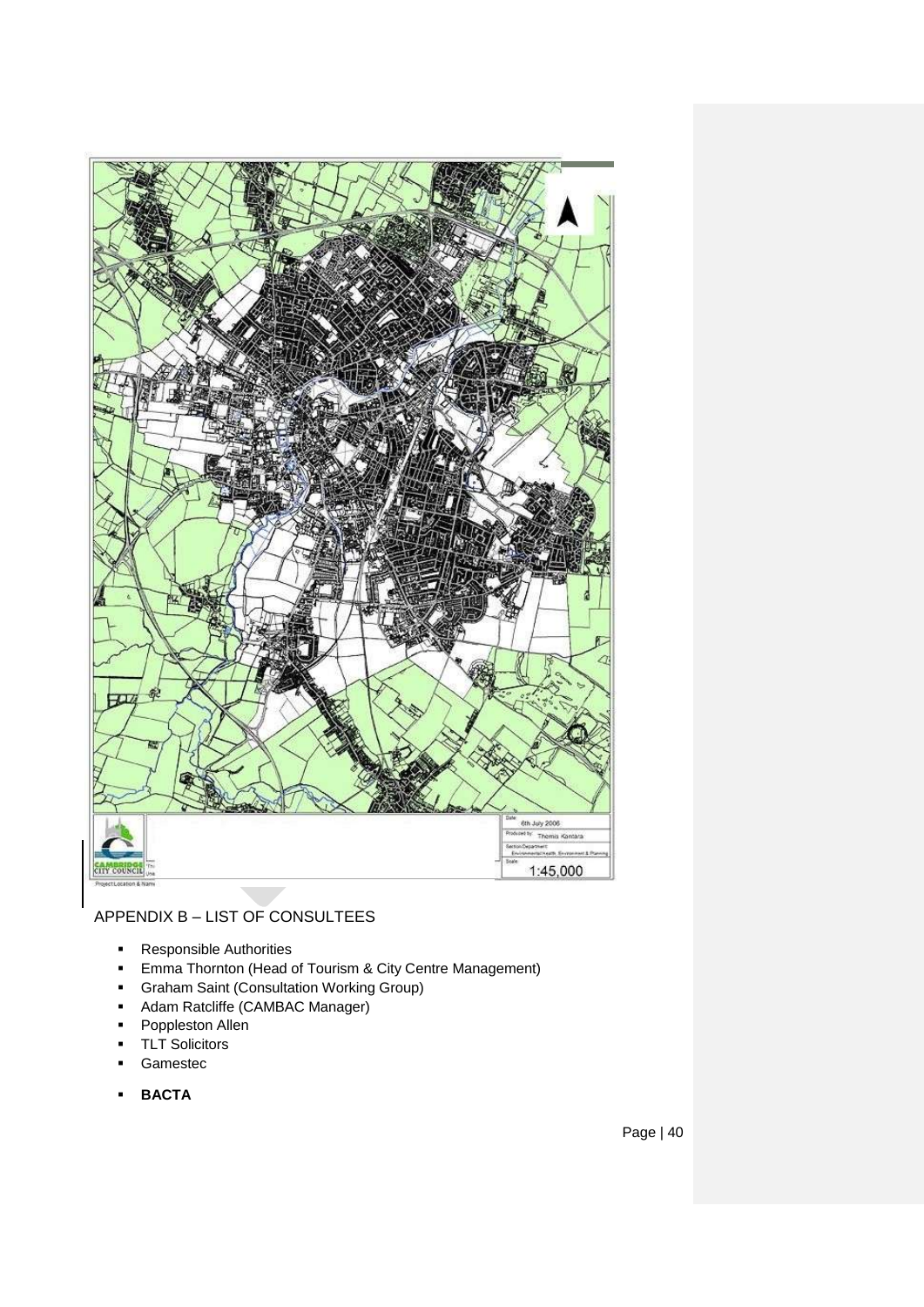## APPENDIX B – LIST OF CONSULTEES

- Responsible Authorities
- Emma Thornton (Head of Tourism & City Centre Management)
- Graham Saint (Consultation Working Group)
- Adam Ratcliffe (CAMBAC Manager)
- Poppleston Allen
- TLT Solicitors
- Gamestec
- **BACTA**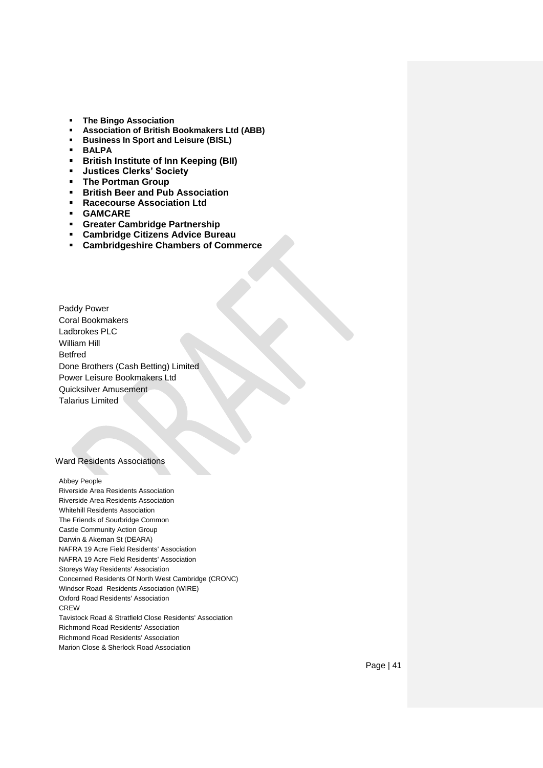- **The Bingo Association**
- **Association of British Bookmakers Ltd (ABB)**
- **Business In Sport and Leisure (BISL)**
- **BALPA**
- **British Institute of Inn Keeping (BII)**
- **Justices Clerks' Society**
- **The Portman Group**
- **British Beer and Pub Association**
- **Racecourse Association Ltd**
- **GAMCARE**
- **Greater Cambridge Partnership**
- **Cambridge Citizens Advice Bureau**
- **Cambridgeshire Chambers of Commerce**

Paddy Power
Coral Bookmakers
Ladbrokes PLC
William Hill
Betfred
Done Brothers (Cash Betting) Limited
Power Leisure Bookmakers Ltd
Quicksilver Amusement
Talarius Limited

Ward Residents Associations

Abbey People
Riverside Area Residents Association
Riverside Area Residents Association
Whitehill Residents Association
The Friends of Sourbridge Common
Castle Community Action Group
Darwin & Akeman St (DEARA)
NAFRA 19 Acre Field Residents' Association
NAFRA 19 Acre Field Residents' Association
Storeys Way Residents' Association
Concerned Residents Of North West Cambridge (CRONC)
Windsor Road Residents Association (WIRE)
Oxford Road Residents' Association
CREW
Tavistock Road & Stratfield Close Residents' Association
Richmond Road Residents' Association
Richmond Road Residents' Association
Marion Close & Sherlock Road Association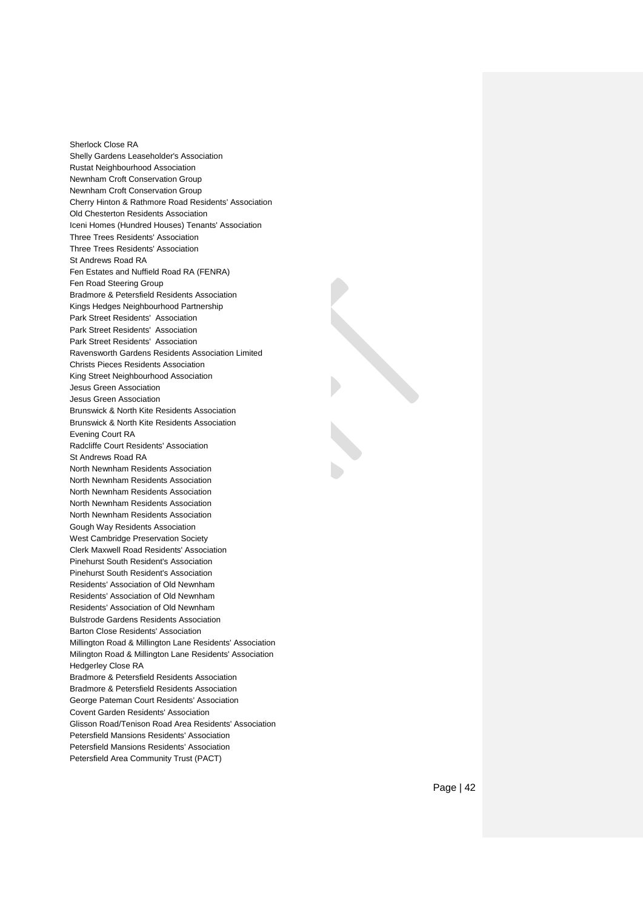Sherlock Close RA
Shelly Gardens Leaseholder's Association
Rustat Neighbourhood Association
Newnham Croft Conservation Group
Newnham Croft Conservation Group
Cherry Hinton & Rathmore Road Residents' Association
Old Chesterton Residents Association
Iceni Homes (Hundred Houses) Tenants' Association
Three Trees Residents' Association
Three Trees Residents' Association
St Andrews Road RA
Fen Estates and Nuffield Road RA (FENRA)
Fen Road Steering Group
Bradmore & Petersfield Residents Association
Kings Hedges Neighbourhood Partnership
Park Street Residents' Association
Park Street Residents' Association
Park Street Residents' Association
Ravensworth Gardens Residents Association Limited
Christs Pieces Residents Association
King Street Neighbourhood Association
Jesus Green Association
Jesus Green Association
Brunswick & North Kite Residents Association
Brunswick & North Kite Residents Association
Evening Court RA
Radcliffe Court Residents' Association
St Andrews Road RA
North Newnham Residents Association
North Newnham Residents Association
North Newnham Residents Association
North Newnham Residents Association
North Newnham Residents Association
Gough Way Residents Association
West Cambridge Preservation Society
Clerk Maxwell Road Residents' Association
Pinehurst South Resident's Association
Pinehurst South Resident's Association
Residents' Association of Old Newnham
Residents' Association of Old Newnham
Residents' Association of Old Newnham
Bulstrode Gardens Residents Association
Barton Close Residents' Association
Millington Road & Millington Lane Residents' Association
Milington Road & Millington Lane Residents' Association
Hedgerley Close RA
Bradmore & Petersfield Residents Association
Bradmore & Petersfield Residents Association
George Pateman Court Residents' Association
Covent Garden Residents' Association
Glisson Road/Tenison Road Area Residents' Association
Petersfield Mansions Residents' Association
Petersfield Mansions Residents' Association
Petersfield Area Community Trust (PACT)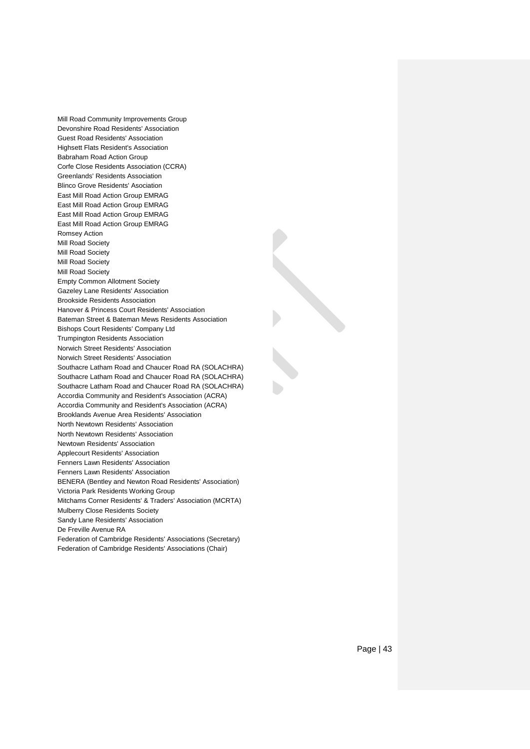Mill Road Community Improvements Group
Devonshire Road Residents' Association
Guest Road Residents' Association
Highsett Flats Resident's Association
Babraham Road Action Group
Corfe Close Residents Association (CCRA)
Greenlands' Residents Association
Blinco Grove Residents' Asociation
East Mill Road Action Group EMRAG
East Mill Road Action Group EMRAG
East Mill Road Action Group EMRAG
East Mill Road Action Group EMRAG
Romsey Action
Mill Road Society
Mill Road Society
Mill Road Society
Mill Road Society
Empty Common Allotment Society
Gazeley Lane Residents' Association
Brookside Residents Association
Hanover & Princess Court Residents' Association
Bateman Street & Bateman Mews Residents Association
Bishops Court Residents' Company Ltd
Trumpington Residents Association
Norwich Street Residents' Association
Norwich Street Residents' Association
Southacre Latham Road and Chaucer Road RA (SOLACHRA)
Southacre Latham Road and Chaucer Road RA (SOLACHRA)
Southacre Latham Road and Chaucer Road RA (SOLACHRA)
Accordia Community and Resident's Association (ACRA)
Accordia Community and Resident's Association (ACRA)
Brooklands Avenue Area Residents' Association
North Newtown Residents' Association
North Newtown Residents' Association
Newtown Residents' Association
Applecourt Residents' Association
Fenners Lawn Residents' Association
Fenners Lawn Residents' Association
BENERA (Bentley and Newton Road Residents' Association)
Victoria Park Residents Working Group
Mitchams Corner Residents' & Traders' Association (MCRTA)
Mulberry Close Residents Society
Sandy Lane Residents' Association
De Freville Avenue RA
Federation of Cambridge Residents' Associations (Secretary)
Federation of Cambridge Residents' Associations (Chair)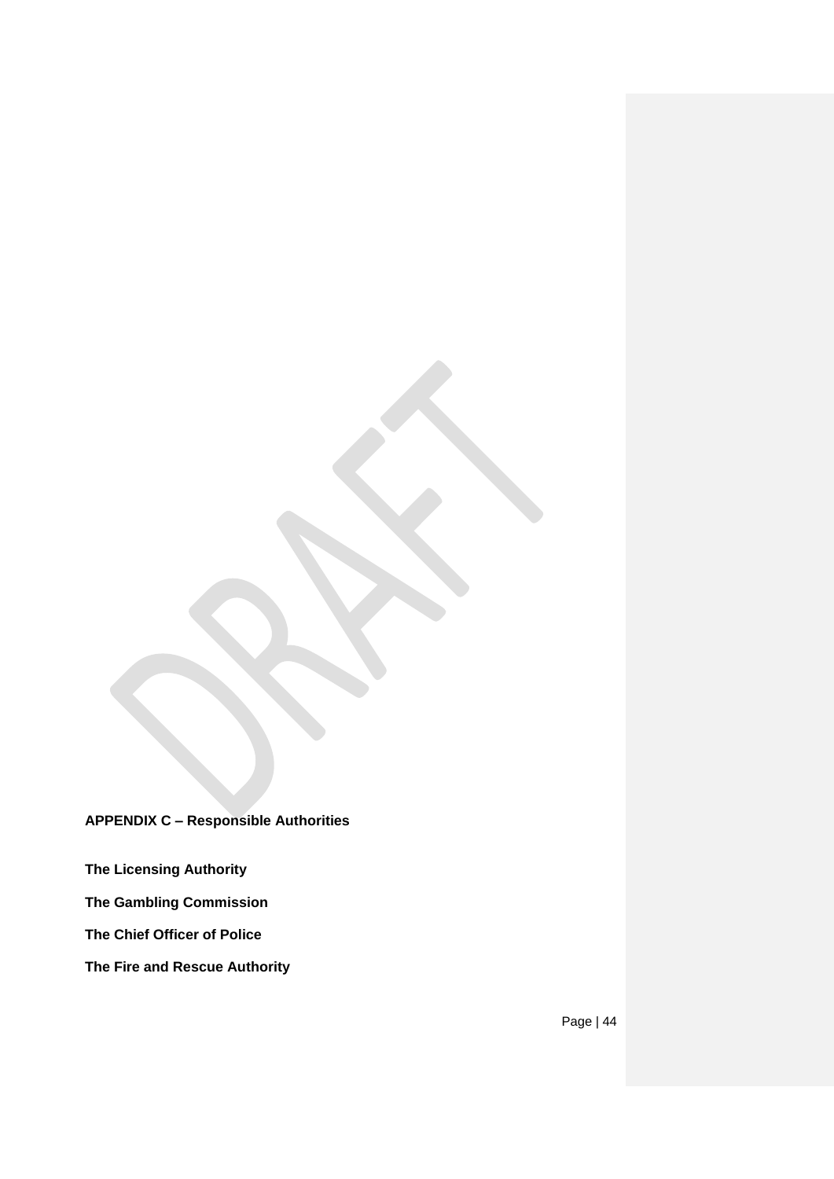## APPENDIX C – Responsible Authorities

**The Licensing Authority**

**The Gambling Commission**

**The Chief Officer of Police**

**The Fire and Rescue Authority**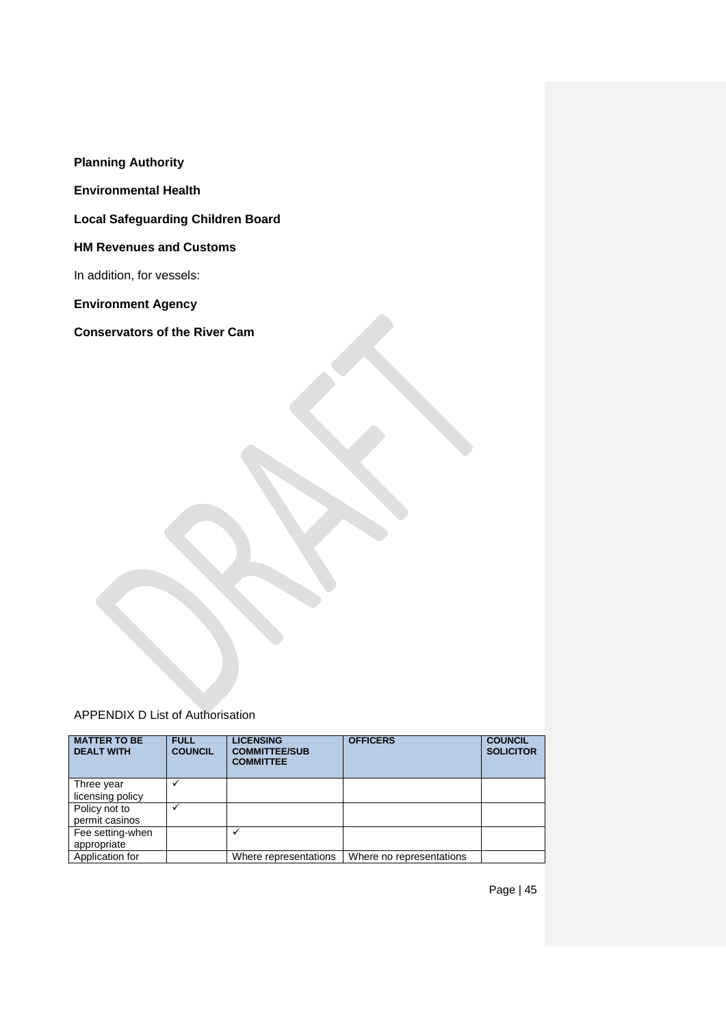**Planning Authority**

**Environmental Health**

**Local Safeguarding Children Board**

**HM Revenues and Customs**

In addition, for vessels:

**Environment Agency**

**Conservators of the River Cam**

APPENDIX D List of Authorisation

| MATTER TO BE DEALT WITH | FULL COUNCIL | LICENSING COMMITTEE/SUB COMMITTEE | OFFICERS | COUNCIL SOLICITOR |
|---|---|---|---|---|
| Three year licensing policy | ✓ | | | |
| Policy not to permit casinos | ✓ | | | |
| Fee setting-when appropriate | | ✓ | | |
| Application for | | Where representations | Where no representations | |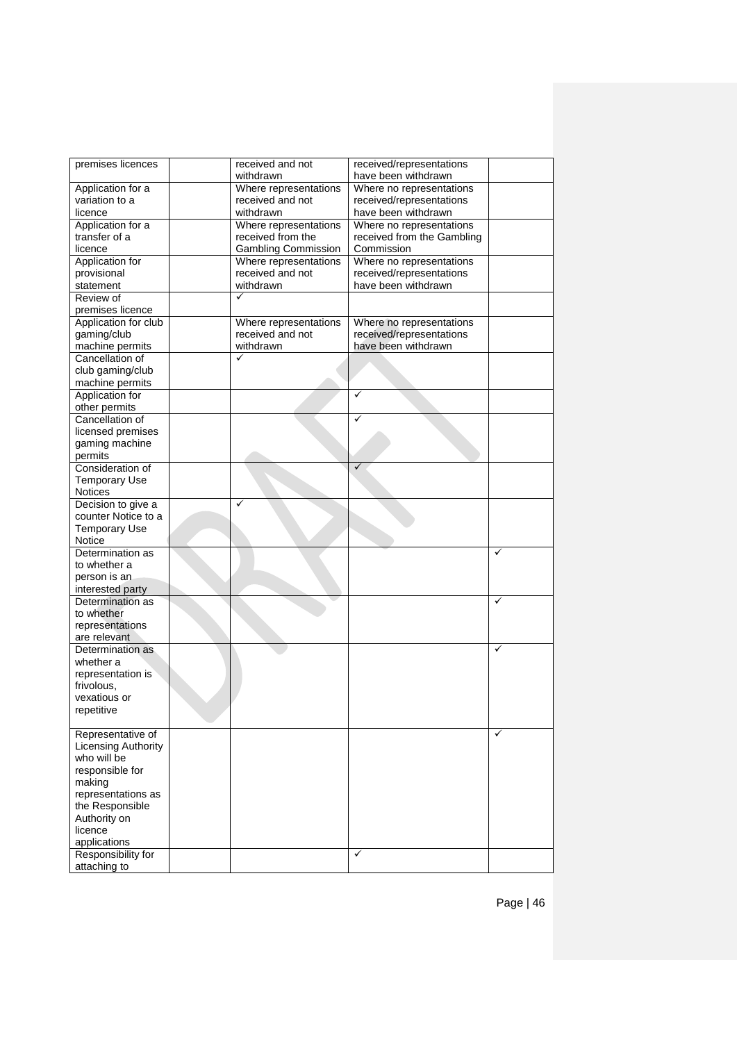| premises licences | | received and not withdrawn | received/representations have been withdrawn | |
|---|---|---|---|---|
| Application for a variation to a licence | | Where representations received and not withdrawn | Where no representations received/representations have been withdrawn | |
| Application for a transfer of a licence | | Where representations received from the Gambling Commission | Where no representations received from the Gambling Commission | |
| Application for provisional statement | | Where representations received and not withdrawn | Where no representations received/representations have been withdrawn | |
| Review of premises licence | | ✓ | | |
| Application for club gaming/club machine permits | | Where representations received and not withdrawn | Where no representations received/representations have been withdrawn | |
| Cancellation of club gaming/club machine permits | | ✓ | | |
| Application for other permits | | | ✓ | |
| Cancellation of licensed premises gaming machine permits | | | ✓ | |
| Consideration of Temporary Use Notices | | | ✓ | |
| Decision to give a counter Notice to a Temporary Use Notice | | ✓ | | |
| Determination as to whether a person is an interested party | | | | ✓ |
| Determination as to whether representations are relevant | | | | ✓ |
| Determination as whether a representation is frivolous, vexatious or repetitive | | | | ✓ |
| Representative of Licensing Authority who will be responsible for making representations as the Responsible Authority on licence applications | | | | ✓ |
| Responsibility for attaching to | | | ✓ | |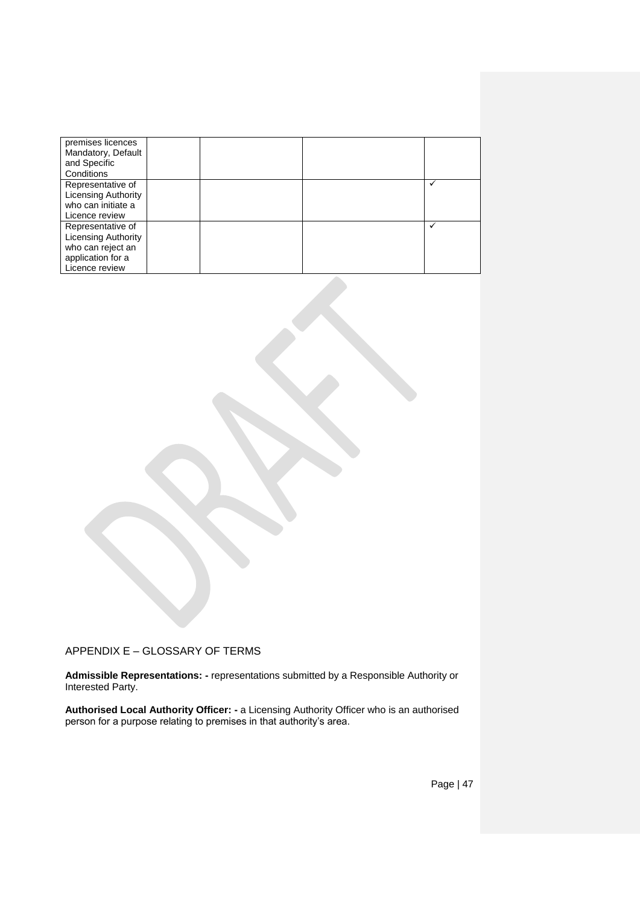| | | | | |
|---|---|---|---|---|
| premises licences Mandatory, Default and Specific Conditions | | | | |
| Representative of Licensing Authority who can initiate a Licence review | | | | ✓ |
| Representative of Licensing Authority who can reject an application for a Licence review | | | | ✓ |

## APPENDIX E – GLOSSARY OF TERMS

**Admissible Representations: -** representations submitted by a Responsible Authority or Interested Party.

**Authorised Local Authority Officer: -** a Licensing Authority Officer who is an authorised person for a purpose relating to premises in that authority's area.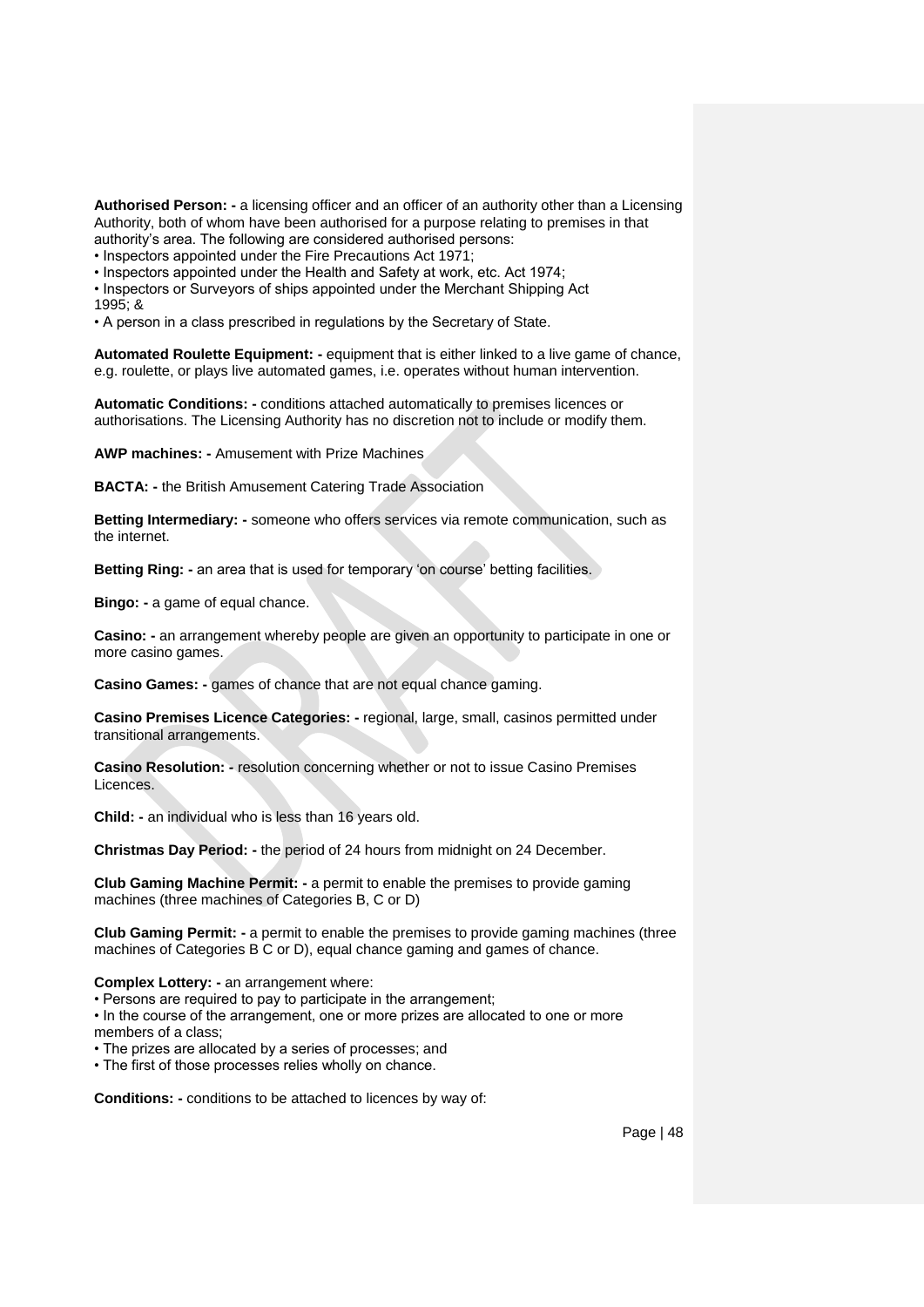**Authorised Person: -** a licensing officer and an officer of an authority other than a Licensing Authority, both of whom have been authorised for a purpose relating to premises in that authority's area. The following are considered authorised persons:

- Inspectors appointed under the Fire Precautions Act 1971;
- Inspectors appointed under the Health and Safety at work, etc. Act 1974;
- Inspectors or Surveyors of ships appointed under the Merchant Shipping Act 1995; &
- A person in a class prescribed in regulations by the Secretary of State.

**Automated Roulette Equipment: -** equipment that is either linked to a live game of chance, e.g. roulette, or plays live automated games, i.e. operates without human intervention.

**Automatic Conditions: -** conditions attached automatically to premises licences or authorisations. The Licensing Authority has no discretion not to include or modify them.

**AWP machines: -** Amusement with Prize Machines

**BACTA: -** the British Amusement Catering Trade Association

**Betting Intermediary: -** someone who offers services via remote communication, such as the internet.

**Betting Ring: -** an area that is used for temporary 'on course' betting facilities.

**Bingo: -** a game of equal chance.

**Casino: -** an arrangement whereby people are given an opportunity to participate in one or more casino games.

**Casino Games: -** games of chance that are not equal chance gaming.

**Casino Premises Licence Categories: -** regional, large, small, casinos permitted under transitional arrangements.

**Casino Resolution: -** resolution concerning whether or not to issue Casino Premises Licences.

**Child: -** an individual who is less than 16 years old.

**Christmas Day Period: -** the period of 24 hours from midnight on 24 December.

**Club Gaming Machine Permit: -** a permit to enable the premises to provide gaming machines (three machines of Categories B, C or D)

**Club Gaming Permit: -** a permit to enable the premises to provide gaming machines (three machines of Categories B C or D), equal chance gaming and games of chance.

**Complex Lottery: -** an arrangement where:

- Persons are required to pay to participate in the arrangement;
- In the course of the arrangement, one or more prizes are allocated to one or more members of a class;
- The prizes are allocated by a series of processes; and
- The first of those processes relies wholly on chance.

**Conditions: -** conditions to be attached to licences by way of: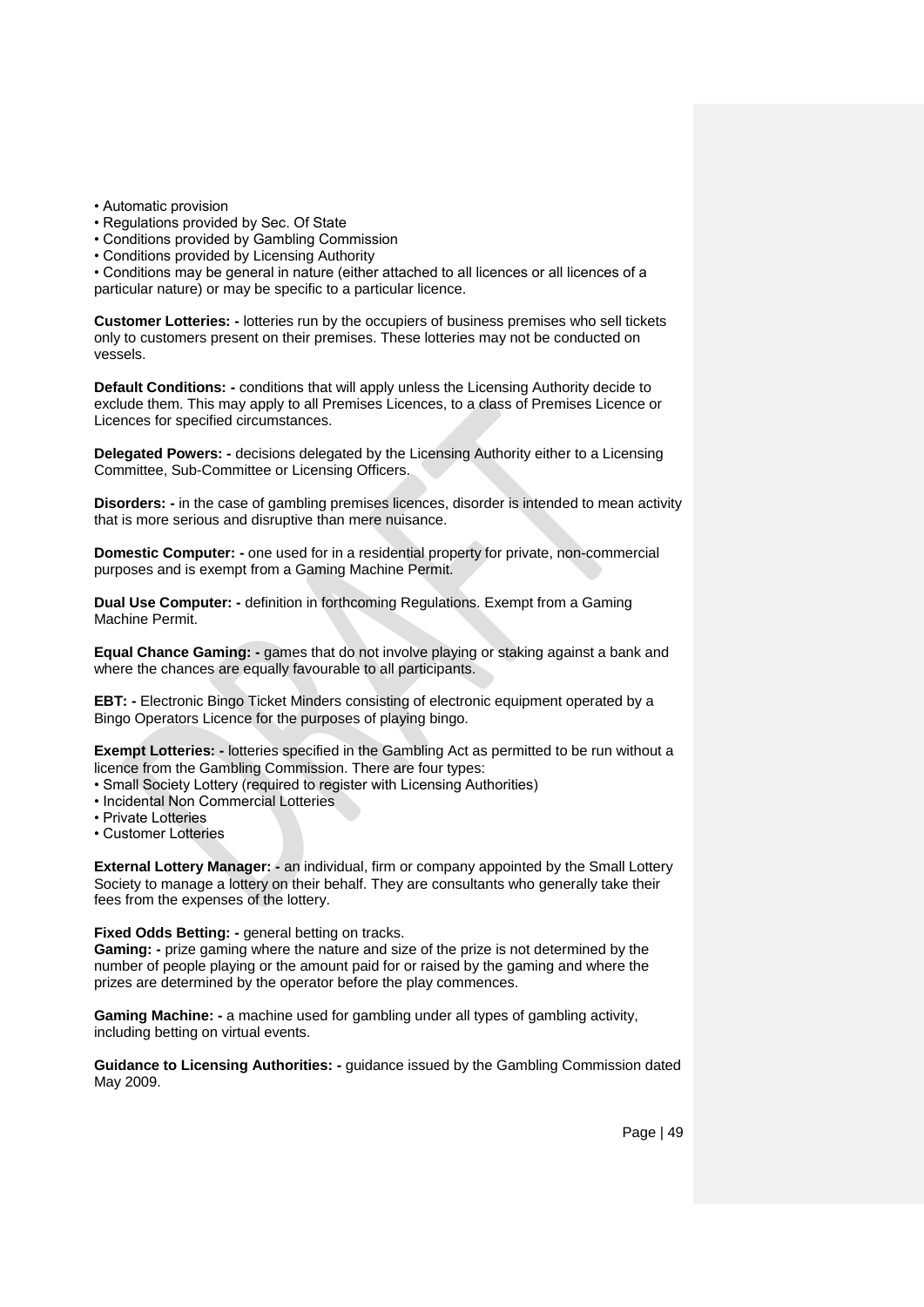- Automatic provision
- Regulations provided by Sec. Of State
- Conditions provided by Gambling Commission
- Conditions provided by Licensing Authority
- Conditions may be general in nature (either attached to all licences or all licences of a particular nature) or may be specific to a particular licence.

**Customer Lotteries: -** lotteries run by the occupiers of business premises who sell tickets only to customers present on their premises. These lotteries may not be conducted on vessels.

**Default Conditions: -** conditions that will apply unless the Licensing Authority decide to exclude them. This may apply to all Premises Licences, to a class of Premises Licence or Licences for specified circumstances.

**Delegated Powers: -** decisions delegated by the Licensing Authority either to a Licensing Committee, Sub-Committee or Licensing Officers.

**Disorders: -** in the case of gambling premises licences, disorder is intended to mean activity that is more serious and disruptive than mere nuisance.

**Domestic Computer: -** one used for in a residential property for private, non-commercial purposes and is exempt from a Gaming Machine Permit.

**Dual Use Computer: -** definition in forthcoming Regulations. Exempt from a Gaming Machine Permit.

**Equal Chance Gaming: -** games that do not involve playing or staking against a bank and where the chances are equally favourable to all participants.

**EBT: -** Electronic Bingo Ticket Minders consisting of electronic equipment operated by a Bingo Operators Licence for the purposes of playing bingo.

**Exempt Lotteries: -** lotteries specified in the Gambling Act as permitted to be run without a licence from the Gambling Commission. There are four types:

- Small Society Lottery (required to register with Licensing Authorities)
- Incidental Non Commercial Lotteries
- Private Lotteries
- Customer Lotteries

**External Lottery Manager: -** an individual, firm or company appointed by the Small Lottery Society to manage a lottery on their behalf. They are consultants who generally take their fees from the expenses of the lottery.

**Fixed Odds Betting: -** general betting on tracks.

**Gaming: -** prize gaming where the nature and size of the prize is not determined by the number of people playing or the amount paid for or raised by the gaming and where the prizes are determined by the operator before the play commences.

**Gaming Machine: -** a machine used for gambling under all types of gambling activity, including betting on virtual events.

**Guidance to Licensing Authorities: -** guidance issued by the Gambling Commission dated May 2009.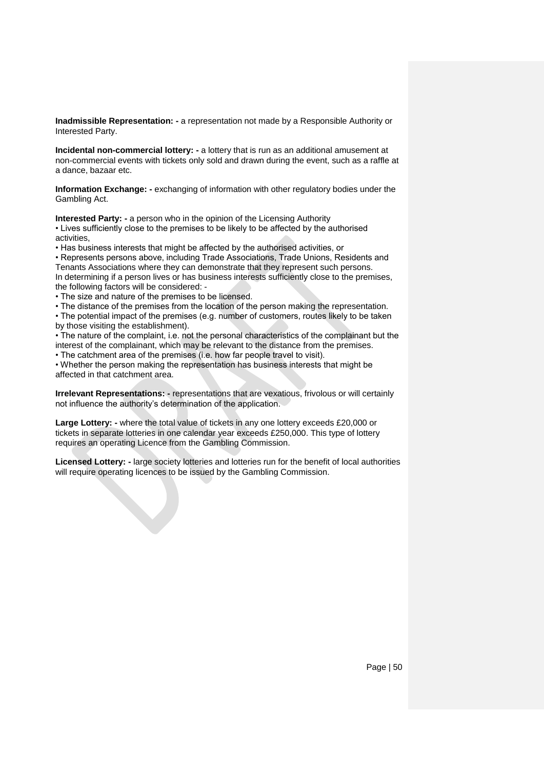**Inadmissible Representation: -** a representation not made by a Responsible Authority or Interested Party.

**Incidental non-commercial lottery: -** a lottery that is run as an additional amusement at non-commercial events with tickets only sold and drawn during the event, such as a raffle at a dance, bazaar etc.

**Information Exchange: -** exchanging of information with other regulatory bodies under the Gambling Act.

**Interested Party: -** a person who in the opinion of the Licensing Authority

• Lives sufficiently close to the premises to be likely to be affected by the authorised activities,

• Has business interests that might be affected by the authorised activities, or

• Represents persons above, including Trade Associations, Trade Unions, Residents and Tenants Associations where they can demonstrate that they represent such persons.

In determining if a person lives or has business interests sufficiently close to the premises, the following factors will be considered: -

• The size and nature of the premises to be licensed.

• The distance of the premises from the location of the person making the representation.

• The potential impact of the premises (e.g. number of customers, routes likely to be taken by those visiting the establishment).

• The nature of the complaint, i.e. not the personal characteristics of the complainant but the interest of the complainant, which may be relevant to the distance from the premises.

• The catchment area of the premises (i.e. how far people travel to visit).

• Whether the person making the representation has business interests that might be affected in that catchment area.

**Irrelevant Representations: -** representations that are vexatious, frivolous or will certainly not influence the authority's determination of the application.

**Large Lottery: -** where the total value of tickets in any one lottery exceeds £20,000 or tickets in separate lotteries in one calendar year exceeds £250,000. This type of lottery requires an operating Licence from the Gambling Commission.

**Licensed Lottery: -** large society lotteries and lotteries run for the benefit of local authorities will require operating licences to be issued by the Gambling Commission.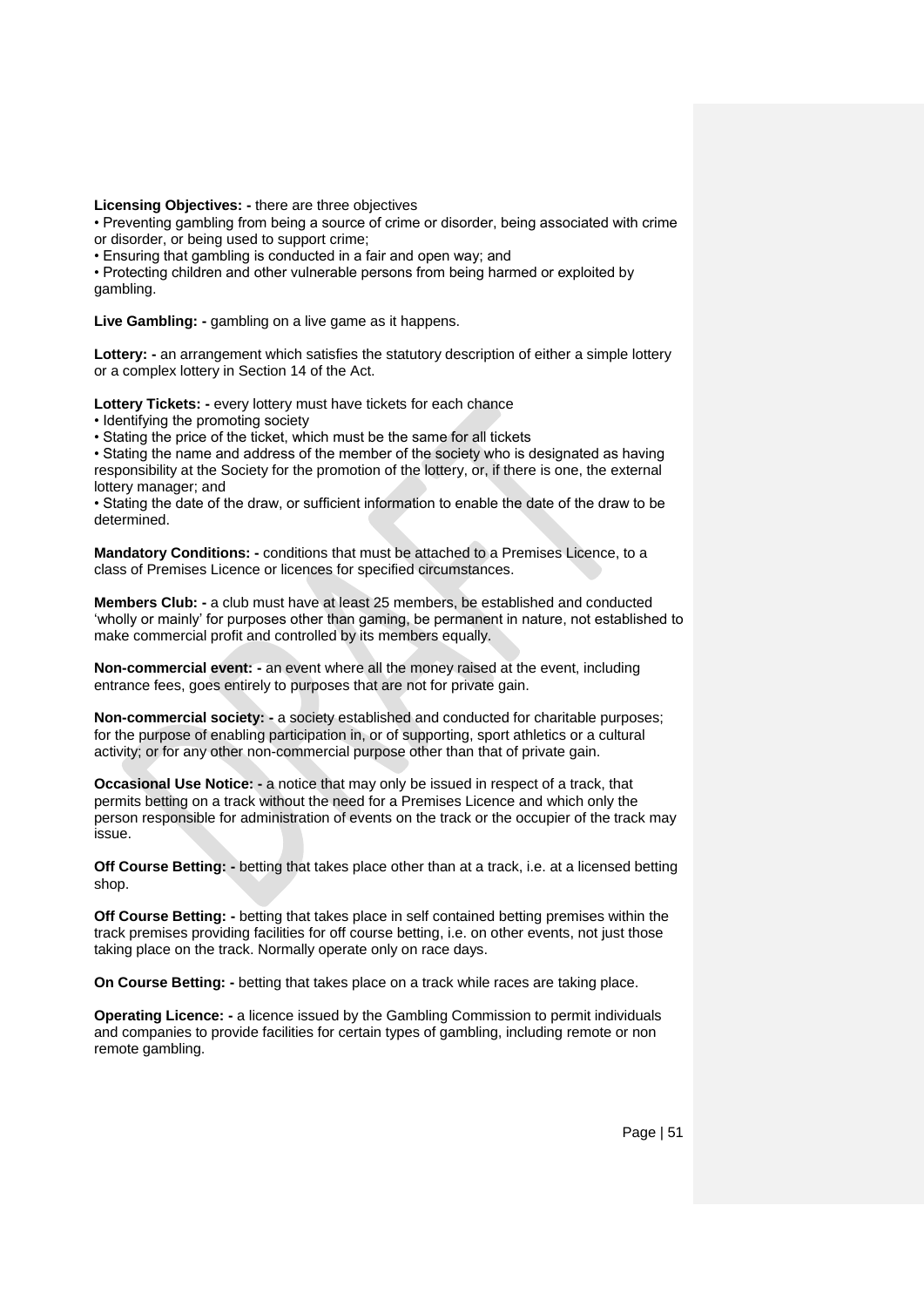**Licensing Objectives: -** there are three objectives

- Preventing gambling from being a source of crime or disorder, being associated with crime or disorder, or being used to support crime;
- Ensuring that gambling is conducted in a fair and open way; and
- Protecting children and other vulnerable persons from being harmed or exploited by gambling.

**Live Gambling: -** gambling on a live game as it happens.

**Lottery: -** an arrangement which satisfies the statutory description of either a simple lottery or a complex lottery in Section 14 of the Act.

**Lottery Tickets: -** every lottery must have tickets for each chance

- Identifying the promoting society
- Stating the price of the ticket, which must be the same for all tickets
- Stating the name and address of the member of the society who is designated as having responsibility at the Society for the promotion of the lottery, or, if there is one, the external lottery manager; and
- Stating the date of the draw, or sufficient information to enable the date of the draw to be determined.

**Mandatory Conditions: -** conditions that must be attached to a Premises Licence, to a class of Premises Licence or licences for specified circumstances.

**Members Club: -** a club must have at least 25 members, be established and conducted 'wholly or mainly' for purposes other than gaming, be permanent in nature, not established to make commercial profit and controlled by its members equally.

**Non-commercial event: -** an event where all the money raised at the event, including entrance fees, goes entirely to purposes that are not for private gain.

**Non-commercial society: -** a society established and conducted for charitable purposes; for the purpose of enabling participation in, or of supporting, sport athletics or a cultural activity; or for any other non-commercial purpose other than that of private gain.

**Occasional Use Notice: -** a notice that may only be issued in respect of a track, that permits betting on a track without the need for a Premises Licence and which only the person responsible for administration of events on the track or the occupier of the track may issue.

**Off Course Betting: -** betting that takes place other than at a track, i.e. at a licensed betting shop.

**Off Course Betting: -** betting that takes place in self contained betting premises within the track premises providing facilities for off course betting, i.e. on other events, not just those taking place on the track. Normally operate only on race days.

**On Course Betting: -** betting that takes place on a track while races are taking place.

**Operating Licence: -** a licence issued by the Gambling Commission to permit individuals and companies to provide facilities for certain types of gambling, including remote or non remote gambling.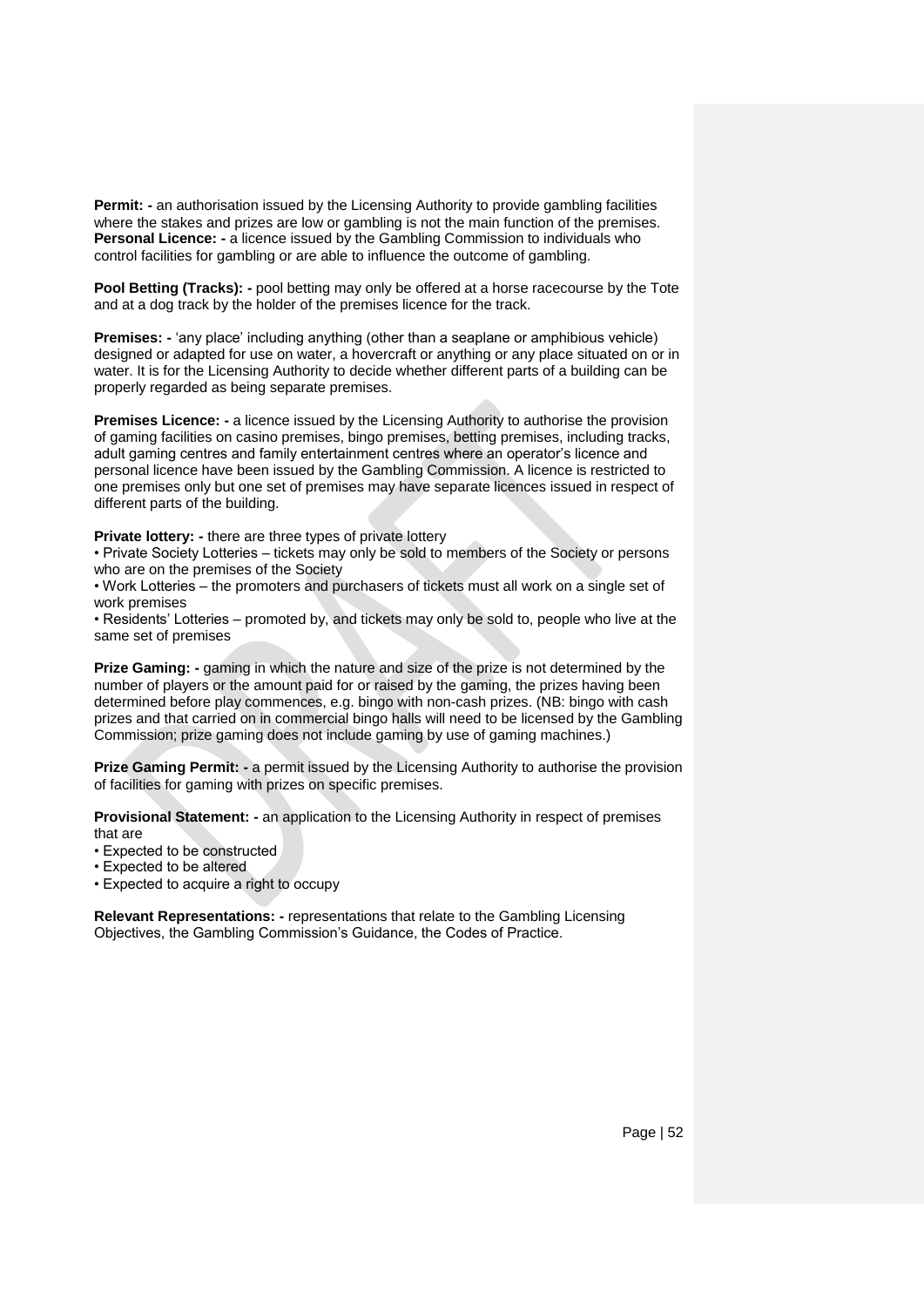**Permit: -** an authorisation issued by the Licensing Authority to provide gambling facilities where the stakes and prizes are low or gambling is not the main function of the premises.
**Personal Licence: -** a licence issued by the Gambling Commission to individuals who control facilities for gambling or are able to influence the outcome of gambling.

**Pool Betting (Tracks): -** pool betting may only be offered at a horse racecourse by the Tote and at a dog track by the holder of the premises licence for the track.

**Premises: -** 'any place' including anything (other than a seaplane or amphibious vehicle) designed or adapted for use on water, a hovercraft or anything or any place situated on or in water. It is for the Licensing Authority to decide whether different parts of a building can be properly regarded as being separate premises.

**Premises Licence: -** a licence issued by the Licensing Authority to authorise the provision of gaming facilities on casino premises, bingo premises, betting premises, including tracks, adult gaming centres and family entertainment centres where an operator's licence and personal licence have been issued by the Gambling Commission. A licence is restricted to one premises only but one set of premises may have separate licences issued in respect of different parts of the building.

**Private lottery: -** there are three types of private lottery

- Private Society Lotteries – tickets may only be sold to members of the Society or persons who are on the premises of the Society
- Work Lotteries – the promoters and purchasers of tickets must all work on a single set of work premises
- Residents' Lotteries – promoted by, and tickets may only be sold to, people who live at the same set of premises

**Prize Gaming: -** gaming in which the nature and size of the prize is not determined by the number of players or the amount paid for or raised by the gaming, the prizes having been determined before play commences, e.g. bingo with non-cash prizes. (NB: bingo with cash prizes and that carried on in commercial bingo halls will need to be licensed by the Gambling Commission; prize gaming does not include gaming by use of gaming machines.)

**Prize Gaming Permit: -** a permit issued by the Licensing Authority to authorise the provision of facilities for gaming with prizes on specific premises.

**Provisional Statement: -** an application to the Licensing Authority in respect of premises that are

- Expected to be constructed
- Expected to be altered
- Expected to acquire a right to occupy

**Relevant Representations: -** representations that relate to the Gambling Licensing Objectives, the Gambling Commission's Guidance, the Codes of Practice.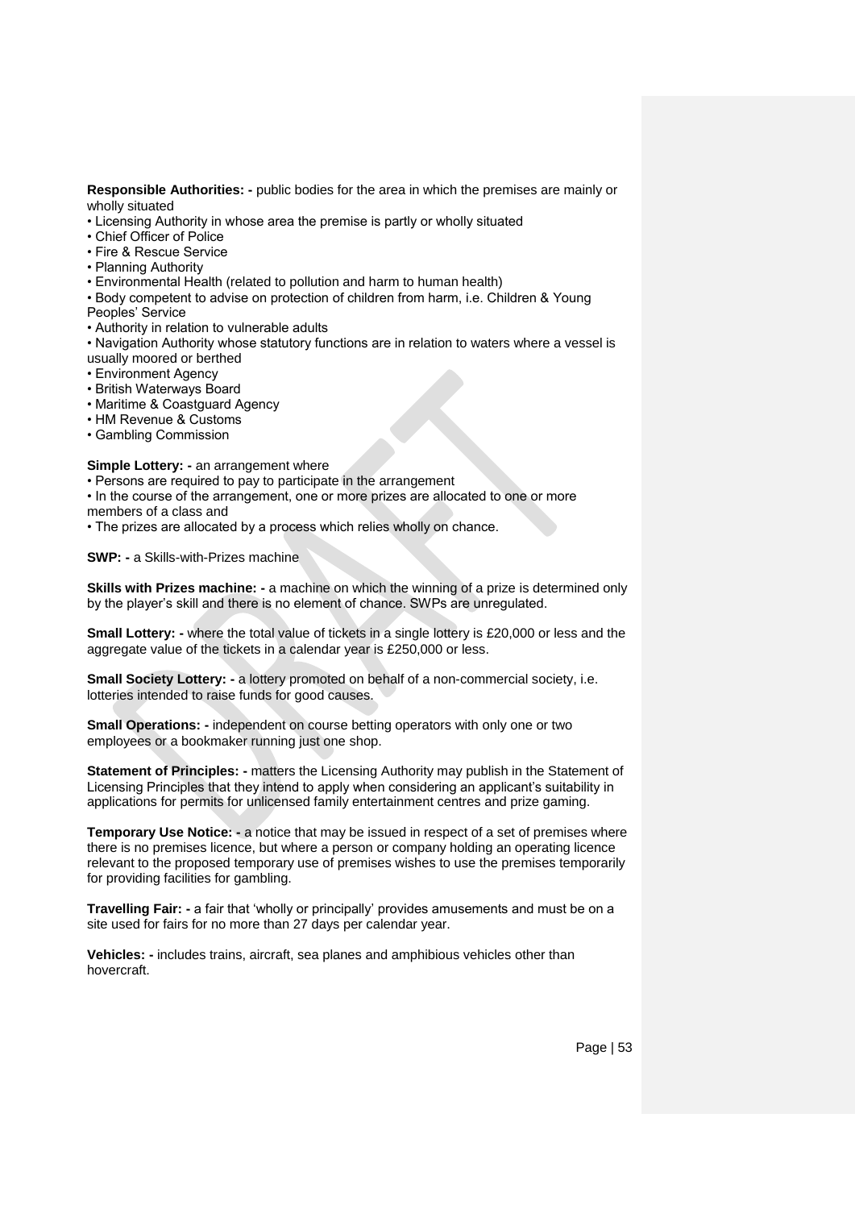**Responsible Authorities: -** public bodies for the area in which the premises are mainly or wholly situated

- Licensing Authority in whose area the premise is partly or wholly situated
- Chief Officer of Police
- Fire & Rescue Service
- Planning Authority
- Environmental Health (related to pollution and harm to human health)
- Body competent to advise on protection of children from harm, i.e. Children & Young Peoples' Service
- Authority in relation to vulnerable adults
- Navigation Authority whose statutory functions are in relation to waters where a vessel is usually moored or berthed
- Environment Agency
- British Waterways Board
- Maritime & Coastguard Agency
- HM Revenue & Customs
- Gambling Commission

**Simple Lottery: -** an arrangement where

- Persons are required to pay to participate in the arrangement
- In the course of the arrangement, one or more prizes are allocated to one or more members of a class and
- The prizes are allocated by a process which relies wholly on chance.

**SWP: -** a Skills-with-Prizes machine

**Skills with Prizes machine: -** a machine on which the winning of a prize is determined only by the player's skill and there is no element of chance. SWPs are unregulated.

**Small Lottery: -** where the total value of tickets in a single lottery is £20,000 or less and the aggregate value of the tickets in a calendar year is £250,000 or less.

**Small Society Lottery: -** a lottery promoted on behalf of a non-commercial society, i.e. lotteries intended to raise funds for good causes.

**Small Operations: -** independent on course betting operators with only one or two employees or a bookmaker running just one shop.

**Statement of Principles: -** matters the Licensing Authority may publish in the Statement of Licensing Principles that they intend to apply when considering an applicant's suitability in applications for permits for unlicensed family entertainment centres and prize gaming.

**Temporary Use Notice: -** a notice that may be issued in respect of a set of premises where there is no premises licence, but where a person or company holding an operating licence relevant to the proposed temporary use of premises wishes to use the premises temporarily for providing facilities for gambling.

**Travelling Fair: -** a fair that 'wholly or principally' provides amusements and must be on a site used for fairs for no more than 27 days per calendar year.

**Vehicles: -** includes trains, aircraft, sea planes and amphibious vehicles other than hovercraft.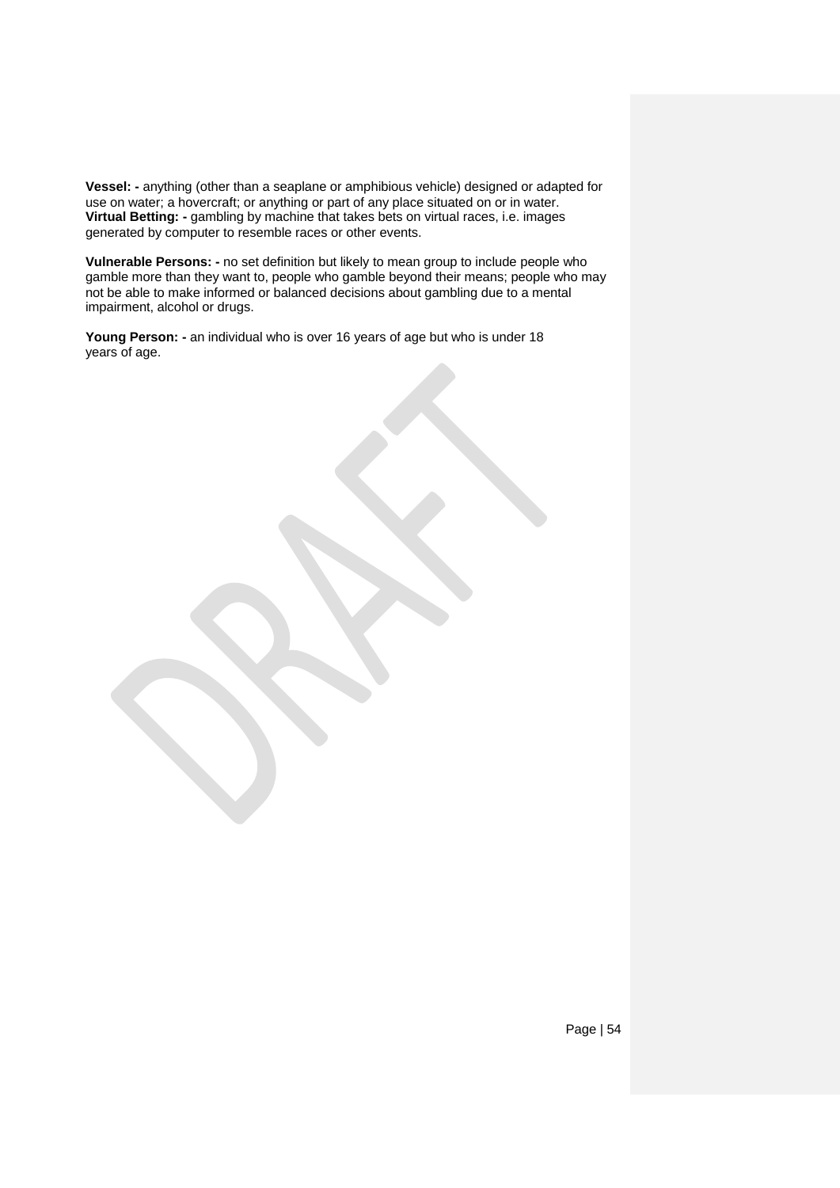**Vessel: -** anything (other than a seaplane or amphibious vehicle) designed or adapted for use on water; a hovercraft; or anything or part of any place situated on or in water.
**Virtual Betting: -** gambling by machine that takes bets on virtual races, i.e. images generated by computer to resemble races or other events.

**Vulnerable Persons: -** no set definition but likely to mean group to include people who gamble more than they want to, people who gamble beyond their means; people who may not be able to make informed or balanced decisions about gambling due to a mental impairment, alcohol or drugs.

**Young Person: -** an individual who is over 16 years of age but who is under 18 years of age.